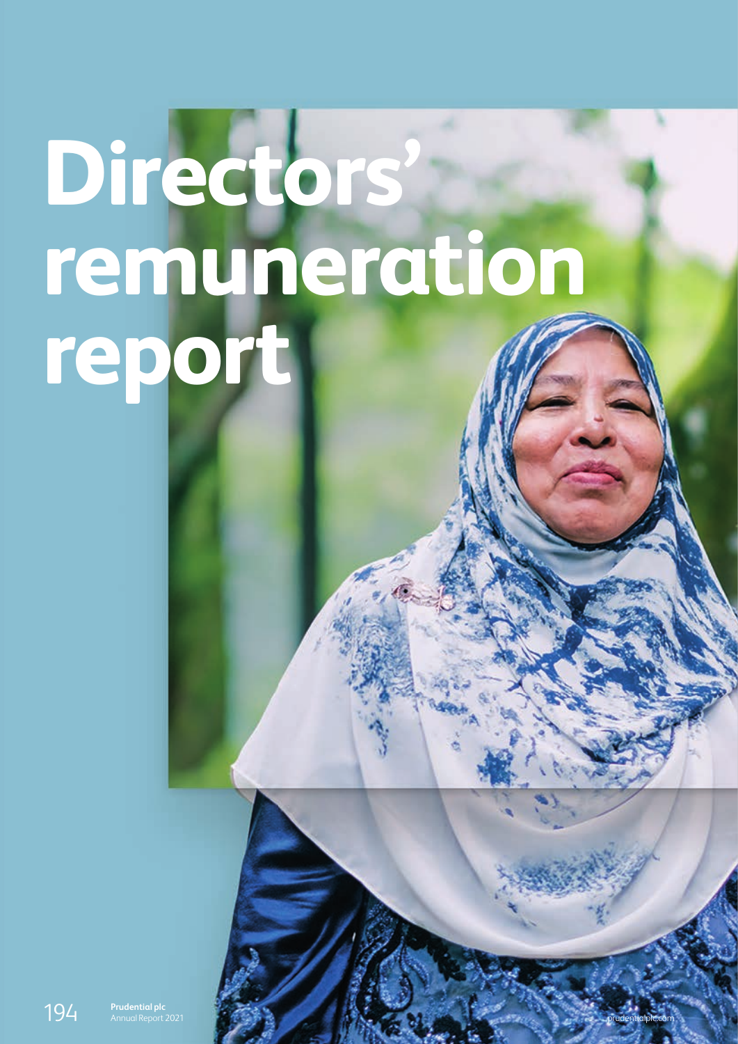# Directors' remuneration report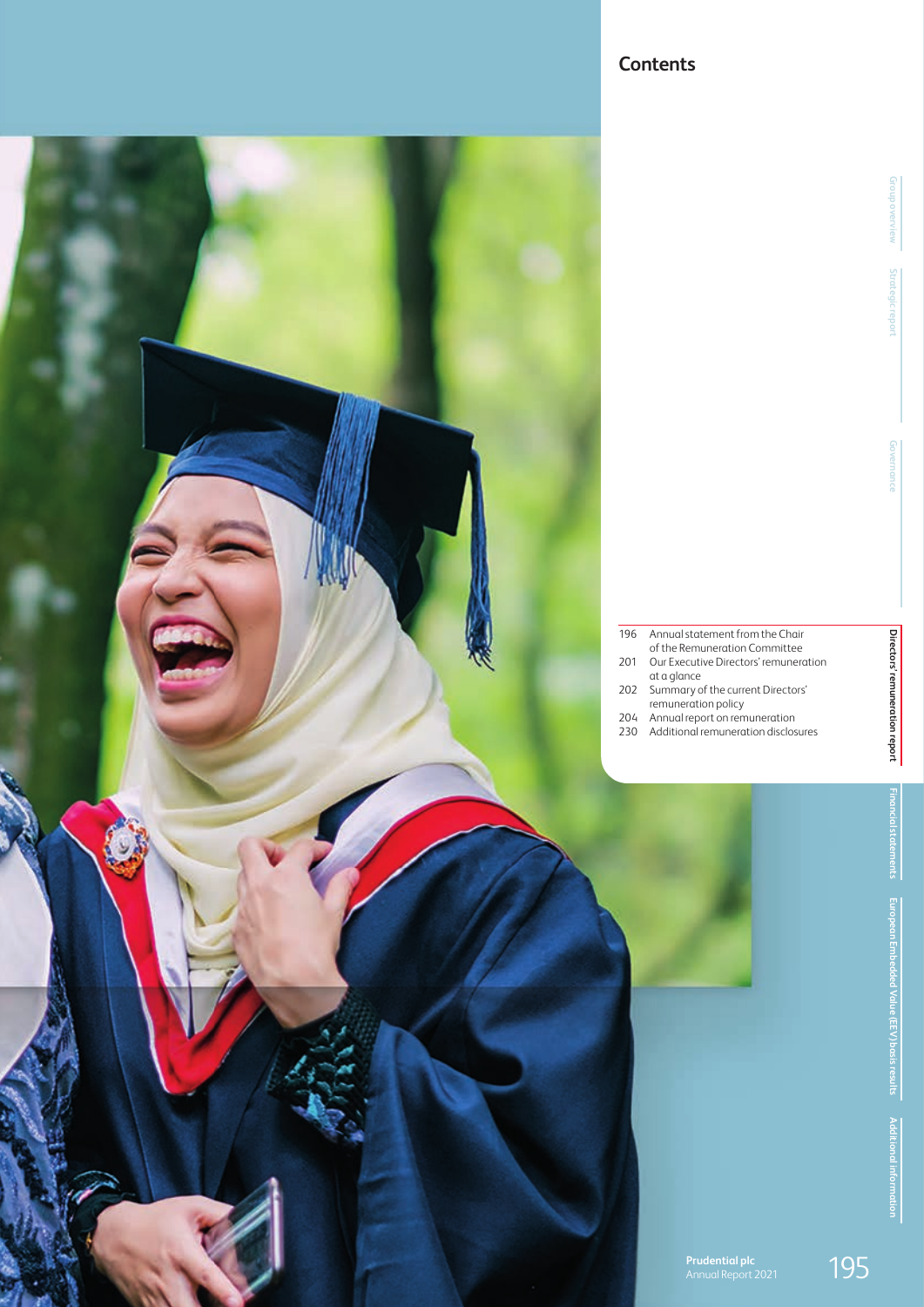## Contents

| | |
|---|---|
| 196 | Annual statement from the Chair of the Remuneration Committee |
| 201 | Our Executive Directors' remuneration at a glance |
| 202 | Summary of the current Directors' remuneration policy |
| 204 | Annual report on remuneration |
| 230 | Additional remuneration disclosures |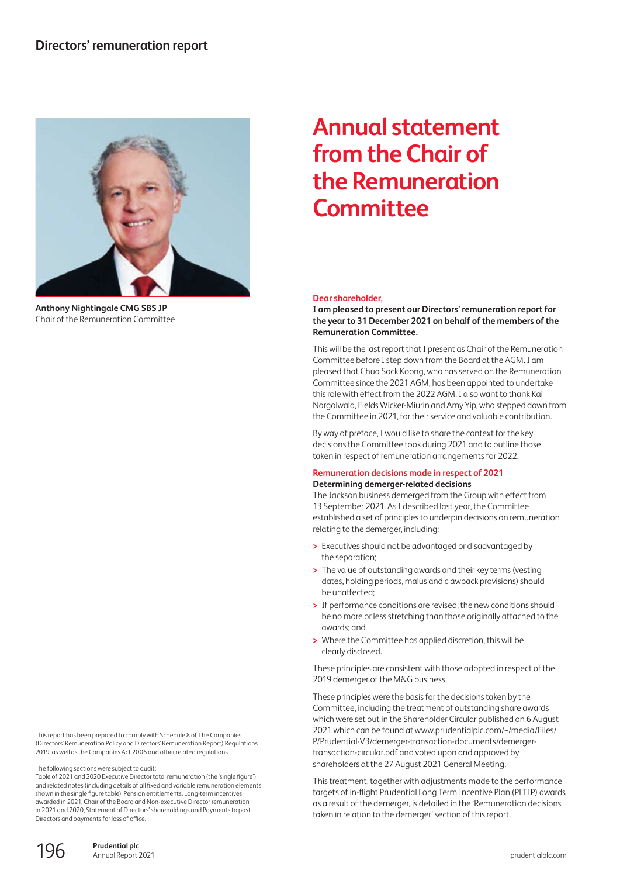# Annual statement from the Chair of the Remuneration Committee

**Anthony Nightingale CMG SBS JP**
Chair of the Remuneration Committee

**Dear shareholder,**

**I am pleased to present our Directors' remuneration report for the year to 31 December 2021 on behalf of the members of the Remuneration Committee.**

This will be the last report that I present as Chair of the Remuneration Committee before I step down from the Board at the AGM. I am pleased that Chua Sock Koong, who has served on the Remuneration Committee since the 2021 AGM, has been appointed to undertake this role with effect from the 2022 AGM. I also want to thank Kai Nargolwala, Fields Wicker-Miurin and Amy Yip, who stepped down from the Committee in 2021, for their service and valuable contribution.

By way of preface, I would like to share the context for the key decisions the Committee took during 2021 and to outline those taken in respect of remuneration arrangements for 2022.

## Remuneration decisions made in respect of 2021

### Determining demerger-related decisions

The Jackson business demerged from the Group with effect from 13 September 2021. As I described last year, the Committee established a set of principles to underpin decisions on remuneration relating to the demerger, including:

- Executives should not be advantaged or disadvantaged by the separation;
- The value of outstanding awards and their key terms (vesting dates, holding periods, malus and clawback provisions) should be unaffected;
- If performance conditions are revised, the new conditions should be no more or less stretching than those originally attached to the awards; and
- Where the Committee has applied discretion, this will be clearly disclosed.

These principles are consistent with those adopted in respect of the 2019 demerger of the M&G business.

These principles were the basis for the decisions taken by the Committee, including the treatment of outstanding share awards which were set out in the Shareholder Circular published on 6 August 2021 which can be found at www.prudentialplc.com/~/media/Files/P/Prudential-V3/demerger-transaction-documents/demerger-transaction-circular.pdf and voted upon and approved by shareholders at the 27 August 2021 General Meeting.

This treatment, together with adjustments made to the performance targets of in-flight Prudential Long Term Incentive Plan (PLTIP) awards as a result of the demerger, is detailed in the 'Remuneration decisions taken in relation to the demerger' section of this report.

This report has been prepared to comply with Schedule 8 of The Companies (Directors' Remuneration Policy and Directors' Remuneration Report) Regulations 2019, as well as the Companies Act 2006 and other related regulations.

The following sections were subject to audit:
Table of 2021 and 2020 Executive Director total remuneration (the 'single figure') and related notes (including details of all fixed and variable remuneration elements shown in the single figure table), Pension entitlements, Long-term incentives awarded in 2021, Chair of the Board and Non-executive Director remuneration in 2021 and 2020, Statement of Directors' shareholdings and Payments to past Directors and payments for loss of office.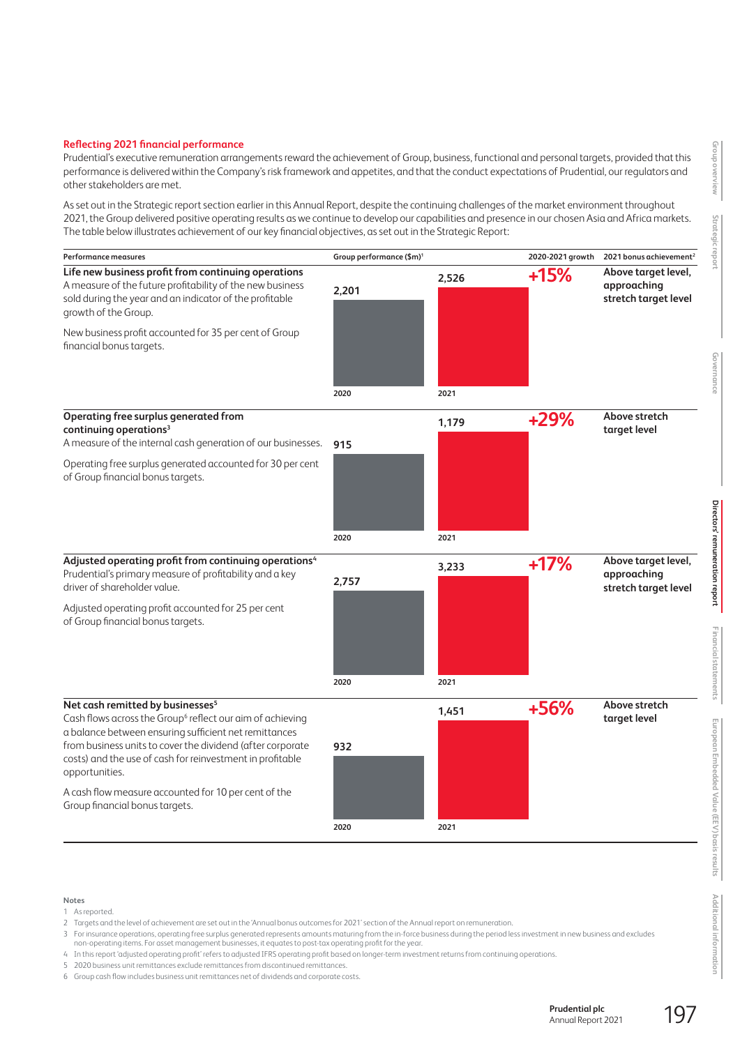### Reflecting 2021 financial performance

Prudential's executive remuneration arrangements reward the achievement of Group, business, functional and personal targets, provided that this performance is delivered within the Company's risk framework and appetites, and that the conduct expectations of Prudential, our regulators and other stakeholders are met.

As set out in the Strategic report section earlier in this Annual Report, despite the continuing challenges of the market environment throughout 2021, the Group delivered positive operating results as we continue to develop our capabilities and presence in our chosen Asia and Africa markets. The table below illustrates achievement of our key financial objectives, as set out in the Strategic Report:

| Performance measures | Group performance ($m)[1] 2020 | Group performance ($m)[1] 2021 | 2020-2021 growth | 2021 bonus achievement[2] |
|---|---|---|---|---|
| **Life new business profit from continuing operations**<br>A measure of the future profitability of the new business sold during the year and an indicator of the profitable growth of the Group.<br>New business profit accounted for 35 per cent of Group financial bonus targets. | 2,201 | 2,526 | +15% | Above target level, approaching stretch target level |
| **Operating free surplus generated from continuing operations[3]**<br>A measure of the internal cash generation of our businesses.<br>Operating free surplus generated accounted for 30 per cent of Group financial bonus targets. | 915 | 1,179 | +29% | Above stretch target level |
| **Adjusted operating profit from continuing operations[4]**<br>Prudential's primary measure of profitability and a key driver of shareholder value.<br>Adjusted operating profit accounted for 25 per cent of Group financial bonus targets. | 2,757 | 3,233 | +17% | Above target level, approaching stretch target level |
| **Net cash remitted by businesses[5]**<br>Cash flows across the Group[6] reflect our aim of achieving a balance between ensuring sufficient net remittances from business units to cover the dividend (after corporate costs) and the use of cash for reinvestment in profitable opportunities.<br>A cash flow measure accounted for 10 per cent of the Group financial bonus targets. | 932 | 1,451 | +56% | Above stretch target level |

Notes

1 As reported.

2 Targets and the level of achievement are set out in the 'Annual bonus outcomes for 2021' section of the Annual report on remuneration.

3 For insurance operations, operating free surplus generated represents amounts maturing from the in-force business during the period less investment in new business and excludes non-operating items. For asset management businesses, it equates to post-tax operating profit for the year.

4 In this report 'adjusted operating profit' refers to adjusted IFRS operating profit based on longer-term investment returns from continuing operations.

5 2020 business unit remittances exclude remittances from discontinued remittances.

6 Group cash flow includes business unit remittances net of dividends and corporate costs.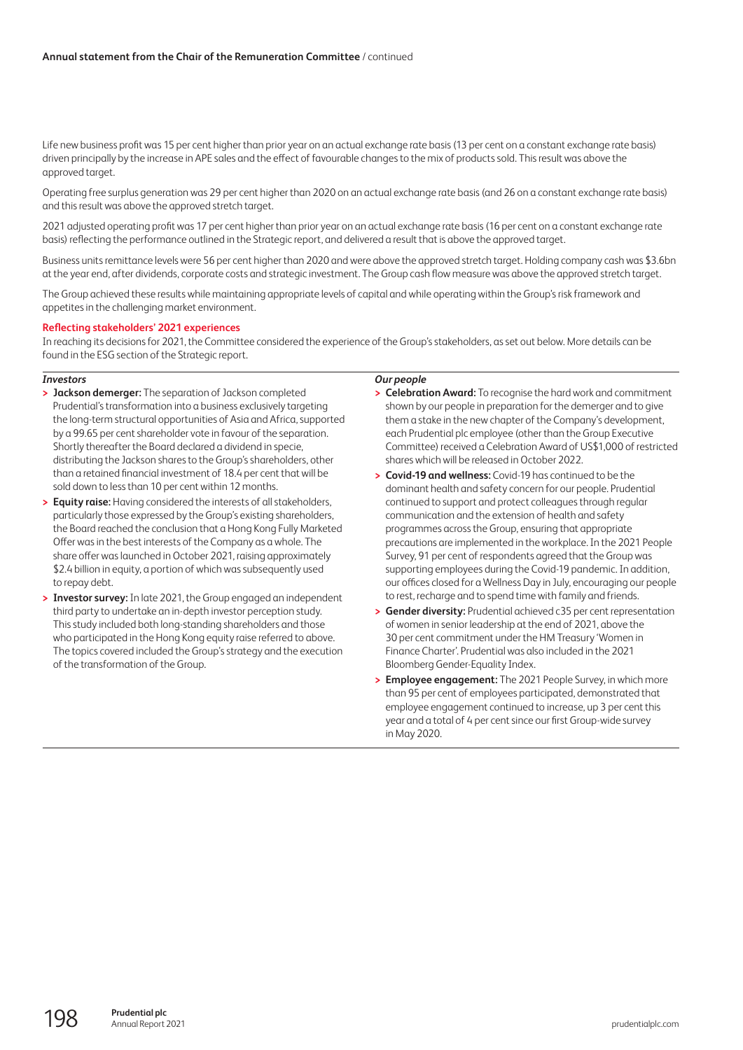Life new business profit was 15 per cent higher than prior year on an actual exchange rate basis (13 per cent on a constant exchange rate basis) driven principally by the increase in APE sales and the effect of favourable changes to the mix of products sold. This result was above the approved target.

Operating free surplus generation was 29 per cent higher than 2020 on an actual exchange rate basis (and 26 on a constant exchange rate basis) and this result was above the approved stretch target.

2021 adjusted operating profit was 17 per cent higher than prior year on an actual exchange rate basis (16 per cent on a constant exchange rate basis) reflecting the performance outlined in the Strategic report, and delivered a result that is above the approved target.

Business units remittance levels were 56 per cent higher than 2020 and were above the approved stretch target. Holding company cash was $3.6bn at the year end, after dividends, corporate costs and strategic investment. The Group cash flow measure was above the approved stretch target.

The Group achieved these results while maintaining appropriate levels of capital and while operating within the Group's risk framework and appetites in the challenging market environment.

### Reflecting stakeholders' 2021 experiences

In reaching its decisions for 2021, the Committee considered the experience of the Group's stakeholders, as set out below. More details can be found in the ESG section of the Strategic report.

***Investors***

- **Jackson demerger:** The separation of Jackson completed Prudential's transformation into a business exclusively targeting the long-term structural opportunities of Asia and Africa, supported by a 99.65 per cent shareholder vote in favour of the separation. Shortly thereafter the Board declared a dividend in specie, distributing the Jackson shares to the Group's shareholders, other than a retained financial investment of 18.4 per cent that will be sold down to less than 10 per cent within 12 months.
- **Equity raise:** Having considered the interests of all stakeholders, particularly those expressed by the Group's existing shareholders, the Board reached the conclusion that a Hong Kong Fully Marketed Offer was in the best interests of the Company as a whole. The share offer was launched in October 2021, raising approximately $2.4 billion in equity, a portion of which was subsequently used to repay debt.
- **Investor survey:** In late 2021, the Group engaged an independent third party to undertake an in-depth investor perception study. This study included both long-standing shareholders and those who participated in the Hong Kong equity raise referred to above. The topics covered included the Group's strategy and the execution of the transformation of the Group.

***Our people***

- **Celebration Award:** To recognise the hard work and commitment shown by our people in preparation for the demerger and to give them a stake in the new chapter of the Company's development, each Prudential plc employee (other than the Group Executive Committee) received a Celebration Award of US$1,000 of restricted shares which will be released in October 2022.
- **Covid-19 and wellness:** Covid-19 has continued to be the dominant health and safety concern for our people. Prudential continued to support and protect colleagues through regular communication and the extension of health and safety programmes across the Group, ensuring that appropriate precautions are implemented in the workplace. In the 2021 People Survey, 91 per cent of respondents agreed that the Group was supporting employees during the Covid-19 pandemic. In addition, our offices closed for a Wellness Day in July, encouraging our people to rest, recharge and to spend time with family and friends.
- **Gender diversity:** Prudential achieved c35 per cent representation of women in senior leadership at the end of 2021, above the 30 per cent commitment under the HM Treasury 'Women in Finance Charter'. Prudential was also included in the 2021 Bloomberg Gender-Equality Index.
- **Employee engagement:** The 2021 People Survey, in which more than 95 per cent of employees participated, demonstrated that employee engagement continued to increase, up 3 per cent this year and a total of 4 per cent since our first Group-wide survey in May 2020.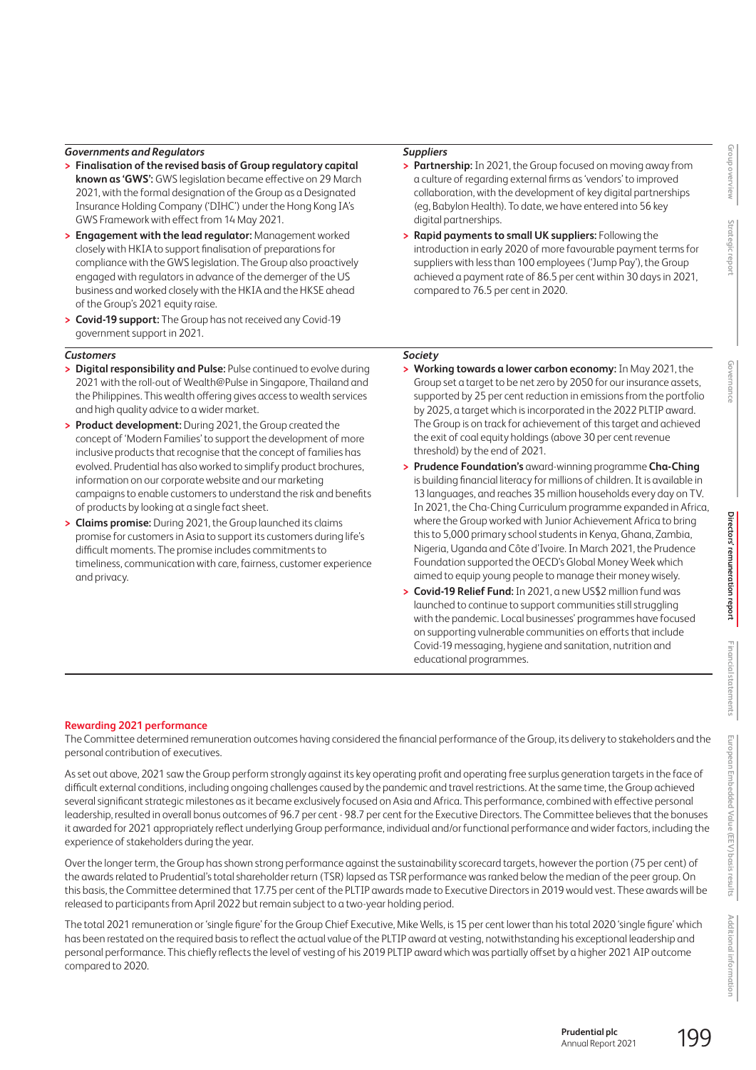*Governments and Regulators*

- **Finalisation of the revised basis of Group regulatory capital known as 'GWS':** GWS legislation became effective on 29 March 2021, with the formal designation of the Group as a Designated Insurance Holding Company ('DIHC') under the Hong Kong IA's GWS Framework with effect from 14 May 2021.
- **Engagement with the lead regulator:** Management worked closely with HKIA to support finalisation of preparations for compliance with the GWS legislation. The Group also proactively engaged with regulators in advance of the demerger of the US business and worked closely with the HKIA and the HKSE ahead of the Group's 2021 equity raise.
- **Covid-19 support:** The Group has not received any Covid-19 government support in 2021.

*Customers*

- **Digital responsibility and Pulse:** Pulse continued to evolve during 2021 with the roll-out of Wealth@Pulse in Singapore, Thailand and the Philippines. This wealth offering gives access to wealth services and high quality advice to a wider market.
- **Product development:** During 2021, the Group created the concept of 'Modern Families' to support the development of more inclusive products that recognise that the concept of families has evolved. Prudential has also worked to simplify product brochures, information on our corporate website and our marketing campaigns to enable customers to understand the risk and benefits of products by looking at a single fact sheet.
- **Claims promise:** During 2021, the Group launched its claims promise for customers in Asia to support its customers during life's difficult moments. The promise includes commitments to timeliness, communication with care, fairness, customer experience and privacy.

*Suppliers*

- **Partnership:** In 2021, the Group focused on moving away from a culture of regarding external firms as 'vendors' to improved collaboration, with the development of key digital partnerships (eg, Babylon Health). To date, we have entered into 56 key digital partnerships.
- **Rapid payments to small UK suppliers:** Following the introduction in early 2020 of more favourable payment terms for suppliers with less than 100 employees ('Jump Pay'), the Group achieved a payment rate of 86.5 per cent within 30 days in 2021, compared to 76.5 per cent in 2020.

*Society*

- **Working towards a lower carbon economy:** In May 2021, the Group set a target to be net zero by 2050 for our insurance assets, supported by 25 per cent reduction in emissions from the portfolio by 2025, a target which is incorporated in the 2022 PLTIP award. The Group is on track for achievement of this target and achieved the exit of coal equity holdings (above 30 per cent revenue threshold) by the end of 2021.
- **Prudence Foundation's** award-winning programme **Cha-Ching** is building financial literacy for millions of children. It is available in 13 languages, and reaches 35 million households every day on TV. In 2021, the Cha-Ching Curriculum programme expanded in Africa, where the Group worked with Junior Achievement Africa to bring this to 5,000 primary school students in Kenya, Ghana, Zambia, Nigeria, Uganda and Côte d'Ivoire. In March 2021, the Prudence Foundation supported the OECD's Global Money Week which aimed to equip young people to manage their money wisely.
- **Covid-19 Relief Fund:** In 2021, a new US$2 million fund was launched to continue to support communities still struggling with the pandemic. Local businesses' programmes have focused on supporting vulnerable communities on efforts that include Covid-19 messaging, hygiene and sanitation, nutrition and educational programmes.

## Rewarding 2021 performance

The Committee determined remuneration outcomes having considered the financial performance of the Group, its delivery to stakeholders and the personal contribution of executives.

As set out above, 2021 saw the Group perform strongly against its key operating profit and operating free surplus generation targets in the face of difficult external conditions, including ongoing challenges caused by the pandemic and travel restrictions. At the same time, the Group achieved several significant strategic milestones as it became exclusively focused on Asia and Africa. This performance, combined with effective personal leadership, resulted in overall bonus outcomes of 96.7 per cent - 98.7 per cent for the Executive Directors. The Committee believes that the bonuses it awarded for 2021 appropriately reflect underlying Group performance, individual and/or functional performance and wider factors, including the experience of stakeholders during the year.

Over the longer term, the Group has shown strong performance against the sustainability scorecard targets, however the portion (75 per cent) of the awards related to Prudential's total shareholder return (TSR) lapsed as TSR performance was ranked below the median of the peer group. On this basis, the Committee determined that 17.75 per cent of the PLTIP awards made to Executive Directors in 2019 would vest. These awards will be released to participants from April 2022 but remain subject to a two-year holding period.

The total 2021 remuneration or 'single figure' for the Group Chief Executive, Mike Wells, is 15 per cent lower than his total 2020 'single figure' which has been restated on the required basis to reflect the actual value of the PLTIP award at vesting, notwithstanding his exceptional leadership and personal performance. This chiefly reflects the level of vesting of his 2019 PLTIP award which was partially offset by a higher 2021 AIP outcome compared to 2020.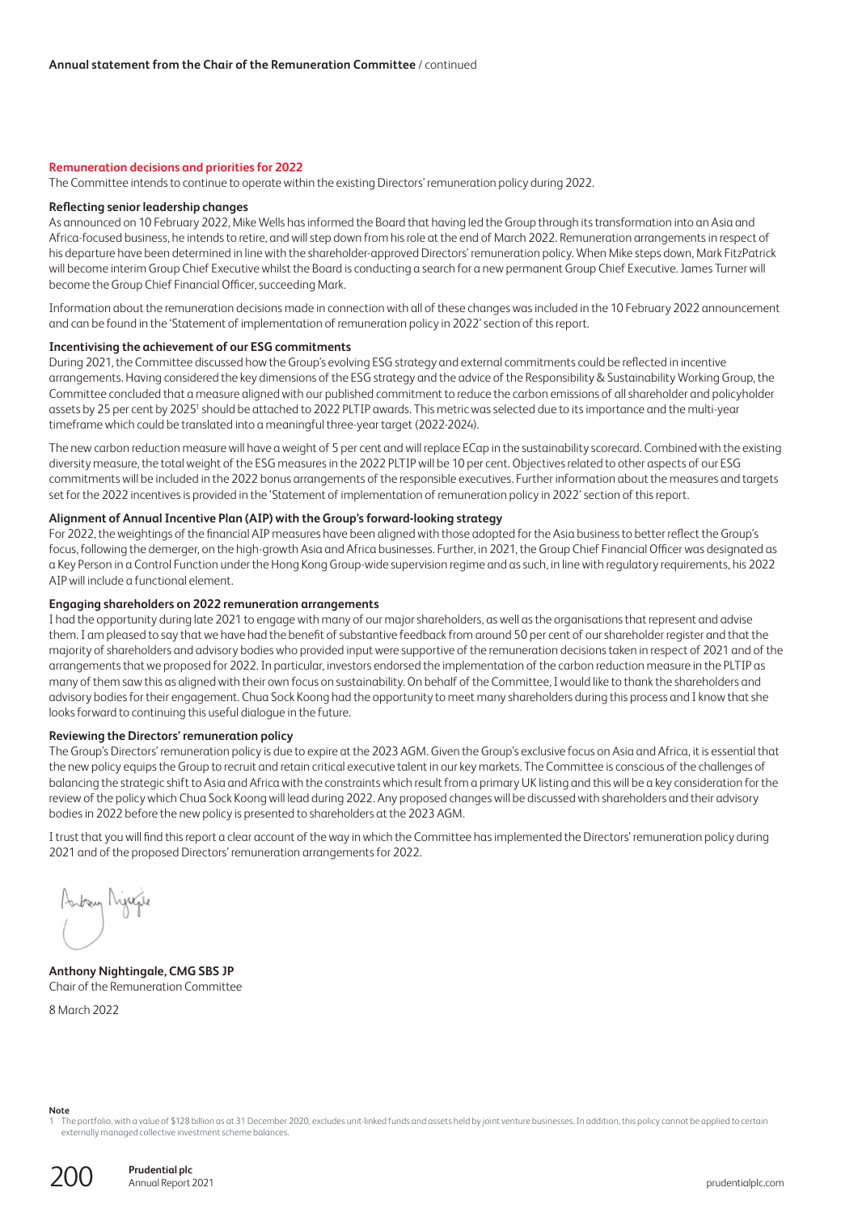## Remuneration decisions and priorities for 2022

The Committee intends to continue to operate within the existing Directors' remuneration policy during 2022.

### Reflecting senior leadership changes

As announced on 10 February 2022, Mike Wells has informed the Board that having led the Group through its transformation into an Asia and Africa-focused business, he intends to retire, and will step down from his role at the end of March 2022. Remuneration arrangements in respect of his departure have been determined in line with the shareholder-approved Directors' remuneration policy. When Mike steps down, Mark FitzPatrick will become interim Group Chief Executive whilst the Board is conducting a search for a new permanent Group Chief Executive. James Turner will become the Group Chief Financial Officer, succeeding Mark.

Information about the remuneration decisions made in connection with all of these changes was included in the 10 February 2022 announcement and can be found in the 'Statement of implementation of remuneration policy in 2022' section of this report.

### Incentivising the achievement of our ESG commitments

During 2021, the Committee discussed how the Group's evolving ESG strategy and external commitments could be reflected in incentive arrangements. Having considered the key dimensions of the ESG strategy and the advice of the Responsibility & Sustainability Working Group, the Committee concluded that a measure aligned with our published commitment to reduce the carbon emissions of all shareholder and policyholder assets by 25 per cent by 2025[1] should be attached to 2022 PLTIP awards. This metric was selected due to its importance and the multi-year timeframe which could be translated into a meaningful three-year target (2022-2024).

The new carbon reduction measure will have a weight of 5 per cent and will replace ECap in the sustainability scorecard. Combined with the existing diversity measure, the total weight of the ESG measures in the 2022 PLTIP will be 10 per cent. Objectives related to other aspects of our ESG commitments will be included in the 2022 bonus arrangements of the responsible executives. Further information about the measures and targets set for the 2022 incentives is provided in the 'Statement of implementation of remuneration policy in 2022' section of this report.

### Alignment of Annual Incentive Plan (AIP) with the Group's forward-looking strategy

For 2022, the weightings of the financial AIP measures have been aligned with those adopted for the Asia business to better reflect the Group's focus, following the demerger, on the high-growth Asia and Africa businesses. Further, in 2021, the Group Chief Financial Officer was designated as a Key Person in a Control Function under the Hong Kong Group-wide supervision regime and as such, in line with regulatory requirements, his 2022 AIP will include a functional element.

### Engaging shareholders on 2022 remuneration arrangements

I had the opportunity during late 2021 to engage with many of our major shareholders, as well as the organisations that represent and advise them. I am pleased to say that we have had the benefit of substantive feedback from around 50 per cent of our shareholder register and that the majority of shareholders and advisory bodies who provided input were supportive of the remuneration decisions taken in respect of 2021 and of the arrangements that we proposed for 2022. In particular, investors endorsed the implementation of the carbon reduction measure in the PLTIP as many of them saw this as aligned with their own focus on sustainability. On behalf of the Committee, I would like to thank the shareholders and advisory bodies for their engagement. Chua Sock Koong had the opportunity to meet many shareholders during this process and I know that she looks forward to continuing this useful dialogue in the future.

### Reviewing the Directors' remuneration policy

The Group's Directors' remuneration policy is due to expire at the 2023 AGM. Given the Group's exclusive focus on Asia and Africa, it is essential that the new policy equips the Group to recruit and retain critical executive talent in our key markets. The Committee is conscious of the challenges of balancing the strategic shift to Asia and Africa with the constraints which result from a primary UK listing and this will be a key consideration for the review of the policy which Chua Sock Koong will lead during 2022. Any proposed changes will be discussed with shareholders and their advisory bodies in 2022 before the new policy is presented to shareholders at the 2023 AGM.

I trust that you will find this report a clear account of the way in which the Committee has implemented the Directors' remuneration policy during 2021 and of the proposed Directors' remuneration arrangements for 2022.

**Anthony Nightingale, CMG SBS JP**
Chair of the Remuneration Committee

8 March 2022

**Note**

1 The portfolio, with a value of $128 billion as at 31 December 2020, excludes unit-linked funds and assets held by joint venture businesses. In addition, this policy cannot be applied to certain externally managed collective investment scheme balances.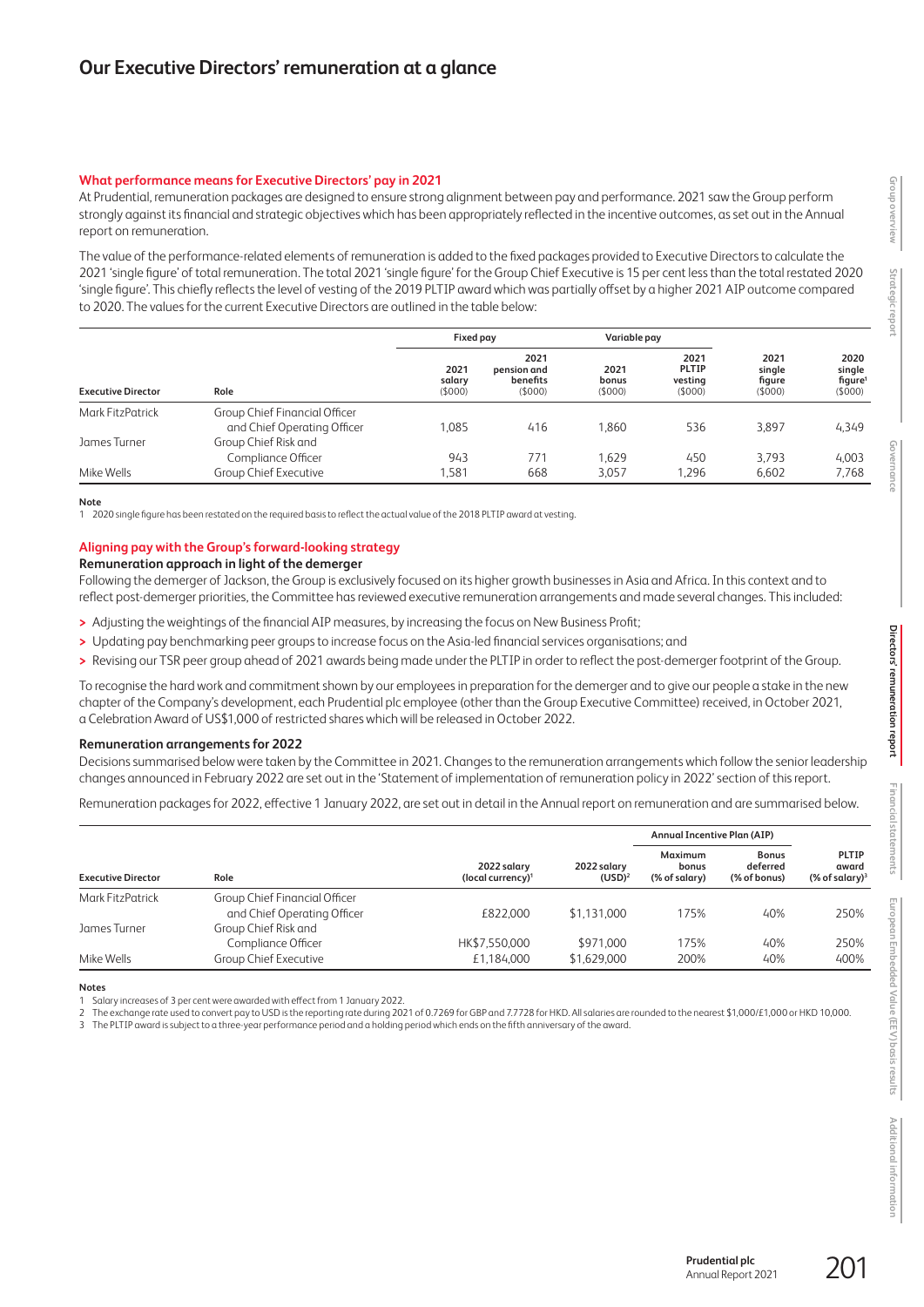# Our Executive Directors' remuneration at a glance

**What performance means for Executive Directors' pay in 2021**

At Prudential, remuneration packages are designed to ensure strong alignment between pay and performance. 2021 saw the Group perform strongly against its financial and strategic objectives which has been appropriately reflected in the incentive outcomes, as set out in the Annual report on remuneration.

The value of the performance-related elements of remuneration is added to the fixed packages provided to Executive Directors to calculate the 2021 'single figure' of total remuneration. The total 2021 'single figure' for the Group Chief Executive is 15 per cent less than the total restated 2020 'single figure'. This chiefly reflects the level of vesting of the 2019 PLTIP award which was partially offset by a higher 2021 AIP outcome compared to 2020. The values for the current Executive Directors are outlined in the table below:

| | | Fixed pay | | Variable pay | | | |
|---|---|---|---|---|---|---|---|
| **Executive Director** | **Role** | 2021 salary ($000) | 2021 pension and benefits ($000) | 2021 bonus ($000) | 2021 PLTIP vesting ($000) | 2021 single figure ($000) | 2020 single figure[1] ($000) |
| Mark FitzPatrick | Group Chief Financial Officer and Chief Operating Officer | 1,085 | 416 | 1,860 | 536 | 3,897 | 4,349 |
| James Turner | Group Chief Risk and Compliance Officer | 943 | 771 | 1,629 | 450 | 3,793 | 4,003 |
| Mike Wells | Group Chief Executive | 1,581 | 668 | 3,057 | 1,296 | 6,602 | 7,768 |

**Note**

1 2020 single figure has been restated on the required basis to reflect the actual value of the 2018 PLTIP award at vesting.

**Aligning pay with the Group's forward-looking strategy**

**Remuneration approach in light of the demerger**

Following the demerger of Jackson, the Group is exclusively focused on its higher growth businesses in Asia and Africa. In this context and to reflect post-demerger priorities, the Committee has reviewed executive remuneration arrangements and made several changes. This included:

> Adjusting the weightings of the financial AIP measures, by increasing the focus on New Business Profit;

> Updating pay benchmarking peer groups to increase focus on the Asia-led financial services organisations; and

> Revising our TSR peer group ahead of 2021 awards being made under the PLTIP in order to reflect the post-demerger footprint of the Group.

To recognise the hard work and commitment shown by our employees in preparation for the demerger and to give our people a stake in the new chapter of the Company's development, each Prudential plc employee (other than the Group Executive Committee) received, in October 2021, a Celebration Award of US$1,000 of restricted shares which will be released in October 2022.

**Remuneration arrangements for 2022**

Decisions summarised below were taken by the Committee in 2021. Changes to the remuneration arrangements which follow the senior leadership changes announced in February 2022 are set out in the 'Statement of implementation of remuneration policy in 2022' section of this report.

Remuneration packages for 2022, effective 1 January 2022, are set out in detail in the Annual report on remuneration and are summarised below.

| | | | | Annual Incentive Plan (AIP) | | |
|---|---|---|---|---|---|---|
| **Executive Director** | **Role** | 2022 salary (local currency)[1] | 2022 salary (USD)[2] | Maximum bonus (% of salary) | Bonus deferred (% of bonus) | PLTIP award (% of salary)[3] |
| Mark FitzPatrick | Group Chief Financial Officer and Chief Operating Officer | £822,000 | $1,131,000 | 175% | 40% | 250% |
| James Turner | Group Chief Risk and Compliance Officer | HK$7,550,000 | $971,000 | 175% | 40% | 250% |
| Mike Wells | Group Chief Executive | £1,184,000 | $1,629,000 | 200% | 40% | 400% |

**Notes**

1 Salary increases of 3 per cent were awarded with effect from 1 January 2022.

2 The exchange rate used to convert pay to USD is the reporting rate during 2021 of 0.7269 for GBP and 7.7728 for HKD. All salaries are rounded to the nearest $1,000/£1,000 or HKD 10,000.

3 The PLTIP award is subject to a three-year performance period and a holding period which ends on the fifth anniversary of the award.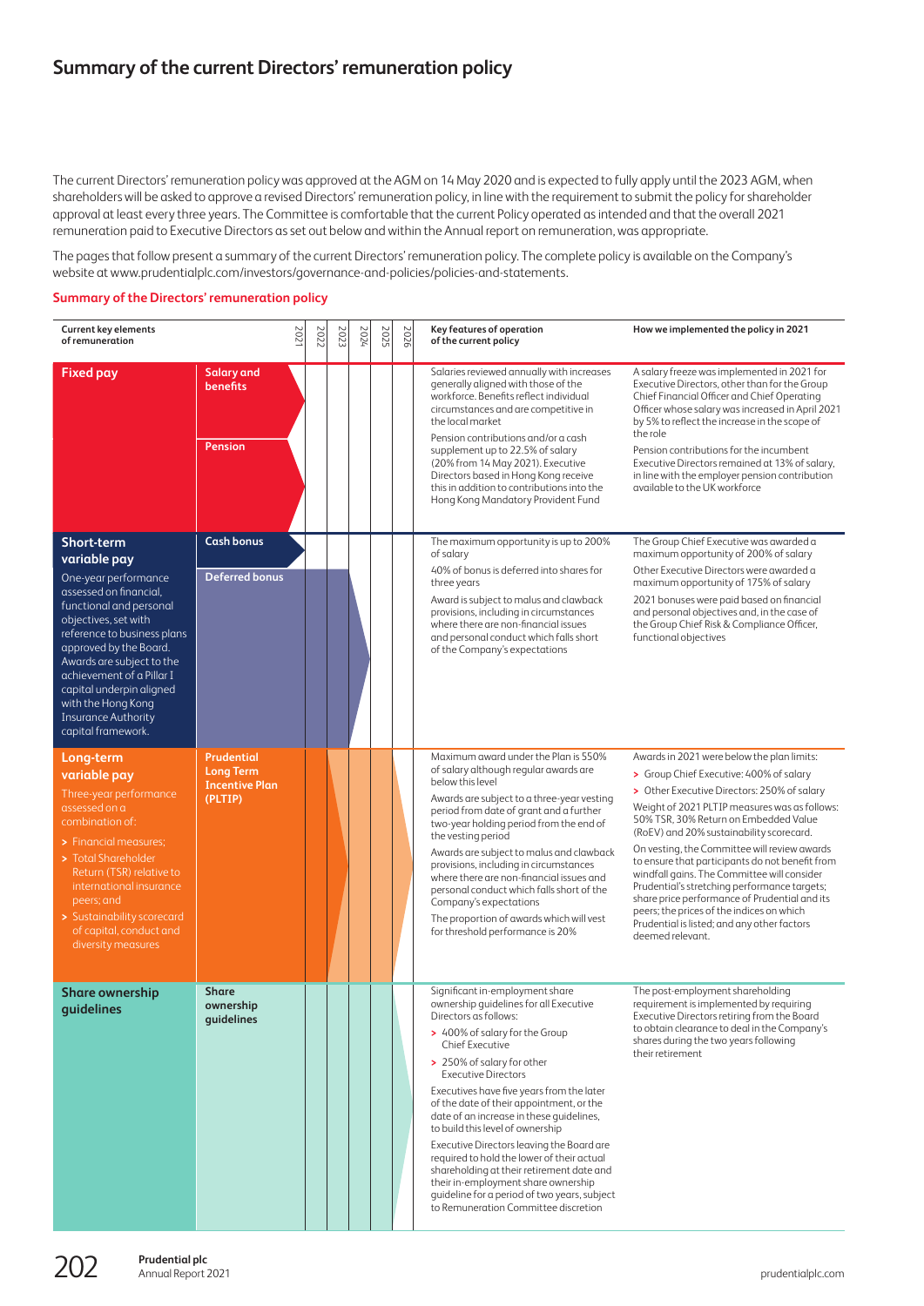# Summary of the current Directors' remuneration policy

The current Directors' remuneration policy was approved at the AGM on 14 May 2020 and is expected to fully apply until the 2023 AGM, when shareholders will be asked to approve a revised Directors' remuneration policy, in line with the requirement to submit the policy for shareholder approval at least every three years. The Committee is comfortable that the current Policy operated as intended and that the overall 2021 remuneration paid to Executive Directors as set out below and within the Annual report on remuneration, was appropriate.

The pages that follow present a summary of the current Directors' remuneration policy. The complete policy is available on the Company's website at www.prudentialplc.com/investors/governance-and-policies/policies-and-statements.

## Summary of the Directors' remuneration policy

| Current key elements of remuneration | | Timeline (2021–2026) | Key features of operation of the current policy | How we implemented the policy in 2021 |
|---|---|---|---|---|
| **Fixed pay** | **Salary and benefits** | 2021 | Salaries reviewed annually with increases generally aligned with those of the workforce. Benefits reflect individual circumstances and are competitive in the local market | A salary freeze was implemented in 2021 for Executive Directors, other than for the Group Chief Financial Officer and Chief Operating Officer whose salary was increased in April 2021 by 5% to reflect the increase in the scope of the role |
| | **Pension** | 2021 | Pension contributions and/or a cash supplement up to 22.5% of salary (20% from 14 May 2021). Executive Directors based in Hong Kong receive this in addition to contributions into the Hong Kong Mandatory Provident Fund | Pension contributions for the incumbent Executive Directors remained at 13% of salary, in line with the employer pension contribution available to the UK workforce |
| **Short-term variable pay**<br>One-year performance assessed on financial, functional and personal objectives, set with reference to business plans approved by the Board. Awards are subject to the achievement of a Pillar I capital underpin aligned with the Hong Kong Insurance Authority capital framework. | **Cash bonus** | 2021 | The maximum opportunity is up to 200% of salary | The Group Chief Executive was awarded a maximum opportunity of 200% of salary<br><br>Other Executive Directors were awarded a maximum opportunity of 175% of salary<br><br>2021 bonuses were paid based on financial and personal objectives and, in the case of the Group Chief Risk & Compliance Officer, functional objectives |
| | **Deferred bonus** | 2022–2024 | 40% of bonus is deferred into shares for three years<br><br>Award is subject to malus and clawback provisions, including in circumstances where there are non-financial issues and personal conduct which falls short of the Company's expectations | |
| **Long-term variable pay**<br>Three-year performance assessed on a combination of:<br>> Financial measures;<br>> Total Shareholder Return (TSR) relative to international insurance peers; and<br>> Sustainability scorecard of capital, conduct and diversity measures | **Prudential Long Term Incentive Plan (PLTIP)** | 2021–2026 | Maximum award under the Plan is 550% of salary although regular awards are below this level<br><br>Awards are subject to a three-year vesting period from date of grant and a further two-year holding period from the end of the vesting period<br><br>Awards are subject to malus and clawback provisions, including in circumstances where there are non-financial issues and personal conduct which falls short of the Company's expectations<br><br>The proportion of awards which will vest for threshold performance is 20% | Awards in 2021 were below the plan limits:<br>> Group Chief Executive: 400% of salary<br>> Other Executive Directors: 250% of salary<br><br>Weight of 2021 PLTIP measures was as follows: 50% TSR, 30% Return on Embedded Value (RoEV) and 20% sustainability scorecard.<br><br>On vesting, the Committee will review awards to ensure that participants do not benefit from windfall gains. The Committee will consider Prudential's stretching performance targets; share price performance of Prudential and its peers; the prices of the indices on which Prudential is listed; and any other factors deemed relevant. |
| **Share ownership guidelines** | **Share ownership guidelines** | 2021–2026 | Significant in-employment share ownership guidelines for all Executive Directors as follows:<br>> 400% of salary for the Group Chief Executive<br>> 250% of salary for other Executive Directors<br><br>Executives have five years from the later of the date of their appointment, or the date of an increase in these guidelines, to build this level of ownership<br><br>Executive Directors leaving the Board are required to hold the lower of their actual shareholding at their retirement date and their in-employment share ownership guideline for a period of two years, subject to Remuneration Committee discretion | The post-employment shareholding requirement is implemented by requiring Executive Directors retiring from the Board to obtain clearance to deal in the Company's shares during the two years following their retirement |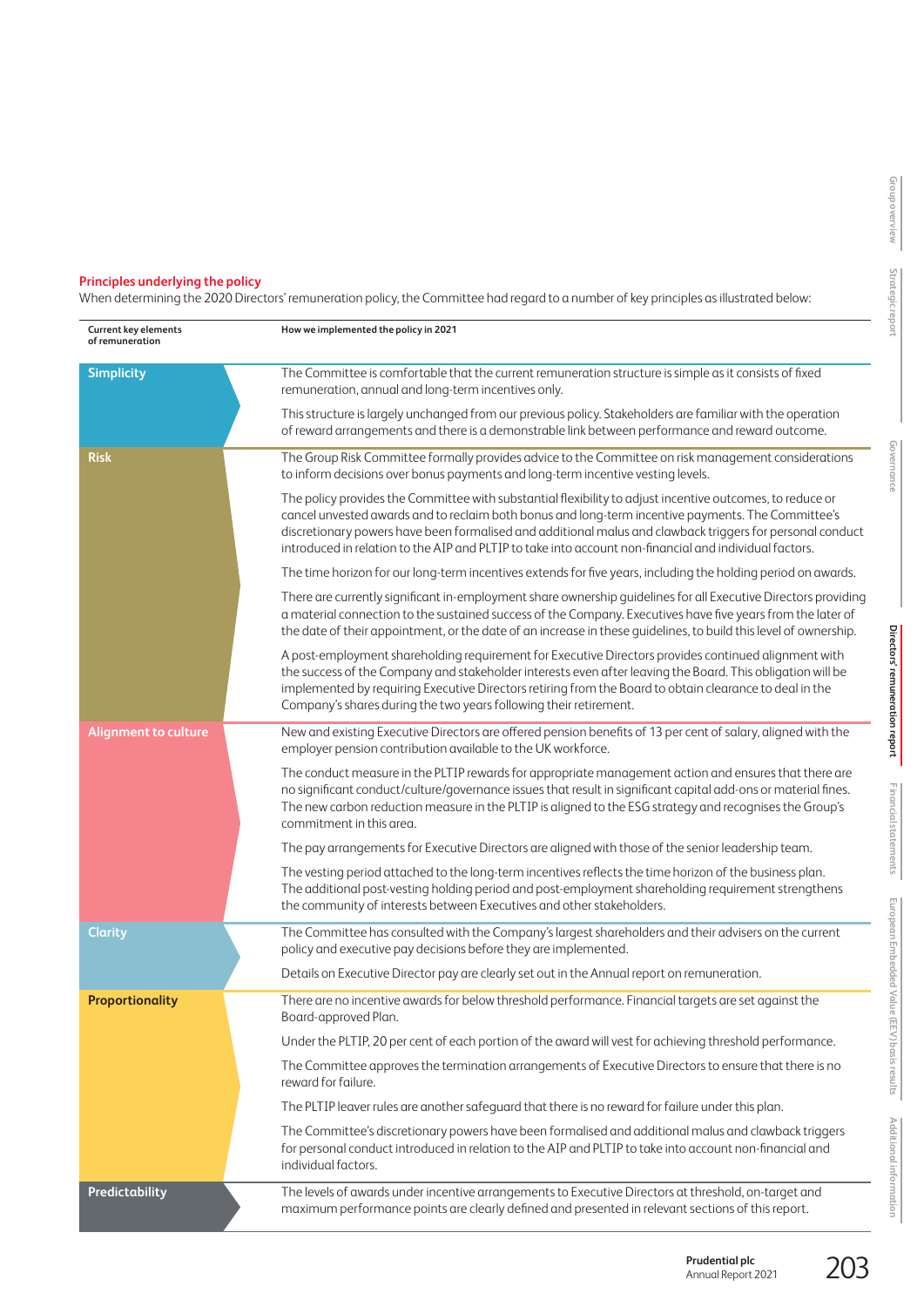## Principles underlying the policy

When determining the 2020 Directors' remuneration policy, the Committee had regard to a number of key principles as illustrated below:

| Current key elements of remuneration | How we implemented the policy in 2021 |
|---|---|
| **Simplicity** | The Committee is comfortable that the current remuneration structure is simple as it consists of fixed remuneration, annual and long-term incentives only.<br><br>This structure is largely unchanged from our previous policy. Stakeholders are familiar with the operation of reward arrangements and there is a demonstrable link between performance and reward outcome. |
| **Risk** | The Group Risk Committee formally provides advice to the Committee on risk management considerations to inform decisions over bonus payments and long-term incentive vesting levels.<br><br>The policy provides the Committee with substantial flexibility to adjust incentive outcomes, to reduce or cancel unvested awards and to reclaim both bonus and long-term incentive payments. The Committee's discretionary powers have been formalised and additional malus and clawback triggers for personal conduct introduced in relation to the AIP and PLTIP to take into account non-financial and individual factors.<br><br>The time horizon for our long-term incentives extends for five years, including the holding period on awards.<br><br>There are currently significant in-employment share ownership guidelines for all Executive Directors providing a material connection to the sustained success of the Company. Executives have five years from the later of the date of their appointment, or the date of an increase in these guidelines, to build this level of ownership.<br><br>A post-employment shareholding requirement for Executive Directors provides continued alignment with the success of the Company and stakeholder interests even after leaving the Board. This obligation will be implemented by requiring Executive Directors retiring from the Board to obtain clearance to deal in the Company's shares during the two years following their retirement. |
| **Alignment to culture** | New and existing Executive Directors are offered pension benefits of 13 per cent of salary, aligned with the employer pension contribution available to the UK workforce.<br><br>The conduct measure in the PLTIP rewards for appropriate management action and ensures that there are no significant conduct/culture/governance issues that result in significant capital add-ons or material fines. The new carbon reduction measure in the PLTIP is aligned to the ESG strategy and recognises the Group's commitment in this area.<br><br>The pay arrangements for Executive Directors are aligned with those of the senior leadership team.<br><br>The vesting period attached to the long-term incentives reflects the time horizon of the business plan. The additional post-vesting holding period and post-employment shareholding requirement strengthens the community of interests between Executives and other stakeholders. |
| **Clarity** | The Committee has consulted with the Company's largest shareholders and their advisers on the current policy and executive pay decisions before they are implemented.<br><br>Details on Executive Director pay are clearly set out in the Annual report on remuneration. |
| **Proportionality** | There are no incentive awards for below threshold performance. Financial targets are set against the Board-approved Plan.<br><br>Under the PLTIP, 20 per cent of each portion of the award will vest for achieving threshold performance.<br><br>The Committee approves the termination arrangements of Executive Directors to ensure that there is no reward for failure.<br><br>The PLTIP leaver rules are another safeguard that there is no reward for failure under this plan.<br><br>The Committee's discretionary powers have been formalised and additional malus and clawback triggers for personal conduct introduced in relation to the AIP and PLTIP to take into account non-financial and individual factors. |
| **Predictability** | The levels of awards under incentive arrangements to Executive Directors at threshold, on-target and maximum performance points are clearly defined and presented in relevant sections of this report. |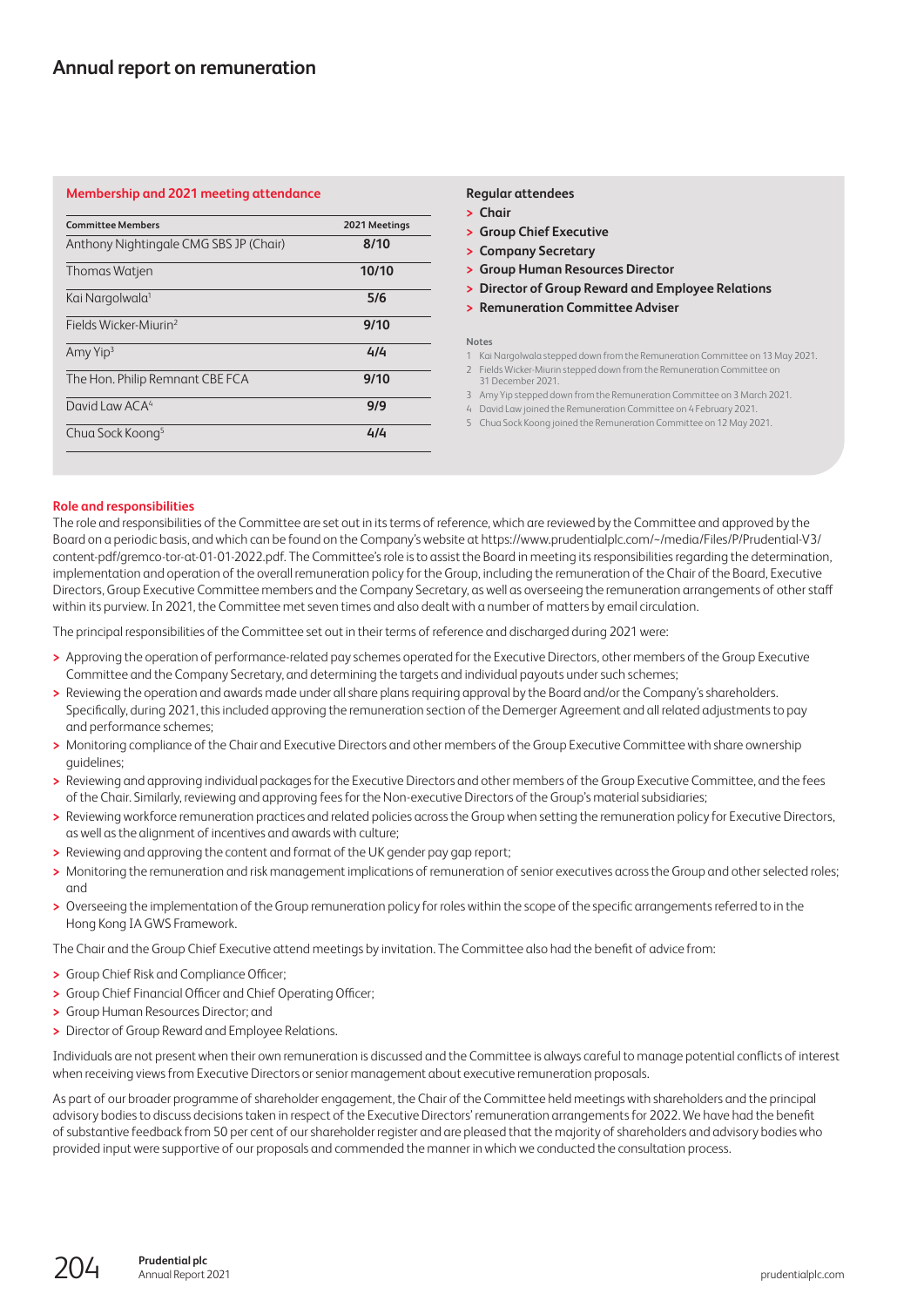# Annual report on remuneration

### Membership and 2021 meeting attendance

| Committee Members | 2021 Meetings |
|---|---|
| Anthony Nightingale CMG SBS JP (Chair) | 8/10 |
| Thomas Watjen | 10/10 |
| Kai Nargolwala[1] | 5/6 |
| Fields Wicker-Miurin[2] | 9/10 |
| Amy Yip[3] | 4/4 |
| The Hon. Philip Remnant CBE FCA | 9/10 |
| David Law ACA[4] | 9/9 |
| Chua Sock Koong[5] | 4/4 |

**Regular attendees**

- **Chair**
- **Group Chief Executive**
- **Company Secretary**
- **Group Human Resources Director**
- **Director of Group Reward and Employee Relations**
- **Remuneration Committee Adviser**

Notes

1. Kai Nargolwala stepped down from the Remuneration Committee on 13 May 2021.
2. Fields Wicker-Miurin stepped down from the Remuneration Committee on 31 December 2021.
3. Amy Yip stepped down from the Remuneration Committee on 3 March 2021.
4. David Law joined the Remuneration Committee on 4 February 2021.
5. Chua Sock Koong joined the Remuneration Committee on 12 May 2021.

### Role and responsibilities

The role and responsibilities of the Committee are set out in its terms of reference, which are reviewed by the Committee and approved by the Board on a periodic basis, and which can be found on the Company's website at https://www.prudentialplc.com/~/media/Files/P/Prudential-V3/content-pdf/gremco-tor-at-01-01-2022.pdf. The Committee's role is to assist the Board in meeting its responsibilities regarding the determination, implementation and operation of the overall remuneration policy for the Group, including the remuneration of the Chair of the Board, Executive Directors, Group Executive Committee members and the Company Secretary, as well as overseeing the remuneration arrangements of other staff within its purview. In 2021, the Committee met seven times and also dealt with a number of matters by email circulation.

The principal responsibilities of the Committee set out in their terms of reference and discharged during 2021 were:

- Approving the operation of performance-related pay schemes operated for the Executive Directors, other members of the Group Executive Committee and the Company Secretary, and determining the targets and individual payouts under such schemes;
- Reviewing the operation and awards made under all share plans requiring approval by the Board and/or the Company's shareholders. Specifically, during 2021, this included approving the remuneration section of the Demerger Agreement and all related adjustments to pay and performance schemes;
- Monitoring compliance of the Chair and Executive Directors and other members of the Group Executive Committee with share ownership guidelines;
- Reviewing and approving individual packages for the Executive Directors and other members of the Group Executive Committee, and the fees of the Chair. Similarly, reviewing and approving fees for the Non-executive Directors of the Group's material subsidiaries;
- Reviewing workforce remuneration practices and related policies across the Group when setting the remuneration policy for Executive Directors, as well as the alignment of incentives and awards with culture;
- Reviewing and approving the content and format of the UK gender pay gap report;
- Monitoring the remuneration and risk management implications of remuneration of senior executives across the Group and other selected roles; and
- Overseeing the implementation of the Group remuneration policy for roles within the scope of the specific arrangements referred to in the Hong Kong IA GWS Framework.

The Chair and the Group Chief Executive attend meetings by invitation. The Committee also had the benefit of advice from:

- Group Chief Risk and Compliance Officer;
- Group Chief Financial Officer and Chief Operating Officer;
- Group Human Resources Director; and
- Director of Group Reward and Employee Relations.

Individuals are not present when their own remuneration is discussed and the Committee is always careful to manage potential conflicts of interest when receiving views from Executive Directors or senior management about executive remuneration proposals.

As part of our broader programme of shareholder engagement, the Chair of the Committee held meetings with shareholders and the principal advisory bodies to discuss decisions taken in respect of the Executive Directors' remuneration arrangements for 2022. We have had the benefit of substantive feedback from 50 per cent of our shareholder register and are pleased that the majority of shareholders and advisory bodies who provided input were supportive of our proposals and commended the manner in which we conducted the consultation process.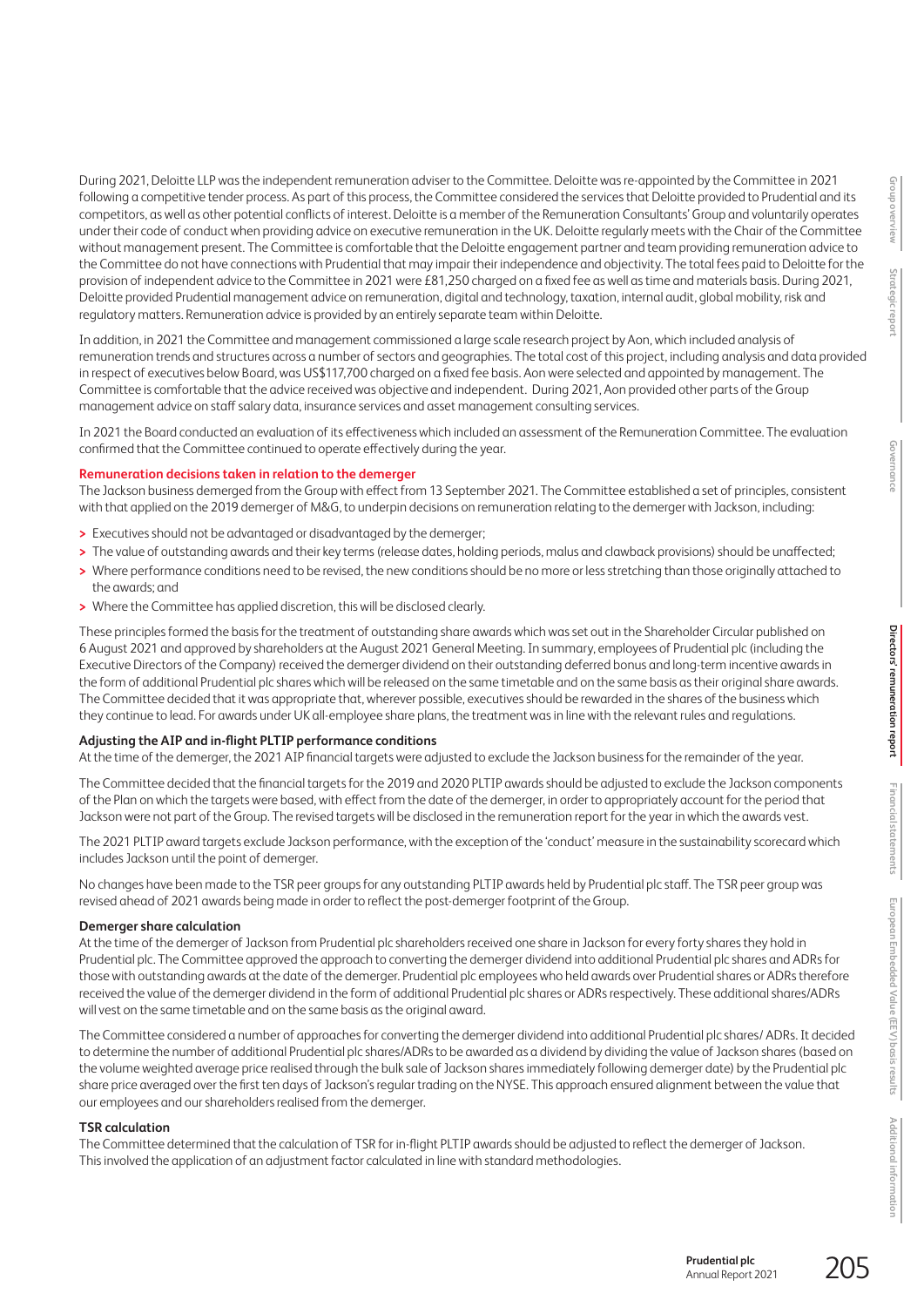During 2021, Deloitte LLP was the independent remuneration adviser to the Committee. Deloitte was re-appointed by the Committee in 2021 following a competitive tender process. As part of this process, the Committee considered the services that Deloitte provided to Prudential and its competitors, as well as other potential conflicts of interest. Deloitte is a member of the Remuneration Consultants' Group and voluntarily operates under their code of conduct when providing advice on executive remuneration in the UK. Deloitte regularly meets with the Chair of the Committee without management present. The Committee is comfortable that the Deloitte engagement partner and team providing remuneration advice to the Committee do not have connections with Prudential that may impair their independence and objectivity. The total fees paid to Deloitte for the provision of independent advice to the Committee in 2021 were £81,250 charged on a fixed fee as well as time and materials basis. During 2021, Deloitte provided Prudential management advice on remuneration, digital and technology, taxation, internal audit, global mobility, risk and regulatory matters. Remuneration advice is provided by an entirely separate team within Deloitte.

In addition, in 2021 the Committee and management commissioned a large scale research project by Aon, which included analysis of remuneration trends and structures across a number of sectors and geographies. The total cost of this project, including analysis and data provided in respect of executives below Board, was US$117,700 charged on a fixed fee basis. Aon were selected and appointed by management. The Committee is comfortable that the advice received was objective and independent. During 2021, Aon provided other parts of the Group management advice on staff salary data, insurance services and asset management consulting services.

In 2021 the Board conducted an evaluation of its effectiveness which included an assessment of the Remuneration Committee. The evaluation confirmed that the Committee continued to operate effectively during the year.

**Remuneration decisions taken in relation to the demerger**

The Jackson business demerged from the Group with effect from 13 September 2021. The Committee established a set of principles, consistent with that applied on the 2019 demerger of M&G, to underpin decisions on remuneration relating to the demerger with Jackson, including:

- Executives should not be advantaged or disadvantaged by the demerger;
- The value of outstanding awards and their key terms (release dates, holding periods, malus and clawback provisions) should be unaffected;
- Where performance conditions need to be revised, the new conditions should be no more or less stretching than those originally attached to the awards; and
- Where the Committee has applied discretion, this will be disclosed clearly.

These principles formed the basis for the treatment of outstanding share awards which was set out in the Shareholder Circular published on 6 August 2021 and approved by shareholders at the August 2021 General Meeting. In summary, employees of Prudential plc (including the Executive Directors of the Company) received the demerger dividend on their outstanding deferred bonus and long-term incentive awards in the form of additional Prudential plc shares which will be released on the same timetable and on the same basis as their original share awards. The Committee decided that it was appropriate that, wherever possible, executives should be rewarded in the shares of the business which they continue to lead. For awards under UK all-employee share plans, the treatment was in line with the relevant rules and regulations.

**Adjusting the AIP and in-flight PLTIP performance conditions**

At the time of the demerger, the 2021 AIP financial targets were adjusted to exclude the Jackson business for the remainder of the year.

The Committee decided that the financial targets for the 2019 and 2020 PLTIP awards should be adjusted to exclude the Jackson components of the Plan on which the targets were based, with effect from the date of the demerger, in order to appropriately account for the period that Jackson were not part of the Group. The revised targets will be disclosed in the remuneration report for the year in which the awards vest.

The 2021 PLTIP award targets exclude Jackson performance, with the exception of the 'conduct' measure in the sustainability scorecard which includes Jackson until the point of demerger.

No changes have been made to the TSR peer groups for any outstanding PLTIP awards held by Prudential plc staff. The TSR peer group was revised ahead of 2021 awards being made in order to reflect the post-demerger footprint of the Group.

**Demerger share calculation**

At the time of the demerger of Jackson from Prudential plc shareholders received one share in Jackson for every forty shares they hold in Prudential plc. The Committee approved the approach to converting the demerger dividend into additional Prudential plc shares and ADRs for those with outstanding awards at the date of the demerger. Prudential plc employees who held awards over Prudential shares or ADRs therefore received the value of the demerger dividend in the form of additional Prudential plc shares or ADRs respectively. These additional shares/ADRs will vest on the same timetable and on the same basis as the original award.

The Committee considered a number of approaches for converting the demerger dividend into additional Prudential plc shares/ ADRs. It decided to determine the number of additional Prudential plc shares/ADRs to be awarded as a dividend by dividing the value of Jackson shares (based on the volume weighted average price realised through the bulk sale of Jackson shares immediately following demerger date) by the Prudential plc share price averaged over the first ten days of Jackson's regular trading on the NYSE. This approach ensured alignment between the value that our employees and our shareholders realised from the demerger.

**TSR calculation**

The Committee determined that the calculation of TSR for in-flight PLTIP awards should be adjusted to reflect the demerger of Jackson. This involved the application of an adjustment factor calculated in line with standard methodologies.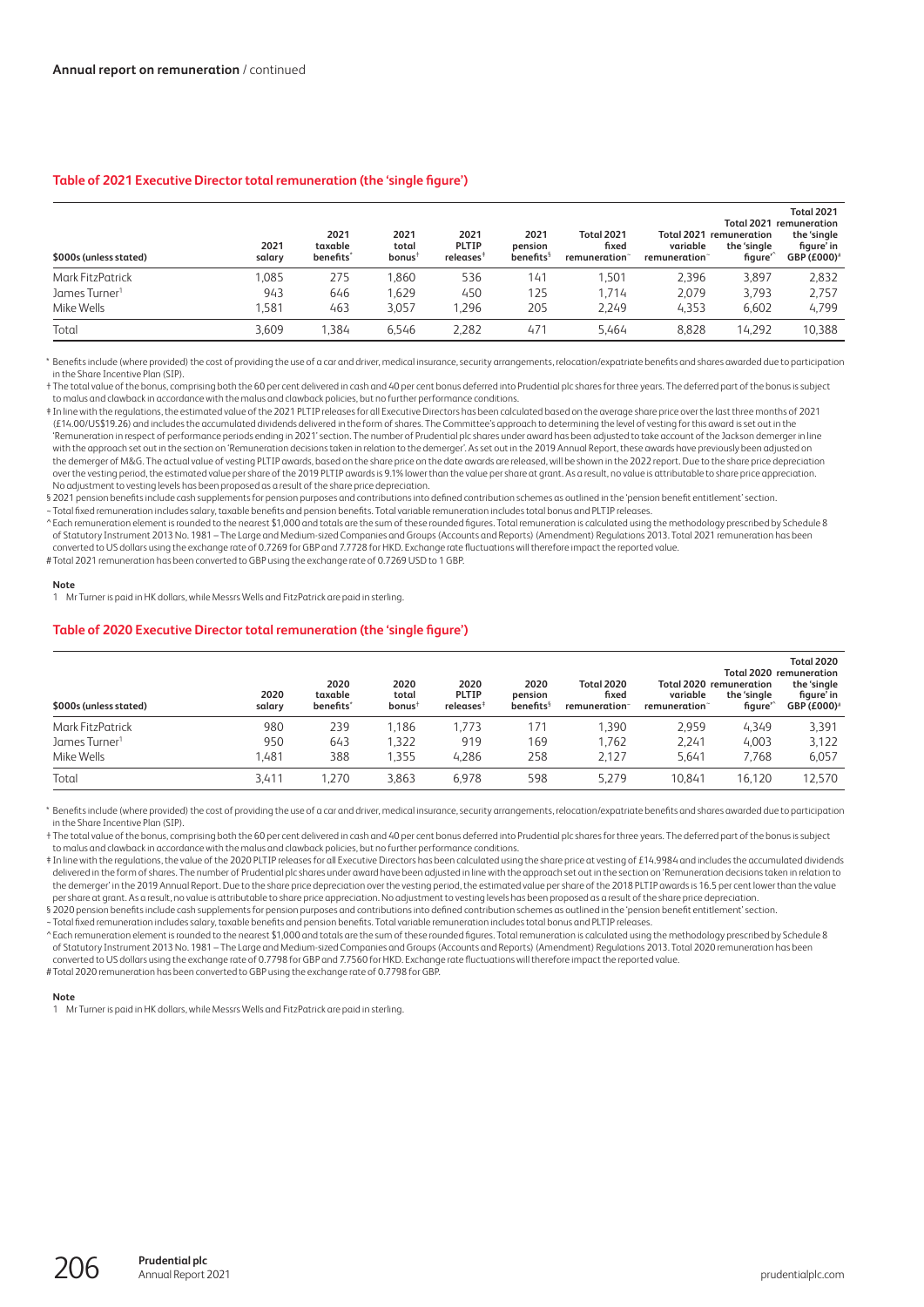**Annual report on remuneration** / continued

## Table of 2021 Executive Director total remuneration (the 'single figure')

| $000s (unless stated) | 2021 salary | 2021 taxable benefits* | 2021 total bonus† | 2021 PLTIP releases‡ | 2021 pension benefits§ | Total 2021 fixed remuneration~ | Total 2021 variable remuneration~ | Total 2021 remuneration the 'single figure'^ | Total 2021 remuneration the 'single figure' in GBP (£000)# |
|---|---|---|---|---|---|---|---|---|---|
| Mark FitzPatrick | 1,085 | 275 | 1,860 | 536 | 141 | 1,501 | 2,396 | 3,897 | 2,832 |
| James Turner[1] | 943 | 646 | 1,629 | 450 | 125 | 1,714 | 2,079 | 3,793 | 2,757 |
| Mike Wells | 1,581 | 463 | 3,057 | 1,296 | 205 | 2,249 | 4,353 | 6,602 | 4,799 |
| Total | 3,609 | 1,384 | 6,546 | 2,282 | 471 | 5,464 | 8,828 | 14,292 | 10,388 |

\* Benefits include (where provided) the cost of providing the use of a car and driver, medical insurance, security arrangements, relocation/expatriate benefits and shares awarded due to participation in the Share Incentive Plan (SIP).

† The total value of the bonus, comprising both the 60 per cent delivered in cash and 40 per cent bonus deferred into Prudential plc shares for three years. The deferred part of the bonus is subject to malus and clawback in accordance with the malus and clawback policies, but no further performance conditions.

‡ In line with the regulations, the estimated value of the 2021 PLTIP releases for all Executive Directors has been calculated based on the average share price over the last three months of 2021 (£14.00/US$19.26) and includes the accumulated dividends delivered in the form of shares. The Committee's approach to determining the level of vesting for this award is set out in the 'Remuneration in respect of performance periods ending in 2021' section. The number of Prudential plc shares under award has been adjusted to take account of the Jackson demerger in line with the approach set out in the section on 'Remuneration decisions taken in relation to the demerger'. As set out in the 2019 Annual Report, these awards have previously been adjusted on the demerger of M&G. The actual value of vesting PLTIP awards, based on the share price on the date awards are released, will be shown in the 2022 report. Due to the share price depreciation over the vesting period, the estimated value per share of the 2019 PLTIP awards is 9.1% lower than the value per share at grant. As a result, no value is attributable to share price appreciation. No adjustment to vesting levels has been proposed as a result of the share price depreciation.

§ 2021 pension benefits include cash supplements for pension purposes and contributions into defined contribution schemes as outlined in the 'pension benefit entitlement' section.

~ Total fixed remuneration includes salary, taxable benefits and pension benefits. Total variable remuneration includes total bonus and PLTIP releases.

^ Each remuneration element is rounded to the nearest $1,000 and totals are the sum of these rounded figures. Total remuneration is calculated using the methodology prescribed by Schedule 8 of Statutory Instrument 2013 No. 1981 – The Large and Medium-sized Companies and Groups (Accounts and Reports) (Amendment) Regulations 2013. Total 2021 remuneration has been converted to US dollars using the exchange rate of 0.7269 for GBP and 7.7728 for HKD. Exchange rate fluctuations will therefore impact the reported value.

\# Total 2021 remuneration has been converted to GBP using the exchange rate of 0.7269 USD to 1 GBP.

**Note**

1 Mr Turner is paid in HK dollars, while Messrs Wells and FitzPatrick are paid in sterling.

## Table of 2020 Executive Director total remuneration (the 'single figure')

| $000s (unless stated) | 2020 salary | 2020 taxable benefits* | 2020 total bonus† | 2020 PLTIP releases‡ | 2020 pension benefits§ | Total 2020 fixed remuneration~ | Total 2020 variable remuneration~ | Total 2020 remuneration the 'single figure'^ | Total 2020 remuneration the 'single figure' in GBP (£000)# |
|---|---|---|---|---|---|---|---|---|---|
| Mark FitzPatrick | 980 | 239 | 1,186 | 1,773 | 171 | 1,390 | 2,959 | 4,349 | 3,391 |
| James Turner[1] | 950 | 643 | 1,322 | 919 | 169 | 1,762 | 2,241 | 4,003 | 3,122 |
| Mike Wells | 1,481 | 388 | 1,355 | 4,286 | 258 | 2,127 | 5,641 | 7,768 | 6,057 |
| Total | 3,411 | 1,270 | 3,863 | 6,978 | 598 | 5,279 | 10,841 | 16,120 | 12,570 |

\* Benefits include (where provided) the cost of providing the use of a car and driver, medical insurance, security arrangements, relocation/expatriate benefits and shares awarded due to participation in the Share Incentive Plan (SIP).

† The total value of the bonus, comprising both the 60 per cent delivered in cash and 40 per cent bonus deferred into Prudential plc shares for three years. The deferred part of the bonus is subject to malus and clawback in accordance with the malus and clawback policies, but no further performance conditions.

‡ In line with the regulations, the value of the 2020 PLTIP releases for all Executive Directors has been calculated using the share price at vesting of £14.9984 and includes the accumulated dividends delivered in the form of shares. The number of Prudential plc shares under award have been adjusted in line with the approach set out in the section on 'Remuneration decisions taken in relation to the demerger' in the 2019 Annual Report. Due to the share price depreciation over the vesting period, the estimated value per share of the 2018 PLTIP awards is 16.5 per cent lower than the value per share at grant. As a result, no value is attributable to share price appreciation. No adjustment to vesting levels has been proposed as a result of the share price depreciation.

§ 2020 pension benefits include cash supplements for pension purposes and contributions into defined contribution schemes as outlined in the 'pension benefit entitlement' section.

~ Total fixed remuneration includes salary, taxable benefits and pension benefits. Total variable remuneration includes total bonus and PLTIP releases.

^ Each remuneration element is rounded to the nearest $1,000 and totals are the sum of these rounded figures. Total remuneration is calculated using the methodology prescribed by Schedule 8 of Statutory Instrument 2013 No. 1981 – The Large and Medium-sized Companies and Groups (Accounts and Reports) (Amendment) Regulations 2013. Total 2020 remuneration has been converted to US dollars using the exchange rate of 0.7798 for GBP and 7.7560 for HKD. Exchange rate fluctuations will therefore impact the reported value.

\# Total 2020 remuneration has been converted to GBP using the exchange rate of 0.7798 for GBP.

**Note**

1 Mr Turner is paid in HK dollars, while Messrs Wells and FitzPatrick are paid in sterling.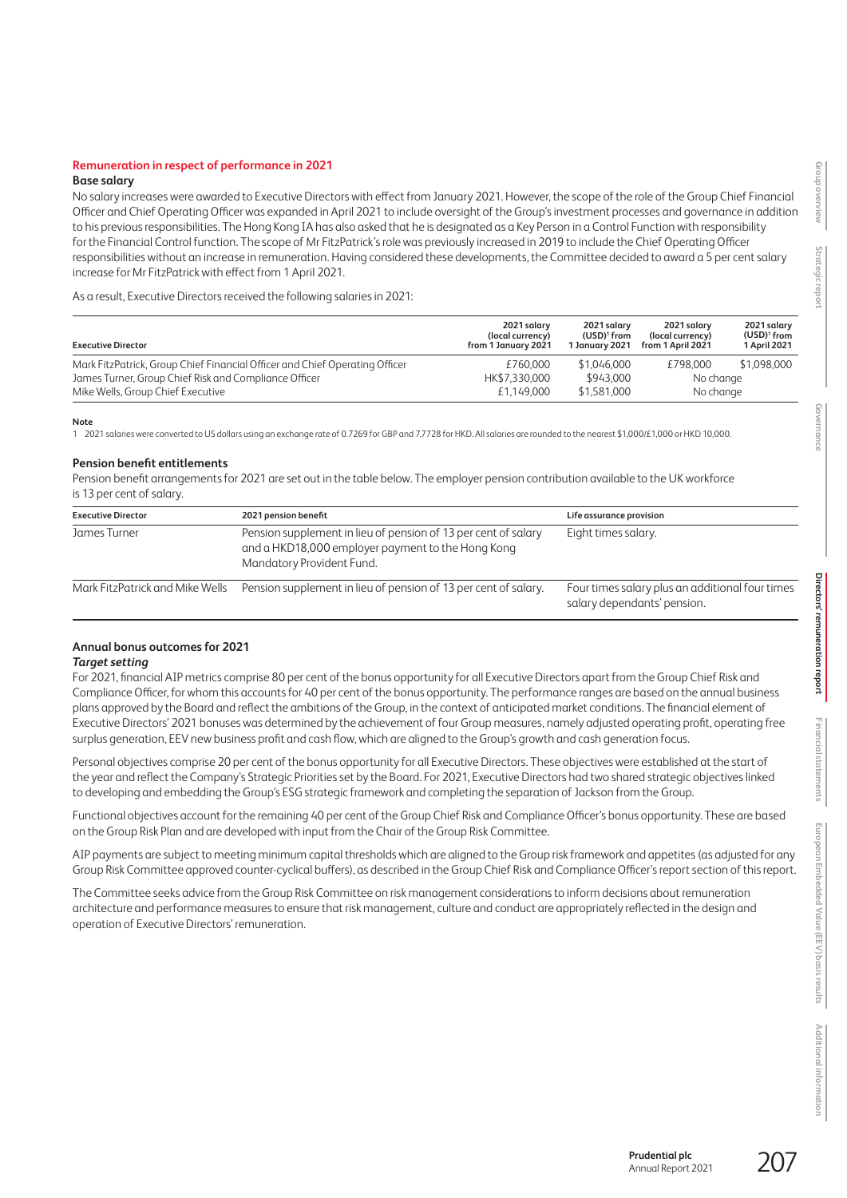## Remuneration in respect of performance in 2021

### Base salary

No salary increases were awarded to Executive Directors with effect from January 2021. However, the scope of the role of the Group Chief Financial Officer and Chief Operating Officer was expanded in April 2021 to include oversight of the Group's investment processes and governance in addition to his previous responsibilities. The Hong Kong IA has also asked that he is designated as a Key Person in a Control Function with responsibility for the Financial Control function. The scope of Mr FitzPatrick's role was previously increased in 2019 to include the Chief Operating Officer responsibilities without an increase in remuneration. Having considered these developments, the Committee decided to award a 5 per cent salary increase for Mr FitzPatrick with effect from 1 April 2021.

As a result, Executive Directors received the following salaries in 2021:

| Executive Director | 2021 salary (local currency) from 1 January 2021 | 2021 salary (USD)[1] from 1 January 2021 | 2021 salary (local currency) from 1 April 2021 | 2021 salary (USD)[1] from 1 April 2021 |
|---|---|---|---|---|
| Mark FitzPatrick, Group Chief Financial Officer and Chief Operating Officer | £760,000 | $1,046,000 | £798,000 | $1,098,000 |
| James Turner, Group Chief Risk and Compliance Officer | HK$7,330,000 | $943,000 | No change | |
| Mike Wells, Group Chief Executive | £1,149,000 | $1,581,000 | No change | |

**Note**

1 2021 salaries were converted to US dollars using an exchange rate of 0.7269 for GBP and 7.7728 for HKD. All salaries are rounded to the nearest $1,000/£1,000 or HKD 10,000.

### Pension benefit entitlements

Pension benefit arrangements for 2021 are set out in the table below. The employer pension contribution available to the UK workforce is 13 per cent of salary.

| Executive Director | 2021 pension benefit | Life assurance provision |
|---|---|---|
| James Turner | Pension supplement in lieu of pension of 13 per cent of salary and a HKD18,000 employer payment to the Hong Kong Mandatory Provident Fund. | Eight times salary. |
| Mark FitzPatrick and Mike Wells | Pension supplement in lieu of pension of 13 per cent of salary. | Four times salary plus an additional four times salary dependants' pension. |

### Annual bonus outcomes for 2021

***Target setting***

For 2021, financial AIP metrics comprise 80 per cent of the bonus opportunity for all Executive Directors apart from the Group Chief Risk and Compliance Officer, for whom this accounts for 40 per cent of the bonus opportunity. The performance ranges are based on the annual business plans approved by the Board and reflect the ambitions of the Group, in the context of anticipated market conditions. The financial element of Executive Directors' 2021 bonuses was determined by the achievement of four Group measures, namely adjusted operating profit, operating free surplus generation, EEV new business profit and cash flow, which are aligned to the Group's growth and cash generation focus.

Personal objectives comprise 20 per cent of the bonus opportunity for all Executive Directors. These objectives were established at the start of the year and reflect the Company's Strategic Priorities set by the Board. For 2021, Executive Directors had two shared strategic objectives linked to developing and embedding the Group's ESG strategic framework and completing the separation of Jackson from the Group.

Functional objectives account for the remaining 40 per cent of the Group Chief Risk and Compliance Officer's bonus opportunity. These are based on the Group Risk Plan and are developed with input from the Chair of the Group Risk Committee.

AIP payments are subject to meeting minimum capital thresholds which are aligned to the Group risk framework and appetites (as adjusted for any Group Risk Committee approved counter-cyclical buffers), as described in the Group Chief Risk and Compliance Officer's report section of this report.

The Committee seeks advice from the Group Risk Committee on risk management considerations to inform decisions about remuneration architecture and performance measures to ensure that risk management, culture and conduct are appropriately reflected in the design and operation of Executive Directors' remuneration.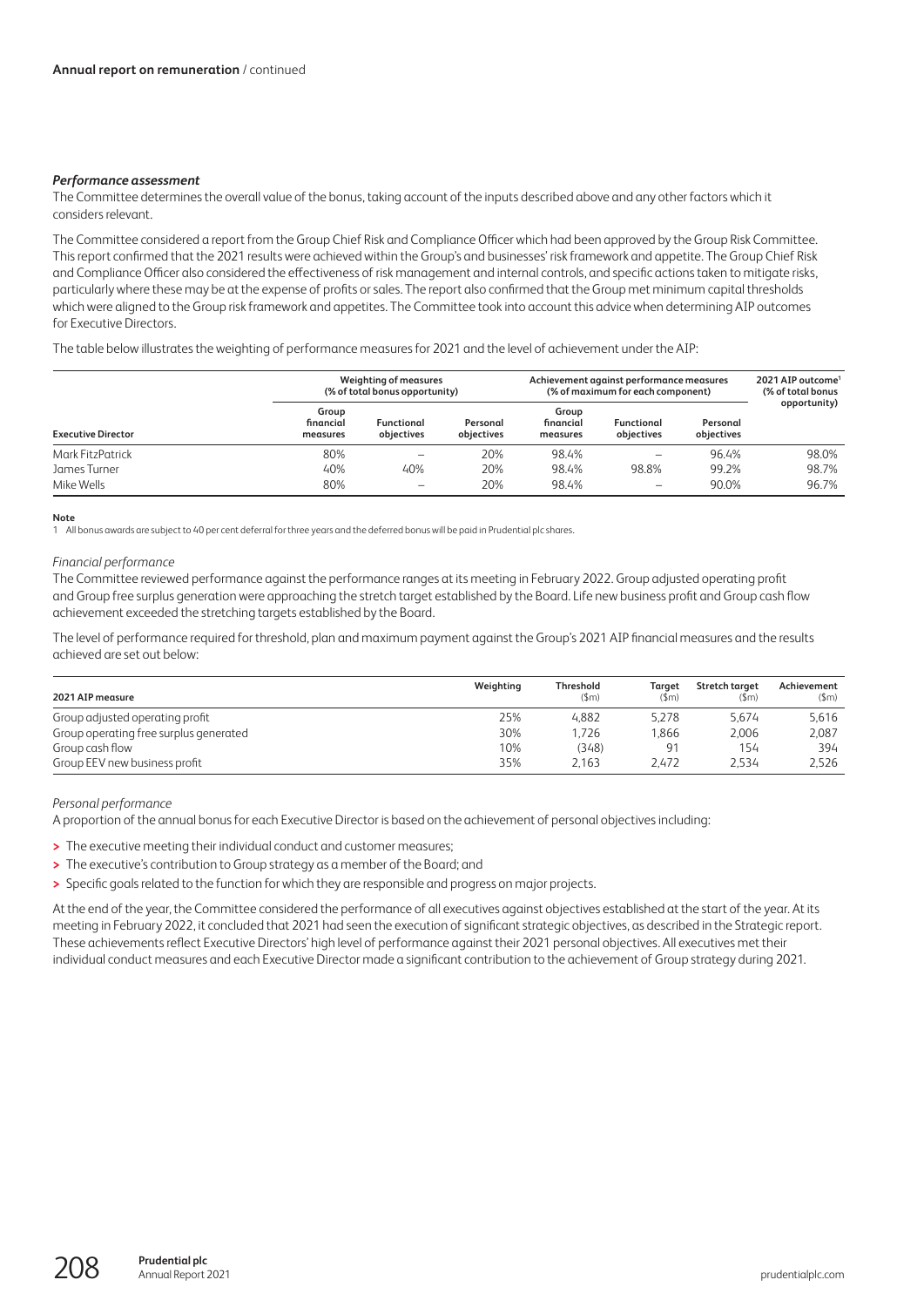### *Performance assessment*

The Committee determines the overall value of the bonus, taking account of the inputs described above and any other factors which it considers relevant.

The Committee considered a report from the Group Chief Risk and Compliance Officer which had been approved by the Group Risk Committee. This report confirmed that the 2021 results were achieved within the Group's and businesses' risk framework and appetite. The Group Chief Risk and Compliance Officer also considered the effectiveness of risk management and internal controls, and specific actions taken to mitigate risks, particularly where these may be at the expense of profits or sales. The report also confirmed that the Group met minimum capital thresholds which were aligned to the Group risk framework and appetites. The Committee took into account this advice when determining AIP outcomes for Executive Directors.

The table below illustrates the weighting of performance measures for 2021 and the level of achievement under the AIP:

| | Weighting of measures (% of total bonus opportunity) | | | Achievement against performance measures (% of maximum for each component) | | | 2021 AIP outcome[1] (% of total bonus opportunity) |
|---|---|---|---|---|---|---|---|
| **Executive Director** | **Group financial measures** | **Functional objectives** | **Personal objectives** | **Group financial measures** | **Functional objectives** | **Personal objectives** | |
| Mark FitzPatrick | 80% | – | 20% | 98.4% | – | 96.4% | 98.0% |
| James Turner | 40% | 40% | 20% | 98.4% | 98.8% | 99.2% | 98.7% |
| Mike Wells | 80% | – | 20% | 98.4% | – | 90.0% | 96.7% |

**Note**

1 All bonus awards are subject to 40 per cent deferral for three years and the deferred bonus will be paid in Prudential plc shares.

*Financial performance*

The Committee reviewed performance against the performance ranges at its meeting in February 2022. Group adjusted operating profit and Group free surplus generation were approaching the stretch target established by the Board. Life new business profit and Group cash flow achievement exceeded the stretching targets established by the Board.

The level of performance required for threshold, plan and maximum payment against the Group's 2021 AIP financial measures and the results achieved are set out below:

| 2021 AIP measure | Weighting | Threshold ($m) | Target ($m) | Stretch target ($m) | Achievement ($m) |
|---|---|---|---|---|---|
| Group adjusted operating profit | 25% | 4,882 | 5,278 | 5,674 | 5,616 |
| Group operating free surplus generated | 30% | 1,726 | 1,866 | 2,006 | 2,087 |
| Group cash flow | 10% | (348) | 91 | 154 | 394 |
| Group EEV new business profit | 35% | 2,163 | 2,472 | 2,534 | 2,526 |

*Personal performance*

A proportion of the annual bonus for each Executive Director is based on the achievement of personal objectives including:

- The executive meeting their individual conduct and customer measures;
- The executive's contribution to Group strategy as a member of the Board; and
- Specific goals related to the function for which they are responsible and progress on major projects.

At the end of the year, the Committee considered the performance of all executives against objectives established at the start of the year. At its meeting in February 2022, it concluded that 2021 had seen the execution of significant strategic objectives, as described in the Strategic report. These achievements reflect Executive Directors' high level of performance against their 2021 personal objectives. All executives met their individual conduct measures and each Executive Director made a significant contribution to the achievement of Group strategy during 2021.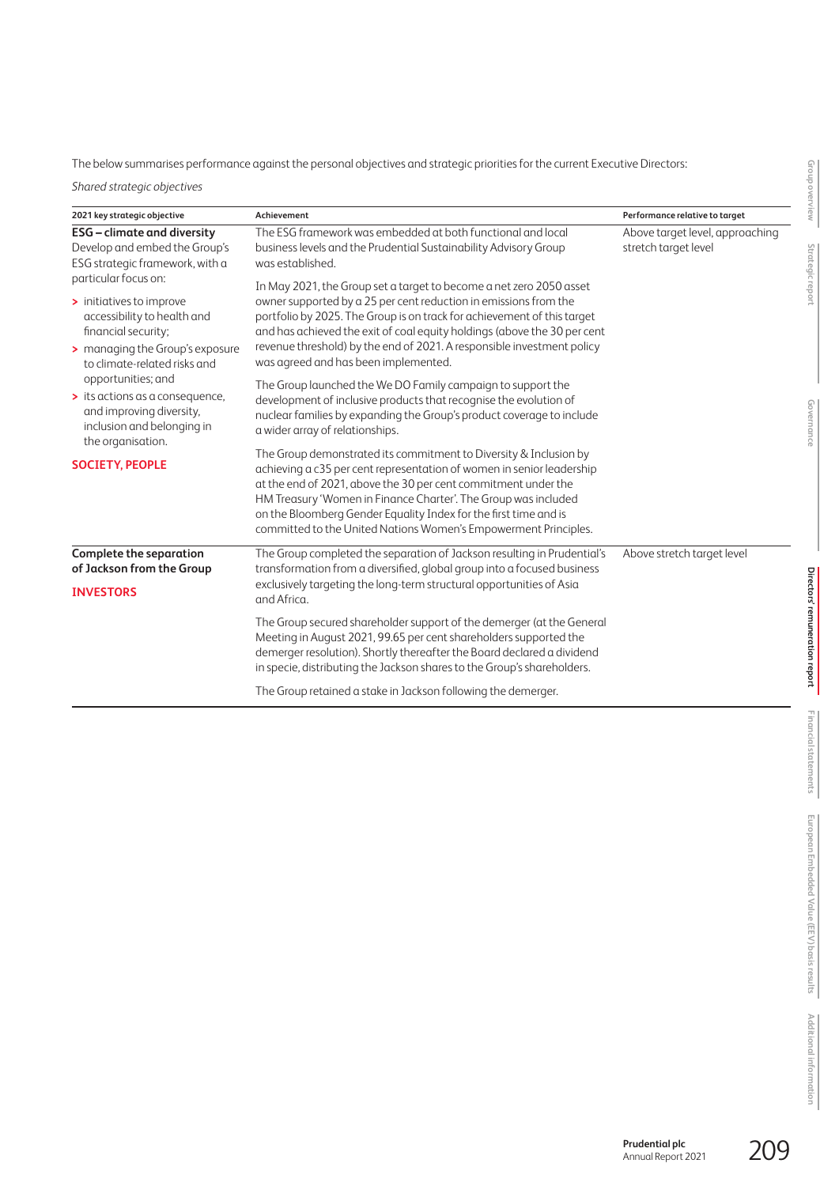The below summarises performance against the personal objectives and strategic priorities for the current Executive Directors:

*Shared strategic objectives*

| 2021 key strategic objective | Achievement | Performance relative to target |
|---|---|---|
| **ESG – climate and diversity**<br>Develop and embed the Group's ESG strategic framework, with a particular focus on:<br>> initiatives to improve accessibility to health and financial security;<br>> managing the Group's exposure to climate-related risks and opportunities; and<br>> its actions as a consequence, and improving diversity, inclusion and belonging in the organisation.<br><br>**SOCIETY, PEOPLE** | The ESG framework was embedded at both functional and local business levels and the Prudential Sustainability Advisory Group was established.<br><br>In May 2021, the Group set a target to become a net zero 2050 asset owner supported by a 25 per cent reduction in emissions from the portfolio by 2025. The Group is on track for achievement of this target and has achieved the exit of coal equity holdings (above the 30 per cent revenue threshold) by the end of 2021. A responsible investment policy was agreed and has been implemented.<br><br>The Group launched the We DO Family campaign to support the development of inclusive products that recognise the evolution of nuclear families by expanding the Group's product coverage to include a wider array of relationships.<br><br>The Group demonstrated its commitment to Diversity & Inclusion by achieving a c35 per cent representation of women in senior leadership at the end of 2021, above the 30 per cent commitment under the HM Treasury 'Women in Finance Charter'. The Group was included on the Bloomberg Gender Equality Index for the first time and is committed to the United Nations Women's Empowerment Principles. | Above target level, approaching stretch target level |
| **Complete the separation of Jackson from the Group**<br><br>**INVESTORS** | The Group completed the separation of Jackson resulting in Prudential's transformation from a diversified, global group into a focused business exclusively targeting the long-term structural opportunities of Asia and Africa.<br><br>The Group secured shareholder support of the demerger (at the General Meeting in August 2021, 99.65 per cent shareholders supported the demerger resolution). Shortly thereafter the Board declared a dividend in specie, distributing the Jackson shares to the Group's shareholders.<br><br>The Group retained a stake in Jackson following the demerger. | Above stretch target level |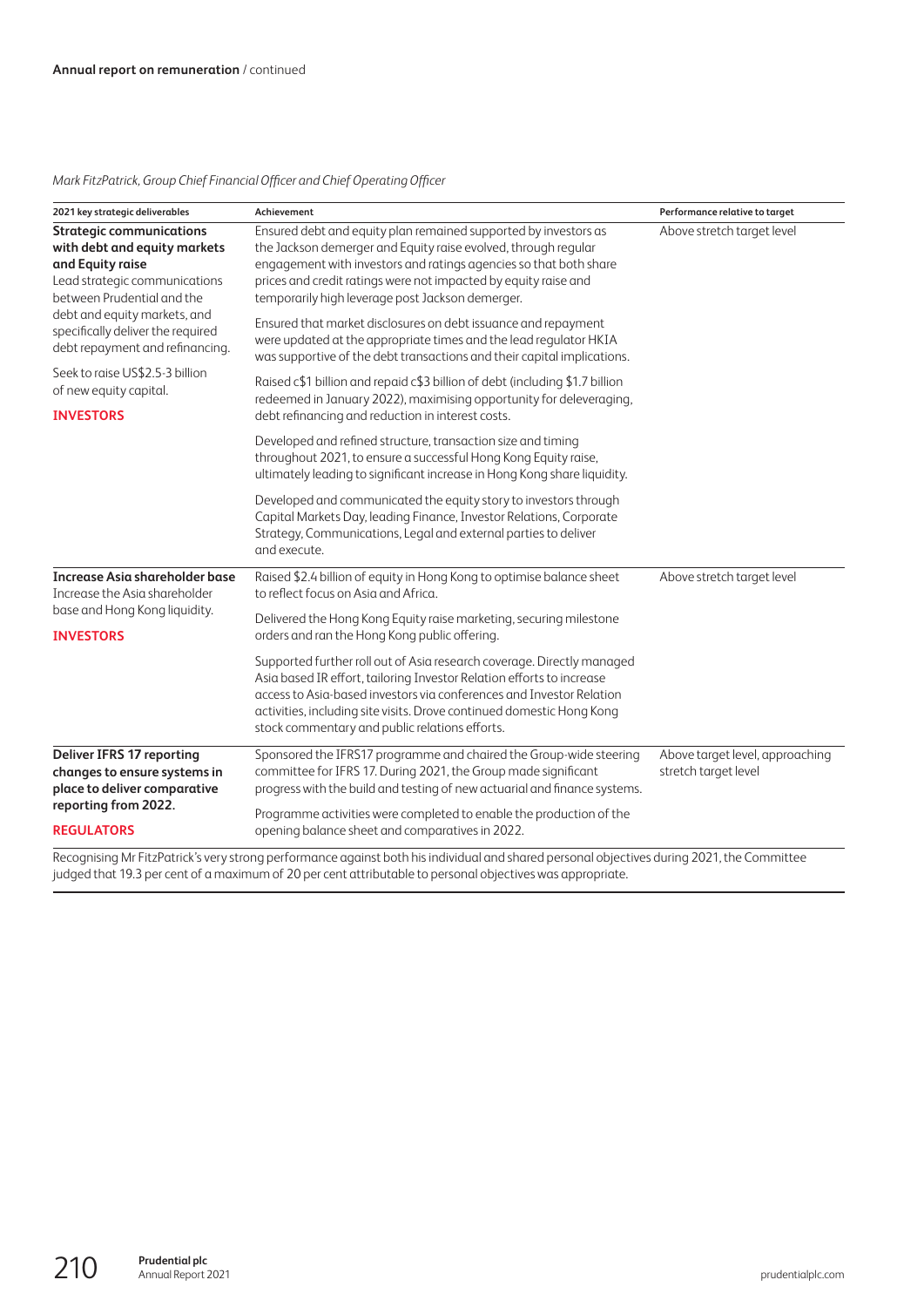*Mark FitzPatrick, Group Chief Financial Officer and Chief Operating Officer*

| 2021 key strategic deliverables | Achievement | Performance relative to target |
|---|---|---|
| **Strategic communications with debt and equity markets and Equity raise**<br>Lead strategic communications between Prudential and the debt and equity markets, and specifically deliver the required debt repayment and refinancing.<br>Seek to raise US$2.5-3 billion of new equity capital.<br>**INVESTORS** | Ensured debt and equity plan remained supported by investors as the Jackson demerger and Equity raise evolved, through regular engagement with investors and ratings agencies so that both share prices and credit ratings were not impacted by equity raise and temporarily high leverage post Jackson demerger.<br>Ensured that market disclosures on debt issuance and repayment were updated at the appropriate times and the lead regulator HKIA was supportive of the debt transactions and their capital implications.<br>Raised c$1 billion and repaid c$3 billion of debt (including $1.7 billion redeemed in January 2022), maximising opportunity for deleveraging, debt refinancing and reduction in interest costs.<br>Developed and refined structure, transaction size and timing throughout 2021, to ensure a successful Hong Kong Equity raise, ultimately leading to significant increase in Hong Kong share liquidity.<br>Developed and communicated the equity story to investors through Capital Markets Day, leading Finance, Investor Relations, Corporate Strategy, Communications, Legal and external parties to deliver and execute. | Above stretch target level |
| **Increase Asia shareholder base**<br>Increase the Asia shareholder base and Hong Kong liquidity.<br>**INVESTORS** | Raised $2.4 billion of equity in Hong Kong to optimise balance sheet to reflect focus on Asia and Africa.<br>Delivered the Hong Kong Equity raise marketing, securing milestone orders and ran the Hong Kong public offering.<br>Supported further roll out of Asia research coverage. Directly managed Asia based IR effort, tailoring Investor Relation efforts to increase access to Asia-based investors via conferences and Investor Relation activities, including site visits. Drove continued domestic Hong Kong stock commentary and public relations efforts. | Above stretch target level |
| **Deliver IFRS 17 reporting changes to ensure systems in place to deliver comparative reporting from 2022.**<br>**REGULATORS** | Sponsored the IFRS17 programme and chaired the Group-wide steering committee for IFRS 17. During 2021, the Group made significant progress with the build and testing of new actuarial and finance systems.<br>Programme activities were completed to enable the production of the opening balance sheet and comparatives in 2022. | Above target level, approaching stretch target level |

Recognising Mr FitzPatrick's very strong performance against both his individual and shared personal objectives during 2021, the Committee judged that 19.3 per cent of a maximum of 20 per cent attributable to personal objectives was appropriate.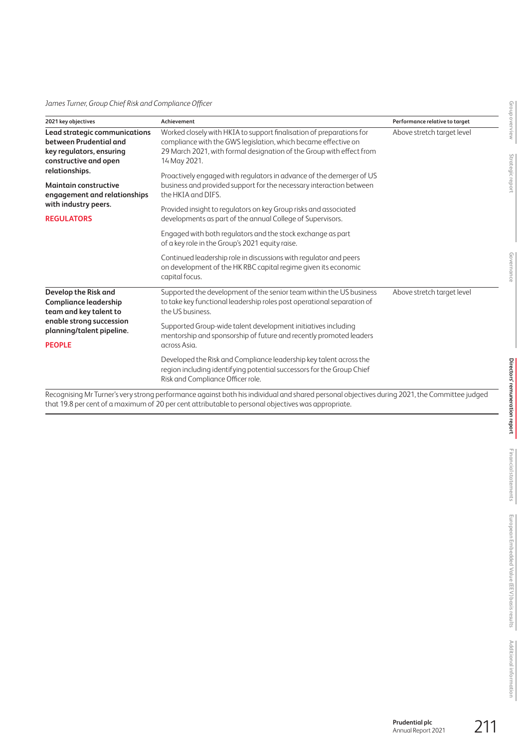*James Turner, Group Chief Risk and Compliance Officer*

| 2021 key objectives | Achievement | Performance relative to target |
| --- | --- | --- |
| **Lead strategic communications between Prudential and key regulators, ensuring constructive and open relationships.**<br><br>**Maintain constructive engagement and relationships with industry peers.**<br><br>**REGULATORS** | Worked closely with HKIA to support finalisation of preparations for compliance with the GWS legislation, which became effective on 29 March 2021, with formal designation of the Group with effect from 14 May 2021.<br><br>Proactively engaged with regulators in advance of the demerger of US business and provided support for the necessary interaction between the HKIA and DIFS.<br><br>Provided insight to regulators on key Group risks and associated developments as part of the annual College of Supervisors.<br><br>Engaged with both regulators and the stock exchange as part of a key role in the Group's 2021 equity raise.<br><br>Continued leadership role in discussions with regulator and peers on development of the HK RBC capital regime given its economic capital focus. | Above stretch target level |
| **Develop the Risk and Compliance leadership team and key talent to enable strong succession planning/talent pipeline.**<br><br>**PEOPLE** | Supported the development of the senior team within the US business to take key functional leadership roles post operational separation of the US business.<br><br>Supported Group-wide talent development initiatives including mentorship and sponsorship of future and recently promoted leaders across Asia.<br><br>Developed the Risk and Compliance leadership key talent across the region including identifying potential successors for the Group Chief Risk and Compliance Officer role. | Above stretch target level |

Recognising Mr Turner's very strong performance against both his individual and shared personal objectives during 2021, the Committee judged that 19.8 per cent of a maximum of 20 per cent attributable to personal objectives was appropriate.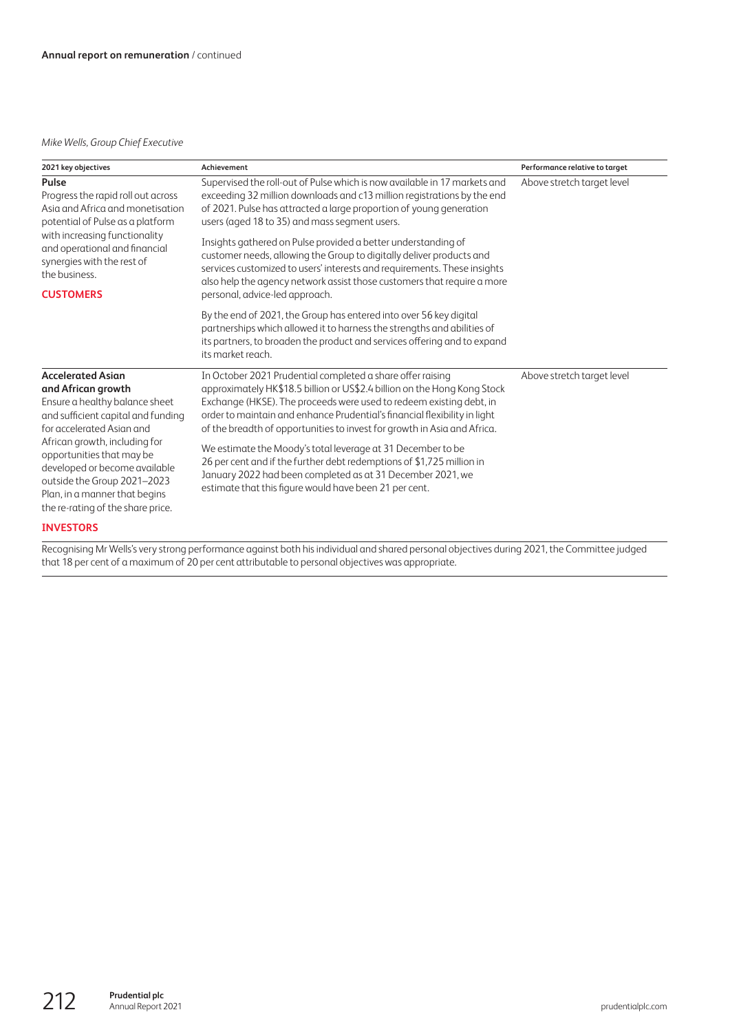*Mike Wells, Group Chief Executive*

| 2021 key objectives | Achievement | Performance relative to target |
| --- | --- | --- |
| **Pulse**<br>Progress the rapid roll out across Asia and Africa and monetisation potential of Pulse as a platform with increasing functionality and operational and financial synergies with the rest of the business.<br>**CUSTOMERS** | Supervised the roll-out of Pulse which is now available in 17 markets and exceeding 32 million downloads and c13 million registrations by the end of 2021. Pulse has attracted a large proportion of young generation users (aged 18 to 35) and mass segment users.<br><br>Insights gathered on Pulse provided a better understanding of customer needs, allowing the Group to digitally deliver products and services customized to users' interests and requirements. These insights also help the agency network assist those customers that require a more personal, advice-led approach.<br><br>By the end of 2021, the Group has entered into over 56 key digital partnerships which allowed it to harness the strengths and abilities of its partners, to broaden the product and services offering and to expand its market reach. | Above stretch target level |
| **Accelerated Asian and African growth**<br>Ensure a healthy balance sheet and sufficient capital and funding for accelerated Asian and African growth, including for opportunities that may be developed or become available outside the Group 2021–2023 Plan, in a manner that begins the re-rating of the share price.<br>**INVESTORS** | In October 2021 Prudential completed a share offer raising approximately HK$18.5 billion or US$2.4 billion on the Hong Kong Stock Exchange (HKSE). The proceeds were used to redeem existing debt, in order to maintain and enhance Prudential's financial flexibility in light of the breadth of opportunities to invest for growth in Asia and Africa.<br><br>We estimate the Moody's total leverage at 31 December to be 26 per cent and if the further debt redemptions of $1,725 million in January 2022 had been completed as at 31 December 2021, we estimate that this figure would have been 21 per cent. | Above stretch target level |

Recognising Mr Wells's very strong performance against both his individual and shared personal objectives during 2021, the Committee judged that 18 per cent of a maximum of 20 per cent attributable to personal objectives was appropriate.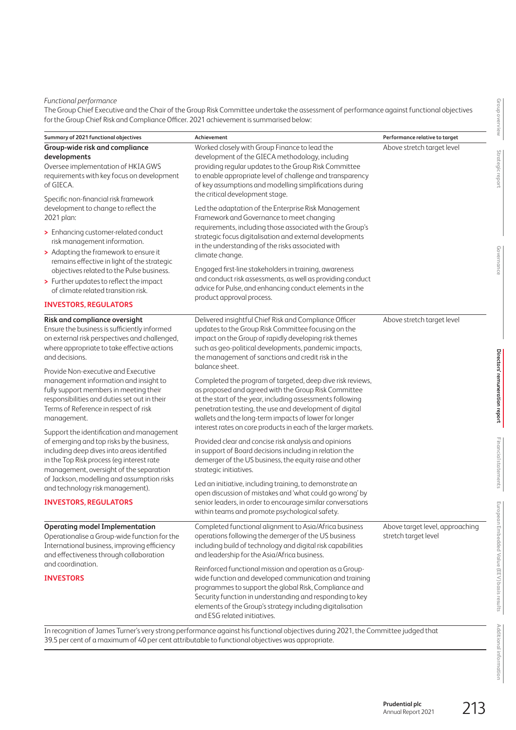*Functional performance*

The Group Chief Executive and the Chair of the Group Risk Committee undertake the assessment of performance against functional objectives for the Group Chief Risk and Compliance Officer. 2021 achievement is summarised below:

| Summary of 2021 functional objectives | Achievement | Performance relative to target |
|---|---|---|
| **Group-wide risk and compliance developments**<br>Oversee implementation of HKIA GWS requirements with key focus on development of GIECA.<br>Specific non-financial risk framework development to change to reflect the 2021 plan:<br>> Enhancing customer-related conduct risk management information.<br>> Adapting the framework to ensure it remains effective in light of the strategic objectives related to the Pulse business.<br>> Further updates to reflect the impact of climate related transition risk.<br>**INVESTORS, REGULATORS** | Worked closely with Group Finance to lead the development of the GIECA methodology, including providing regular updates to the Group Risk Committee to enable appropriate level of challenge and transparency of key assumptions and modelling simplifications during the critical development stage.<br>Led the adaptation of the Enterprise Risk Management Framework and Governance to meet changing requirements, including those associated with the Group's strategic focus digitalisation and external developments in the understanding of the risks associated with climate change.<br>Engaged first-line stakeholders in training, awareness and conduct risk assessments, as well as providing conduct advice for Pulse, and enhancing conduct elements in the product approval process. | Above stretch target level |
| **Risk and compliance oversight**<br>Ensure the business is sufficiently informed on external risk perspectives and challenged, where appropriate to take effective actions and decisions.<br>Provide Non-executive and Executive management information and insight to fully support members in meeting their responsibilities and duties set out in their Terms of Reference in respect of risk management.<br>Support the identification and management of emerging and top risks by the business, including deep dives into areas identified in the Top Risk process (eg interest rate management, oversight of the separation of Jackson, modelling and assumption risks and technology risk management).<br>**INVESTORS, REGULATORS** | Delivered insightful Chief Risk and Compliance Officer updates to the Group Risk Committee focusing on the impact on the Group of rapidly developing risk themes such as geo-political developments, pandemic impacts, the management of sanctions and credit risk in the balance sheet.<br>Completed the program of targeted, deep dive risk reviews, as proposed and agreed with the Group Risk Committee at the start of the year, including assessments following penetration testing, the use and development of digital wallets and the long-term impacts of lower for longer interest rates on core products in each of the larger markets.<br>Provided clear and concise risk analysis and opinions in support of Board decisions including in relation the demerger of the US business, the equity raise and other strategic initiatives.<br>Led an initiative, including training, to demonstrate an open discussion of mistakes and 'what could go wrong' by senior leaders, in order to encourage similar conversations within teams and promote psychological safety. | Above stretch target level |
| **Operating model Implementation**<br>Operationalise a Group-wide function for the International business, improving efficiency and effectiveness through collaboration and coordination.<br>**INVESTORS** | Completed functional alignment to Asia/Africa business operations following the demerger of the US business including build of technology and digital risk capabilities and leadership for the Asia/Africa business.<br>Reinforced functional mission and operation as a Group-wide function and developed communication and training programmes to support the global Risk, Compliance and Security function in understanding and responding to key elements of the Group's strategy including digitalisation and ESG related initiatives. | Above target level, approaching stretch target level |

In recognition of James Turner's very strong performance against his functional objectives during 2021, the Committee judged that 39.5 per cent of a maximum of 40 per cent attributable to functional objectives was appropriate.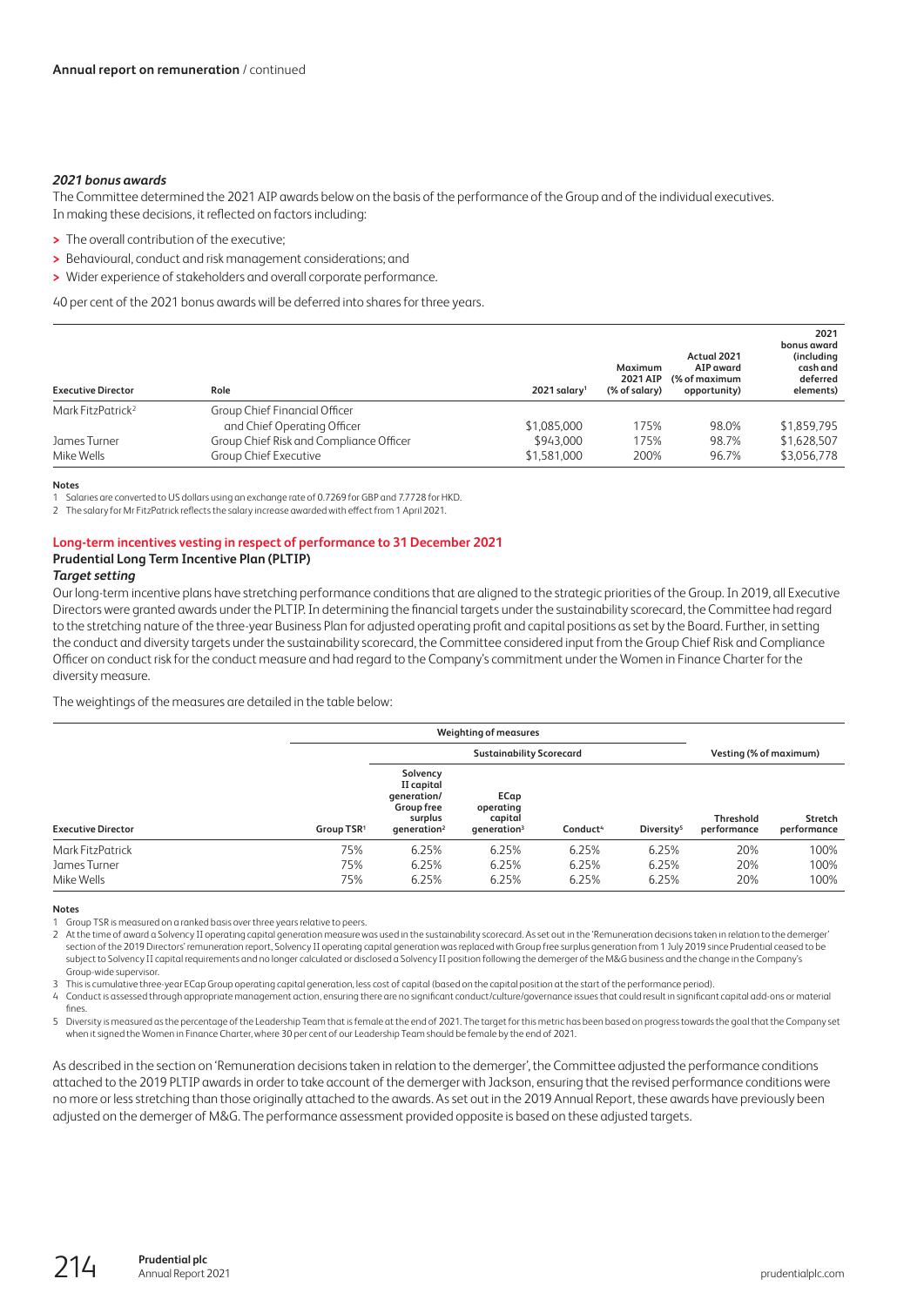### *2021 bonus awards*

The Committee determined the 2021 AIP awards below on the basis of the performance of the Group and of the individual executives. In making these decisions, it reflected on factors including:

- The overall contribution of the executive;
- Behavioural, conduct and risk management considerations; and
- Wider experience of stakeholders and overall corporate performance.

40 per cent of the 2021 bonus awards will be deferred into shares for three years.

| Executive Director | Role | 2021 salary[1] | Maximum 2021 AIP (% of salary) | Actual 2021 AIP award (% of maximum opportunity) | 2021 bonus award (including cash and deferred elements) |
|---|---|---|---|---|---|
| Mark FitzPatrick[2] | Group Chief Financial Officer and Chief Operating Officer | $1,085,000 | 175% | 98.0% | $1,859,795 |
| James Turner | Group Chief Risk and Compliance Officer | $943,000 | 175% | 98.7% | $1,628,507 |
| Mike Wells | Group Chief Executive | $1,581,000 | 200% | 96.7% | $3,056,778 |

**Notes**

1 Salaries are converted to US dollars using an exchange rate of 0.7269 for GBP and 7.7728 for HKD.

2 The salary for Mr FitzPatrick reflects the salary increase awarded with effect from 1 April 2021.

## Long-term incentives vesting in respect of performance to 31 December 2021

### Prudential Long Term Incentive Plan (PLTIP)

#### *Target setting*

Our long-term incentive plans have stretching performance conditions that are aligned to the strategic priorities of the Group. In 2019, all Executive Directors were granted awards under the PLTIP. In determining the financial targets under the sustainability scorecard, the Committee had regard to the stretching nature of the three-year Business Plan for adjusted operating profit and capital positions as set by the Board. Further, in setting the conduct and diversity targets under the sustainability scorecard, the Committee considered input from the Group Chief Risk and Compliance Officer on conduct risk for the conduct measure and had regard to the Company's commitment under the Women in Finance Charter for the diversity measure.

The weightings of the measures are detailed in the table below:

| | Weighting of measures | | | | | Vesting (% of maximum) | |
|---|---|---|---|---|---|---|---|
| | | Sustainability Scorecard | | | | | |
| Executive Director | Group TSR[1] | Solvency II capital generation/ Group free surplus generation[2] | ECap operating capital generation[3] | Conduct[4] | Diversity[5] | Threshold performance | Stretch performance |
| Mark FitzPatrick | 75% | 6.25% | 6.25% | 6.25% | 6.25% | 20% | 100% |
| James Turner | 75% | 6.25% | 6.25% | 6.25% | 6.25% | 20% | 100% |
| Mike Wells | 75% | 6.25% | 6.25% | 6.25% | 6.25% | 20% | 100% |

**Notes**

1 Group TSR is measured on a ranked basis over three years relative to peers.

2 At the time of award a Solvency II operating capital generation measure was used in the sustainability scorecard. As set out in the 'Remuneration decisions taken in relation to the demerger' section of the 2019 Directors' remuneration report, Solvency II operating capital generation was replaced with Group free surplus generation from 1 July 2019 since Prudential ceased to be subject to Solvency II capital requirements and no longer calculated or disclosed a Solvency II position following the demerger of the M&G business and the change in the Company's Group-wide supervisor.

3 This is cumulative three-year ECap Group operating capital generation, less cost of capital (based on the capital position at the start of the performance period).

4 Conduct is assessed through appropriate management action, ensuring there are no significant conduct/culture/governance issues that could result in significant capital add-ons or material fines.

5 Diversity is measured as the percentage of the Leadership Team that is female at the end of 2021. The target for this metric has been based on progress towards the goal that the Company set when it signed the Women in Finance Charter, where 30 per cent of our Leadership Team should be female by the end of 2021.

As described in the section on 'Remuneration decisions taken in relation to the demerger', the Committee adjusted the performance conditions attached to the 2019 PLTIP awards in order to take account of the demerger with Jackson, ensuring that the revised performance conditions were no more or less stretching than those originally attached to the awards. As set out in the 2019 Annual Report, these awards have previously been adjusted on the demerger of M&G. The performance assessment provided opposite is based on these adjusted targets.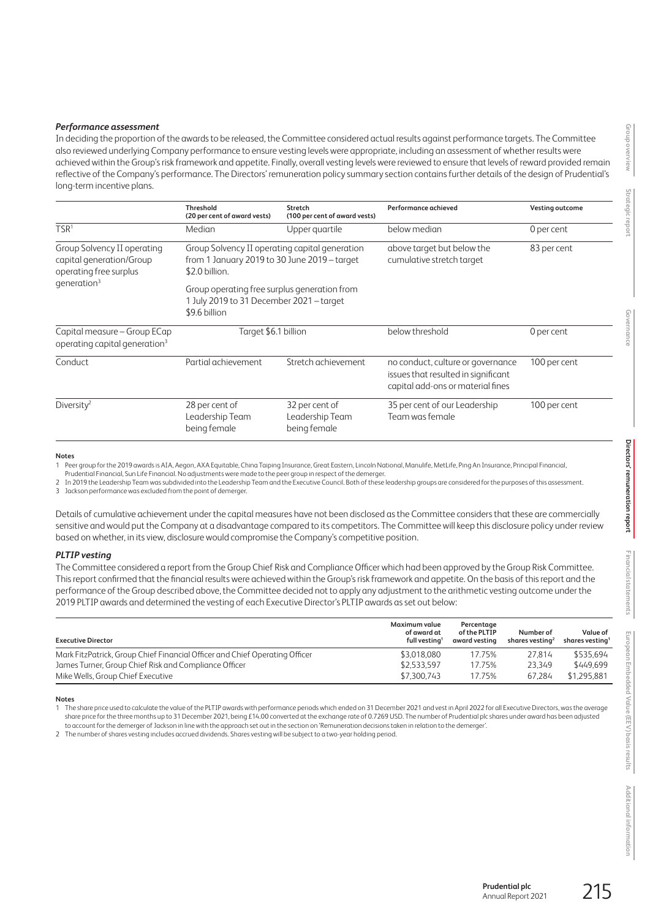### *Performance assessment*

In deciding the proportion of the awards to be released, the Committee considered actual results against performance targets. The Committee also reviewed underlying Company performance to ensure vesting levels were appropriate, including an assessment of whether results were achieved within the Group's risk framework and appetite. Finally, overall vesting levels were reviewed to ensure that levels of reward provided remain reflective of the Company's performance. The Directors' remuneration policy summary section contains further details of the design of Prudential's long-term incentive plans.

| | Threshold (20 per cent of award vests) | Stretch (100 per cent of award vests) | Performance achieved | Vesting outcome |
|---|---|---|---|---|
| TSR[1] | Median | Upper quartile | below median | 0 per cent |
| Group Solvency II operating capital generation/Group operating free surplus generation[3] | Group Solvency II operating capital generation from 1 January 2019 to 30 June 2019 – target \$2.0 billion. Group operating free surplus generation from 1 July 2019 to 31 December 2021 – target \$9.6 billion | | above target but below the cumulative stretch target | 83 per cent |
| Capital measure – Group ECap operating capital generation[3] | Target \$6.1 billion | | below threshold | 0 per cent |
| Conduct | Partial achievement | Stretch achievement | no conduct, culture or governance issues that resulted in significant capital add-ons or material fines | 100 per cent |
| Diversity[2] | 28 per cent of Leadership Team being female | 32 per cent of Leadership Team being female | 35 per cent of our Leadership Team was female | 100 per cent |

**Notes**

1 Peer group for the 2019 awards is AIA, Aegon, AXA Equitable, China Taiping Insurance, Great Eastern, Lincoln National, Manulife, MetLife, Ping An Insurance, Principal Financial, Prudential Financial, Sun Life Financial. No adjustments were made to the peer group in respect of the demerger.

2 In 2019 the Leadership Team was subdivided into the Leadership Team and the Executive Council. Both of these leadership groups are considered for the purposes of this assessment.

3 Jackson performance was excluded from the point of demerger.

Details of cumulative achievement under the capital measures have not been disclosed as the Committee considers that these are commercially sensitive and would put the Company at a disadvantage compared to its competitors. The Committee will keep this disclosure policy under review based on whether, in its view, disclosure would compromise the Company's competitive position.

### *PLTIP vesting*

The Committee considered a report from the Group Chief Risk and Compliance Officer which had been approved by the Group Risk Committee. This report confirmed that the financial results were achieved within the Group's risk framework and appetite. On the basis of this report and the performance of the Group described above, the Committee decided not to apply any adjustment to the arithmetic vesting outcome under the 2019 PLTIP awards and determined the vesting of each Executive Director's PLTIP awards as set out below:

| Executive Director | Maximum value of award at full vesting[1] | Percentage of the PLTIP award vesting | Number of shares vesting[2] | Value of shares vesting[1] |
|---|---|---|---|---|
| Mark FitzPatrick, Group Chief Financial Officer and Chief Operating Officer | \$3,018,080 | 17.75% | 27,814 | \$535,694 |
| James Turner, Group Chief Risk and Compliance Officer | \$2,533,597 | 17.75% | 23,349 | \$449,699 |
| Mike Wells, Group Chief Executive | \$7,300,743 | 17.75% | 67,284 | \$1,295,881 |

**Notes**

1 The share price used to calculate the value of the PLTIP awards with performance periods which ended on 31 December 2021 and vest in April 2022 for all Executive Directors, was the average share price for the three months up to 31 December 2021, being £14.00 converted at the exchange rate of 0.7269 USD. The number of Prudential plc shares under award has been adjusted to account for the demerger of Jackson in line with the approach set out in the section on 'Remuneration decisions taken in relation to the demerger'.

2 The number of shares vesting includes accrued dividends. Shares vesting will be subject to a two-year holding period.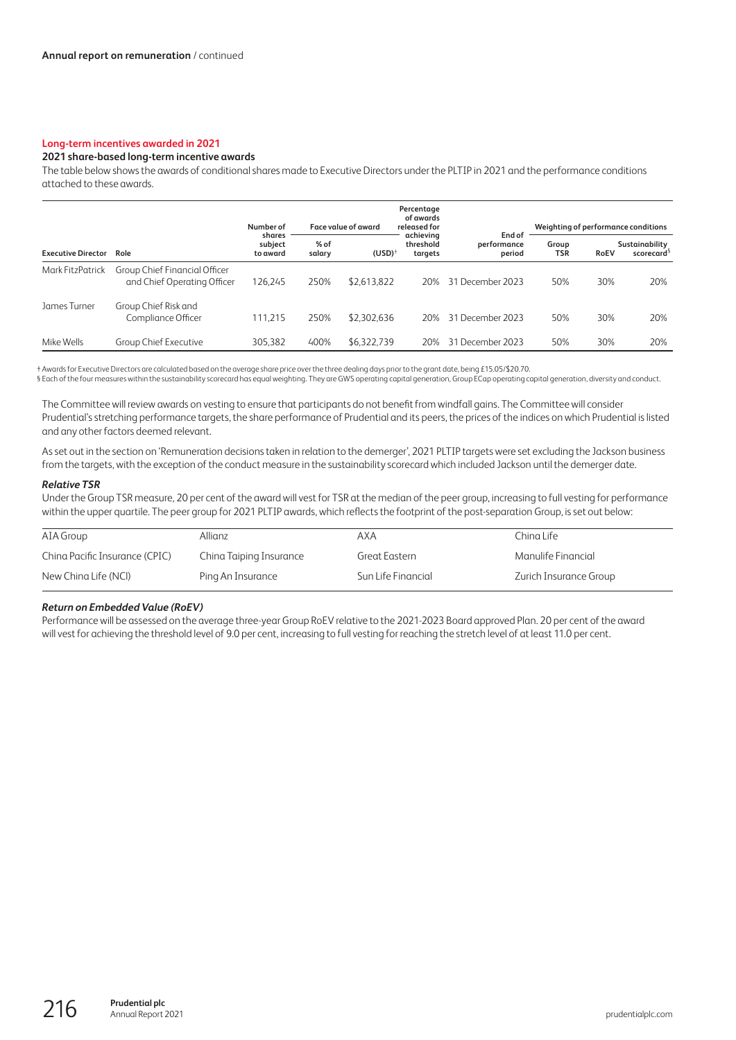Annual report on remuneration / continued

## Long-term incentives awarded in 2021

### 2021 share-based long-term incentive awards

The table below shows the awards of conditional shares made to Executive Directors under the PLTIP in 2021 and the performance conditions attached to these awards.

| Executive Director | Role | Number of shares subject to award | Face value of award | | Percentage of awards released for achieving threshold targets | End of performance period | Weighting of performance conditions | | |
|---|---|---|---|---|---|---|---|---|---|
| | | | % of salary | (USD)† | | | Group TSR | RoEV | Sustainability scorecard§ |
| Mark FitzPatrick | Group Chief Financial Officer and Chief Operating Officer | 126,245 | 250% | $2,613,822 | 20% | 31 December 2023 | 50% | 30% | 20% |
| James Turner | Group Chief Risk and Compliance Officer | 111,215 | 250% | $2,302,636 | 20% | 31 December 2023 | 50% | 30% | 20% |
| Mike Wells | Group Chief Executive | 305,382 | 400% | $6,322,739 | 20% | 31 December 2023 | 50% | 30% | 20% |

† Awards for Executive Directors are calculated based on the average share price over the three dealing days prior to the grant date, being £15.05/$20.70.
§ Each of the four measures within the sustainability scorecard has equal weighting. They are GWS operating capital generation, Group ECap operating capital generation, diversity and conduct.

The Committee will review awards on vesting to ensure that participants do not benefit from windfall gains. The Committee will consider Prudential's stretching performance targets, the share performance of Prudential and its peers, the prices of the indices on which Prudential is listed and any other factors deemed relevant.

As set out in the section on 'Remuneration decisions taken in relation to the demerger', 2021 PLTIP targets were set excluding the Jackson business from the targets, with the exception of the conduct measure in the sustainability scorecard which included Jackson until the demerger date.

***Relative TSR***

Under the Group TSR measure, 20 per cent of the award will vest for TSR at the median of the peer group, increasing to full vesting for performance within the upper quartile. The peer group for 2021 PLTIP awards, which reflects the footprint of the post-separation Group, is set out below:

| | | | |
|---|---|---|---|
| AIA Group | Allianz | AXA | China Life |
| China Pacific Insurance (CPIC) | China Taiping Insurance | Great Eastern | Manulife Financial |
| New China Life (NCI) | Ping An Insurance | Sun Life Financial | Zurich Insurance Group |

***Return on Embedded Value (RoEV)***

Performance will be assessed on the average three-year Group RoEV relative to the 2021-2023 Board approved Plan. 20 per cent of the award will vest for achieving the threshold level of 9.0 per cent, increasing to full vesting for reaching the stretch level of at least 11.0 per cent.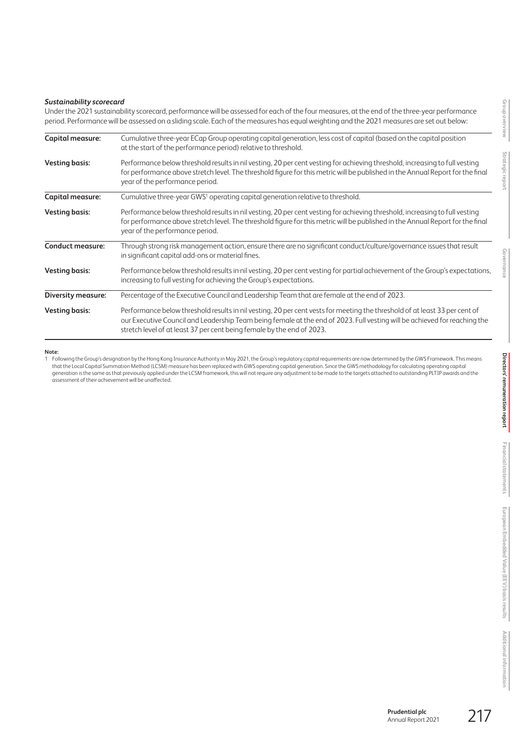***Sustainability scorecard***

Under the 2021 sustainability scorecard, performance will be assessed for each of the four measures, at the end of the three-year performance period. Performance will be assessed on a sliding scale. Each of the measures has equal weighting and the 2021 measures are set out below:

| | |
|---|---|
| **Capital measure:** | Cumulative three-year ECap Group operating capital generation, less cost of capital (based on the capital position at the start of the performance period) relative to threshold. |
| **Vesting basis:** | Performance below threshold results in nil vesting, 20 per cent vesting for achieving threshold, increasing to full vesting for performance above stretch level. The threshold figure for this metric will be published in the Annual Report for the final year of the performance period. |
| **Capital measure:** | Cumulative three-year GWS[1] operating capital generation relative to threshold. |
| **Vesting basis:** | Performance below threshold results in nil vesting, 20 per cent vesting for achieving threshold, increasing to full vesting for performance above stretch level. The threshold figure for this metric will be published in the Annual Report for the final year of the performance period. |
| **Conduct measure:** | Through strong risk management action, ensure there are no significant conduct/culture/governance issues that result in significant capital add-ons or material fines. |
| **Vesting basis:** | Performance below threshold results in nil vesting, 20 per cent vesting for partial achievement of the Group's expectations, increasing to full vesting for achieving the Group's expectations. |
| **Diversity measure:** | Percentage of the Executive Council and Leadership Team that are female at the end of 2023. |
| **Vesting basis:** | Performance below threshold results in nil vesting, 20 per cent vests for meeting the threshold of at least 33 per cent of our Executive Council and Leadership Team being female at the end of 2023. Full vesting will be achieved for reaching the stretch level of at least 37 per cent being female by the end of 2023. |

**Note:**

1 Following the Group's designation by the Hong Kong Insurance Authority in May 2021, the Group's regulatory capital requirements are now determined by the GWS Framework. This means that the Local Capital Summation Method (LCSM) measure has been replaced with GWS operating capital generation. Since the GWS methodology for calculating operating capital generation is the same as that previously applied under the LCSM framework, this will not require any adjustment to be made to the targets attached to outstanding PLTIP awards and the assessment of their achievement will be unaffected.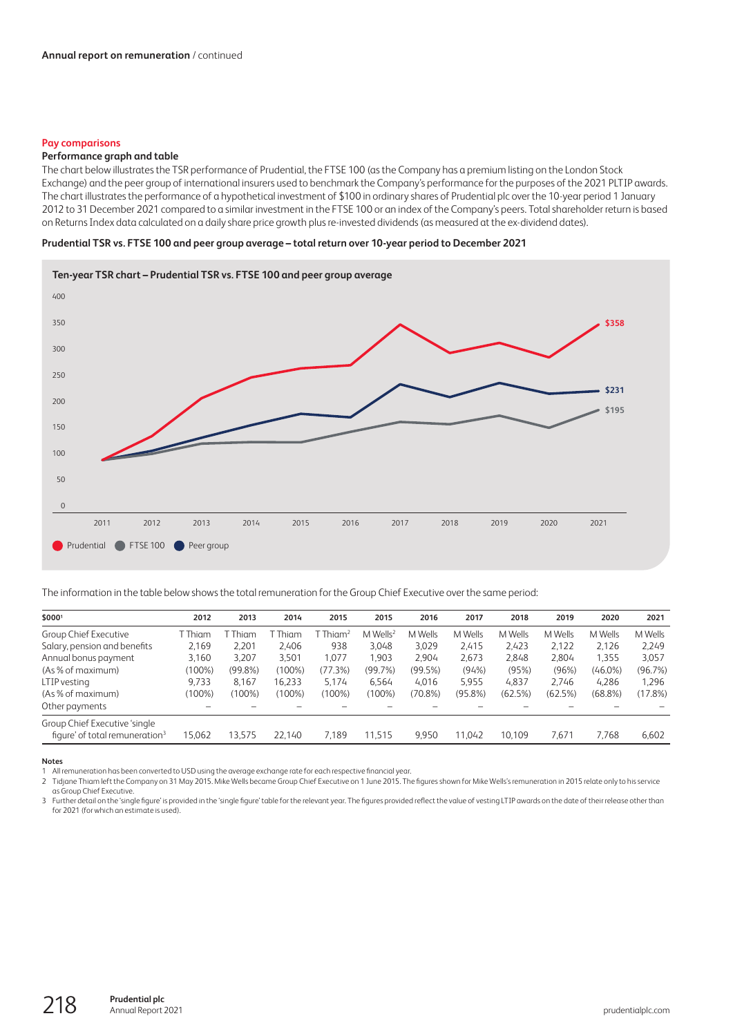Annual report on remuneration / continued

## Pay comparisons

### Performance graph and table

The chart below illustrates the TSR performance of Prudential, the FTSE 100 (as the Company has a premium listing on the London Stock Exchange) and the peer group of international insurers used to benchmark the Company's performance for the purposes of the 2021 PLTIP awards. The chart illustrates the performance of a hypothetical investment of $100 in ordinary shares of Prudential plc over the 10-year period 1 January 2012 to 31 December 2021 compared to a similar investment in the FTSE 100 or an index of the Company's peers. Total shareholder return is based on Returns Index data calculated on a daily share price growth plus re-invested dividends (as measured at the ex-dividend dates).

**Prudential TSR vs. FTSE 100 and peer group average – total return over 10-year period to December 2021**

**Ten-year TSR chart – Prudential TSR vs. FTSE 100 and peer group average**

Prudential: $358 | Peer group: $231 | FTSE 100: $195

(Chart x-axis: 2011–2021; y-axis: 0–400. Legend: Prudential, FTSE 100, Peer group)

The information in the table below shows the total remuneration for the Group Chief Executive over the same period:

| $000[1] | 2012 | 2013 | 2014 | 2015 | 2015 | 2016 | 2017 | 2018 | 2019 | 2020 | 2021 |
|---|---|---|---|---|---|---|---|---|---|---|---|
| Group Chief Executive | T Thiam | T Thiam | T Thiam | T Thiam[2] | M Wells[2] | M Wells | M Wells | M Wells | M Wells | M Wells | M Wells |
| Salary, pension and benefits | 2,169 | 2,201 | 2,406 | 938 | 3,048 | 3,029 | 2,415 | 2,423 | 2,122 | 2,126 | 2,249 |
| Annual bonus payment | 3,160 | 3,207 | 3,501 | 1,077 | 1,903 | 2,904 | 2,673 | 2,848 | 2,804 | 1,355 | 3,057 |
| (As % of maximum) | (100%) | (99.8%) | (100%) | (77.3%) | (99.7%) | (99.5%) | (94%) | (95%) | (96%) | (46.0%) | (96.7%) |
| LTIP vesting | 9,733 | 8,167 | 16,233 | 5,174 | 6,564 | 4,016 | 5,955 | 4,837 | 2,746 | 4,286 | 1,296 |
| (As % of maximum) | (100%) | (100%) | (100%) | (100%) | (100%) | (70.8%) | (95.8%) | (62.5%) | (62.5%) | (68.8%) | (17.8%) |
| Other payments | – | – | – | – | – | – | – | – | – | – | – |
| Group Chief Executive 'single figure' of total remuneration[3] | 15,062 | 13,575 | 22,140 | 7,189 | 11,515 | 9,950 | 11,042 | 10,109 | 7,671 | 7,768 | 6,602 |

**Notes**

1 All remuneration has been converted to USD using the average exchange rate for each respective financial year.

2 Tidjane Thiam left the Company on 31 May 2015. Mike Wells became Group Chief Executive on 1 June 2015. The figures shown for Mike Wells's remuneration in 2015 relate only to his service as Group Chief Executive.

3 Further detail on the 'single figure' is provided in the 'single figure' table for the relevant year. The figures provided reflect the value of vesting LTIP awards on the date of their release other than for 2021 (for which an estimate is used).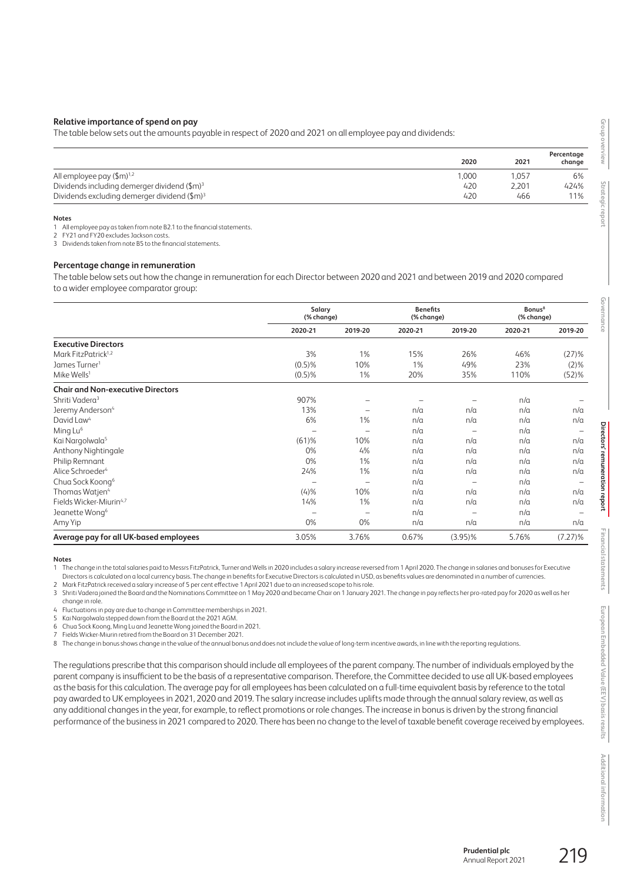### Relative importance of spend on pay

The table below sets out the amounts payable in respect of 2020 and 2021 on all employee pay and dividends:

| | 2020 | 2021 | Percentage change |
|---|---|---|---|
| All employee pay ($m)[1,2] | 1,000 | 1,057 | 6% |
| Dividends including demerger dividend ($m)[3] | 420 | 2,201 | 424% |
| Dividends excluding demerger dividend ($m)[3] | 420 | 466 | 11% |

**Notes**

1 All employee pay as taken from note B2.1 to the financial statements.
2 FY21 and FY20 excludes Jackson costs.
3 Dividends taken from note B5 to the financial statements.

### Percentage change in remuneration

The table below sets out how the change in remuneration for each Director between 2020 and 2021 and between 2019 and 2020 compared to a wider employee comparator group:

| | Salary (% change) | | Benefits (% change) | | Bonus[8] (% change) | |
|---|---|---|---|---|---|---|
| | 2020-21 | 2019-20 | 2020-21 | 2019-20 | 2020-21 | 2019-20 |
| **Executive Directors** | | | | | | |
| Mark FitzPatrick[1,2] | 3% | 1% | 15% | 26% | 46% | (27)% |
| James Turner[1] | (0.5)% | 10% | 1% | 49% | 23% | (2)% |
| Mike Wells[1] | (0.5)% | 1% | 20% | 35% | 110% | (52)% |
| **Chair and Non-executive Directors** | | | | | | |
| Shriti Vadera[3] | 907% | – | – | – | n/a | – |
| Jeremy Anderson[4] | 13% | – | n/a | n/a | n/a | n/a |
| David Law[4] | 6% | 1% | n/a | n/a | n/a | n/a |
| Ming Lu[6] | – | – | n/a | – | n/a | – |
| Kai Nargolwala[5] | (61)% | 10% | n/a | n/a | n/a | n/a |
| Anthony Nightingale | 0% | 4% | n/a | n/a | n/a | n/a |
| Philip Remnant | 0% | 1% | n/a | n/a | n/a | n/a |
| Alice Schroeder[4] | 24% | 1% | n/a | n/a | n/a | n/a |
| Chua Sock Koong[6] | – | – | n/a | – | n/a | – |
| Thomas Watjen[4] | (4)% | 10% | n/a | n/a | n/a | n/a |
| Fields Wicker-Miurin[4,7] | 14% | 1% | n/a | n/a | n/a | n/a |
| Jeanette Wong[6] | – | – | n/a | – | n/a | – |
| Amy Yip | 0% | 0% | n/a | n/a | n/a | n/a |
| **Average pay for all UK-based employees** | 3.05% | 3.76% | 0.67% | (3.95)% | 5.76% | (7.27)% |

**Notes**

1 The change in the total salaries paid to Messrs FitzPatrick, Turner and Wells in 2020 includes a salary increase reversed from 1 April 2020. The change in salaries and bonuses for Executive Directors is calculated on a local currency basis. The change in benefits for Executive Directors is calculated in USD, as benefits values are denominated in a number of currencies.
2 Mark FitzPatrick received a salary increase of 5 per cent effective 1 April 2021 due to an increased scope to his role.
3 Shriti Vadera joined the Board and the Nominations Committee on 1 May 2020 and became Chair on 1 January 2021. The change in pay reflects her pro-rated pay for 2020 as well as her change in role.
4 Fluctuations in pay are due to change in Committee memberships in 2021.
5 Kai Nargolwala stepped down from the Board at the 2021 AGM.
6 Chua Sock Koong, Ming Lu and Jeanette Wong joined the Board in 2021.
7 Fields Wicker-Miurin retired from the Board on 31 December 2021.
8 The change in bonus shows change in the value of the annual bonus and does not include the value of long-term incentive awards, in line with the reporting regulations.

The regulations prescribe that this comparison should include all employees of the parent company. The number of individuals employed by the parent company is insufficient to be the basis of a representative comparison. Therefore, the Committee decided to use all UK-based employees as the basis for this calculation. The average pay for all employees has been calculated on a full-time equivalent basis by reference to the total pay awarded to UK employees in 2021, 2020 and 2019. The salary increase includes uplifts made through the annual salary review, as well as any additional changes in the year, for example, to reflect promotions or role changes. The increase in bonus is driven by the strong financial performance of the business in 2021 compared to 2020. There has been no change to the level of taxable benefit coverage received by employees.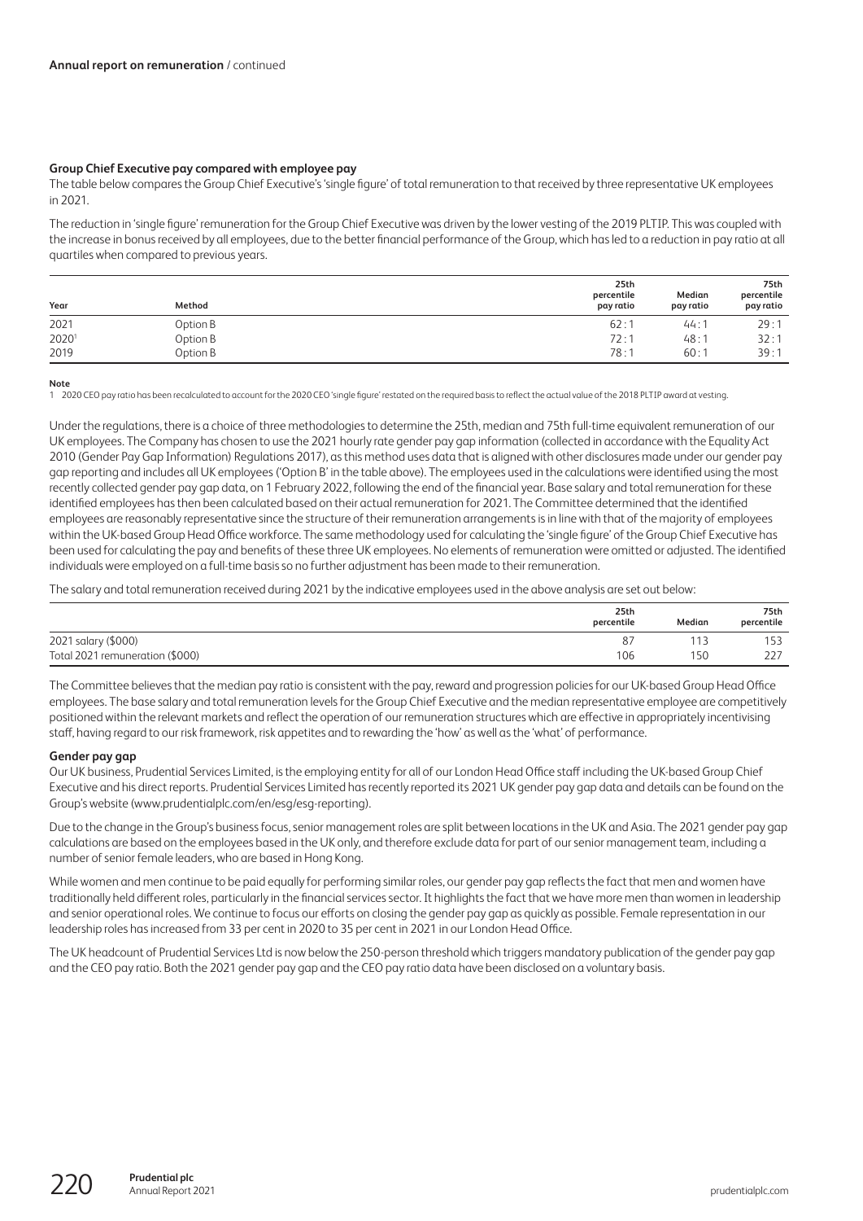**Annual report on remuneration** / continued

### Group Chief Executive pay compared with employee pay

The table below compares the Group Chief Executive's 'single figure' of total remuneration to that received by three representative UK employees in 2021.

The reduction in 'single figure' remuneration for the Group Chief Executive was driven by the lower vesting of the 2019 PLTIP. This was coupled with the increase in bonus received by all employees, due to the better financial performance of the Group, which has led to a reduction in pay ratio at all quartiles when compared to previous years.

| Year | Method | 25th percentile pay ratio | Median pay ratio | 75th percentile pay ratio |
|---|---|---|---|---|
| 2021 | Option B | 62 : 1 | 44 : 1 | 29 : 1 |
| 2020[1] | Option B | 72 : 1 | 48 : 1 | 32 : 1 |
| 2019 | Option B | 78 : 1 | 60 : 1 | 39 : 1 |

**Note**

1 2020 CEO pay ratio has been recalculated to account for the 2020 CEO 'single figure' restated on the required basis to reflect the actual value of the 2018 PLTIP award at vesting.

Under the regulations, there is a choice of three methodologies to determine the 25th, median and 75th full-time equivalent remuneration of our UK employees. The Company has chosen to use the 2021 hourly rate gender pay gap information (collected in accordance with the Equality Act 2010 (Gender Pay Gap Information) Regulations 2017), as this method uses data that is aligned with other disclosures made under our gender pay gap reporting and includes all UK employees ('Option B' in the table above). The employees used in the calculations were identified using the most recently collected gender pay gap data, on 1 February 2022, following the end of the financial year. Base salary and total remuneration for these identified employees has then been calculated based on their actual remuneration for 2021. The Committee determined that the identified employees are reasonably representative since the structure of their remuneration arrangements is in line with that of the majority of employees within the UK-based Group Head Office workforce. The same methodology used for calculating the 'single figure' of the Group Chief Executive has been used for calculating the pay and benefits of these three UK employees. No elements of remuneration were omitted or adjusted. The identified individuals were employed on a full-time basis so no further adjustment has been made to their remuneration.

The salary and total remuneration received during 2021 by the indicative employees used in the above analysis are set out below:

| | 25th percentile | Median | 75th percentile |
|---|---|---|---|
| 2021 salary ($000) | 87 | 113 | 153 |
| Total 2021 remuneration ($000) | 106 | 150 | 227 |

The Committee believes that the median pay ratio is consistent with the pay, reward and progression policies for our UK-based Group Head Office employees. The base salary and total remuneration levels for the Group Chief Executive and the median representative employee are competitively positioned within the relevant markets and reflect the operation of our remuneration structures which are effective in appropriately incentivising staff, having regard to our risk framework, risk appetites and to rewarding the 'how' as well as the 'what' of performance.

### Gender pay gap

Our UK business, Prudential Services Limited, is the employing entity for all of our London Head Office staff including the UK-based Group Chief Executive and his direct reports. Prudential Services Limited has recently reported its 2021 UK gender pay gap data and details can be found on the Group's website (www.prudentialplc.com/en/esg/esg-reporting).

Due to the change in the Group's business focus, senior management roles are split between locations in the UK and Asia. The 2021 gender pay gap calculations are based on the employees based in the UK only, and therefore exclude data for part of our senior management team, including a number of senior female leaders, who are based in Hong Kong.

While women and men continue to be paid equally for performing similar roles, our gender pay gap reflects the fact that men and women have traditionally held different roles, particularly in the financial services sector. It highlights the fact that we have more men than women in leadership and senior operational roles. We continue to focus our efforts on closing the gender pay gap as quickly as possible. Female representation in our leadership roles has increased from 33 per cent in 2020 to 35 per cent in 2021 in our London Head Office.

The UK headcount of Prudential Services Ltd is now below the 250-person threshold which triggers mandatory publication of the gender pay gap and the CEO pay ratio. Both the 2021 gender pay gap and the CEO pay ratio data have been disclosed on a voluntary basis.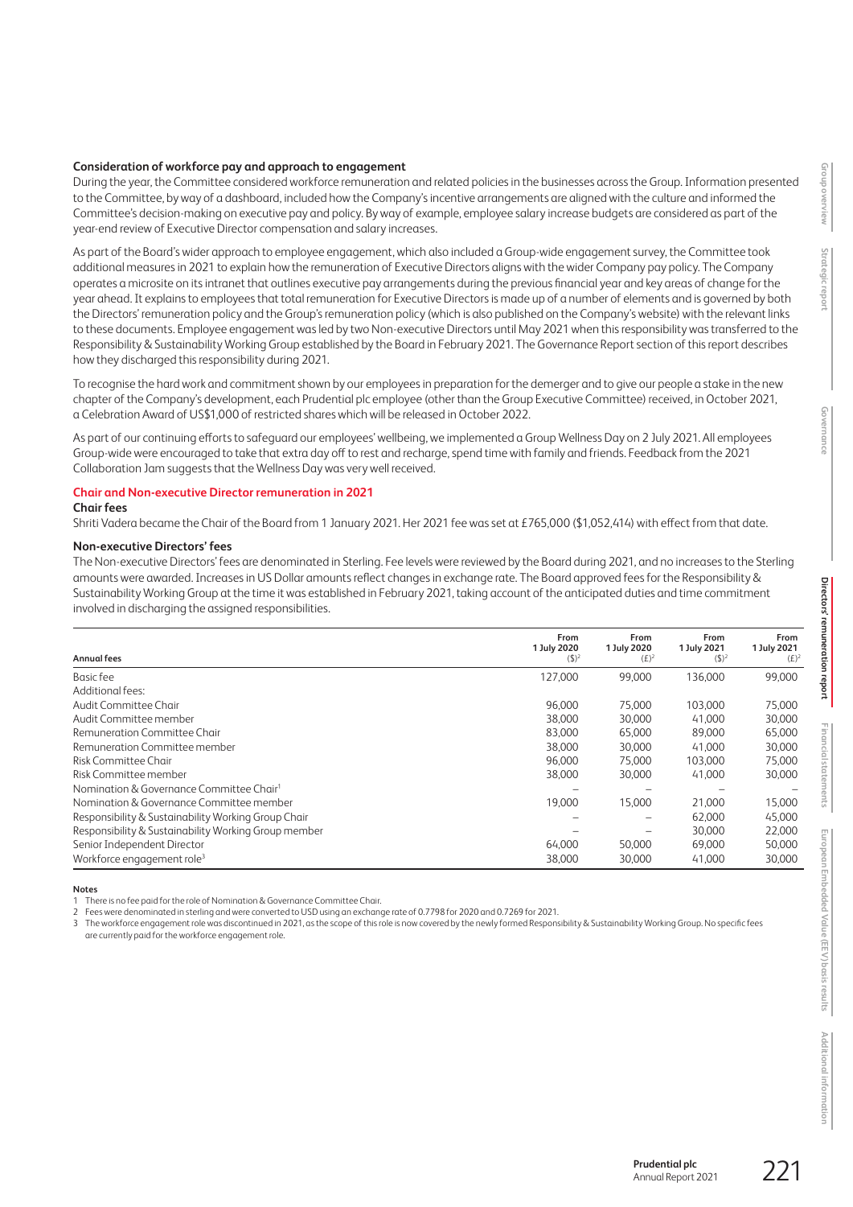**Consideration of workforce pay and approach to engagement**

During the year, the Committee considered workforce remuneration and related policies in the businesses across the Group. Information presented to the Committee, by way of a dashboard, included how the Company's incentive arrangements are aligned with the culture and informed the Committee's decision-making on executive pay and policy. By way of example, employee salary increase budgets are considered as part of the year-end review of Executive Director compensation and salary increases.

As part of the Board's wider approach to employee engagement, which also included a Group-wide engagement survey, the Committee took additional measures in 2021 to explain how the remuneration of Executive Directors aligns with the wider Company pay policy. The Company operates a microsite on its intranet that outlines executive pay arrangements during the previous financial year and key areas of change for the year ahead. It explains to employees that total remuneration for Executive Directors is made up of a number of elements and is governed by both the Directors' remuneration policy and the Group's remuneration policy (which is also published on the Company's website) with the relevant links to these documents. Employee engagement was led by two Non-executive Directors until May 2021 when this responsibility was transferred to the Responsibility & Sustainability Working Group established by the Board in February 2021. The Governance Report section of this report describes how they discharged this responsibility during 2021.

To recognise the hard work and commitment shown by our employees in preparation for the demerger and to give our people a stake in the new chapter of the Company's development, each Prudential plc employee (other than the Group Executive Committee) received, in October 2021, a Celebration Award of US$1,000 of restricted shares which will be released in October 2022.

As part of our continuing efforts to safeguard our employees' wellbeing, we implemented a Group Wellness Day on 2 July 2021. All employees Group-wide were encouraged to take that extra day off to rest and recharge, spend time with family and friends. Feedback from the 2021 Collaboration Jam suggests that the Wellness Day was very well received.

## Chair and Non-executive Director remuneration in 2021

**Chair fees**

Shriti Vadera became the Chair of the Board from 1 January 2021. Her 2021 fee was set at £765,000 ($1,052,414) with effect from that date.

**Non-executive Directors' fees**

The Non-executive Directors' fees are denominated in Sterling. Fee levels were reviewed by the Board during 2021, and no increases to the Sterling amounts were awarded. Increases in US Dollar amounts reflect changes in exchange rate. The Board approved fees for the Responsibility & Sustainability Working Group at the time it was established in February 2021, taking account of the anticipated duties and time commitment involved in discharging the assigned responsibilities.

| Annual fees | From 1 July 2020 ($)[2] | From 1 July 2020 (£)[2] | From 1 July 2021 ($)[2] | From 1 July 2021 (£)[2] |
|---|---|---|---|---|
| Basic fee | 127,000 | 99,000 | 136,000 | 99,000 |
| Additional fees: | | | | |
| Audit Committee Chair | 96,000 | 75,000 | 103,000 | 75,000 |
| Audit Committee member | 38,000 | 30,000 | 41,000 | 30,000 |
| Remuneration Committee Chair | 83,000 | 65,000 | 89,000 | 65,000 |
| Remuneration Committee member | 38,000 | 30,000 | 41,000 | 30,000 |
| Risk Committee Chair | 96,000 | 75,000 | 103,000 | 75,000 |
| Risk Committee member | 38,000 | 30,000 | 41,000 | 30,000 |
| Nomination & Governance Committee Chair[1] | – | – | – | – |
| Nomination & Governance Committee member | 19,000 | 15,000 | 21,000 | 15,000 |
| Responsibility & Sustainability Working Group Chair | – | – | 62,000 | 45,000 |
| Responsibility & Sustainability Working Group member | – | – | 30,000 | 22,000 |
| Senior Independent Director | 64,000 | 50,000 | 69,000 | 50,000 |
| Workforce engagement role[3] | 38,000 | 30,000 | 41,000 | 30,000 |

**Notes**

1 There is no fee paid for the role of Nomination & Governance Committee Chair.

2 Fees were denominated in sterling and were converted to USD using an exchange rate of 0.7798 for 2020 and 0.7269 for 2021.

3 The workforce engagement role was discontinued in 2021, as the scope of this role is now covered by the newly formed Responsibility & Sustainability Working Group. No specific fees are currently paid for the workforce engagement role.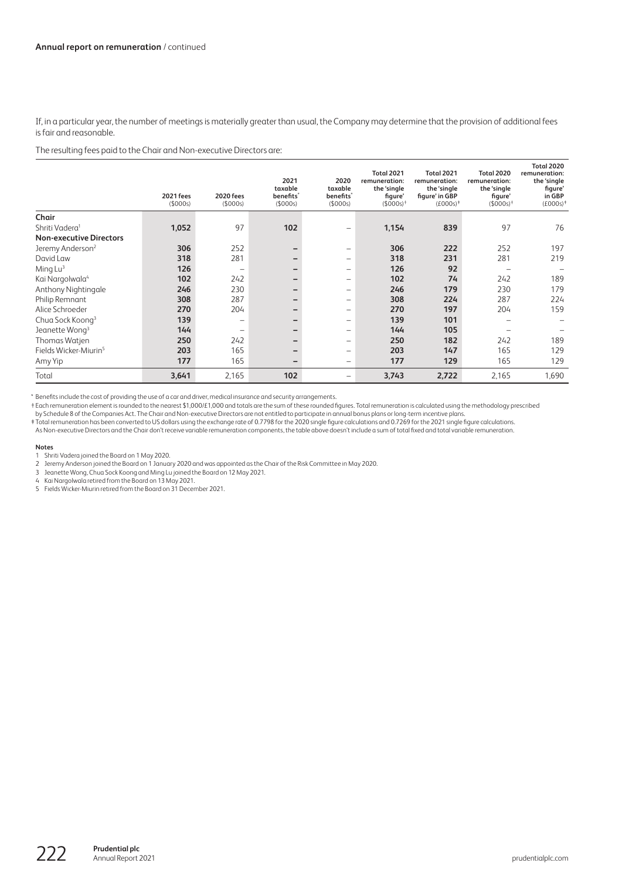If, in a particular year, the number of meetings is materially greater than usual, the Company may determine that the provision of additional fees is fair and reasonable.

The resulting fees paid to the Chair and Non-executive Directors are:

| | 2021 fees ($000s) | 2020 fees ($000s) | 2021 taxable benefits* ($000s) | 2020 taxable benefits* ($000s) | Total 2021 remuneration: the 'single figure' ($000s)† | Total 2021 remuneration: the 'single figure' in GBP (£000s)‡ | Total 2020 remuneration: the 'single figure' ($000s)† | Total 2020 remuneration: the 'single figure' in GBP (£000s)‡ |
|---|---|---|---|---|---|---|---|---|
| **Chair** | | | | | | | | |
| Shriti Vadera[1] | **1,052** | 97 | **102** | – | **1,154** | **839** | 97 | 76 |
| **Non-executive Directors** | | | | | | | | |
| Jeremy Anderson[2] | **306** | 252 | **–** | – | **306** | **222** | 252 | 197 |
| David Law | **318** | 281 | **–** | – | **318** | **231** | 281 | 219 |
| Ming Lu[3] | **126** | – | **–** | – | **126** | **92** | – | – |
| Kai Nargolwala[4] | **102** | 242 | **–** | – | **102** | **74** | 242 | 189 |
| Anthony Nightingale | **246** | 230 | **–** | – | **246** | **179** | 230 | 179 |
| Philip Remnant | **308** | 287 | **–** | – | **308** | **224** | 287 | 224 |
| Alice Schroeder | **270** | 204 | **–** | – | **270** | **197** | 204 | 159 |
| Chua Sock Koong[3] | **139** | – | **–** | – | **139** | **101** | – | – |
| Jeanette Wong[3] | **144** | – | **–** | – | **144** | **105** | – | – |
| Thomas Watjen | **250** | 242 | **–** | – | **250** | **182** | 242 | 189 |
| Fields Wicker-Miurin[5] | **203** | 165 | **–** | – | **203** | **147** | 165 | 129 |
| Amy Yip | **177** | 165 | **–** | – | **177** | **129** | 165 | 129 |
| Total | **3,641** | 2,165 | **102** | – | **3,743** | **2,722** | 2,165 | 1,690 |

\* Benefits include the cost of providing the use of a car and driver, medical insurance and security arrangements.

† Each remuneration element is rounded to the nearest $1,000/£1,000 and totals are the sum of these rounded figures. Total remuneration is calculated using the methodology prescribed by Schedule 8 of the Companies Act. The Chair and Non-executive Directors are not entitled to participate in annual bonus plans or long-term incentive plans.

‡ Total remuneration has been converted to US dollars using the exchange rate of 0.7798 for the 2020 single figure calculations and 0.7269 for the 2021 single figure calculations.

As Non-executive Directors and the Chair don't receive variable remuneration components, the table above doesn't include a sum of total fixed and total variable remuneration.

**Notes**

1 Shriti Vadera joined the Board on 1 May 2020.

2 Jeremy Anderson joined the Board on 1 January 2020 and was appointed as the Chair of the Risk Committee in May 2020.

3 Jeanette Wong, Chua Sock Koong and Ming Lu joined the Board on 12 May 2021.

4 Kai Nargolwala retired from the Board on 13 May 2021.

5 Fields Wicker-Miurin retired from the Board on 31 December 2021.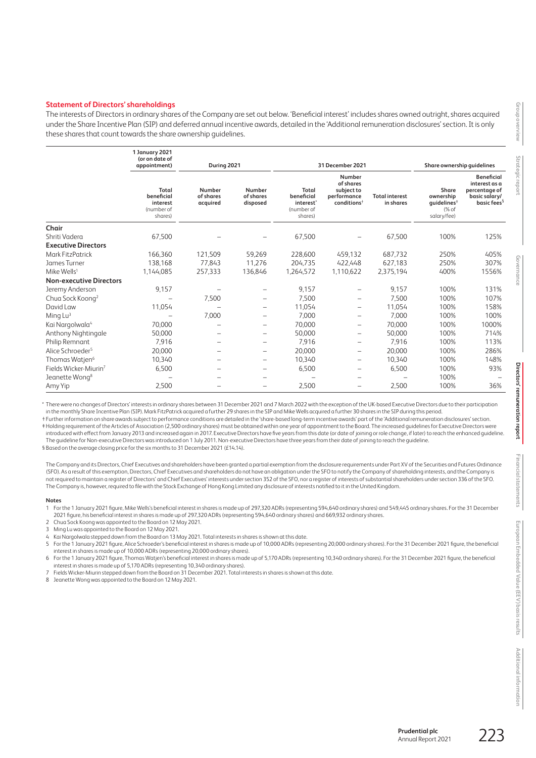## Statement of Directors' shareholdings

The interests of Directors in ordinary shares of the Company are set out below. 'Beneficial interest' includes shares owned outright, shares acquired under the Share Incentive Plan (SIP) and deferred annual incentive awards, detailed in the 'Additional remuneration disclosures' section. It is only these shares that count towards the share ownership guidelines.

| | 1 January 2021 (or on date of appointment) | During 2021 | | 31 December 2021 | | | Share ownership guidelines | |
|---|---|---|---|---|---|---|---|---|
| | Total beneficial interest (number of shares) | Number of shares acquired | Number of shares disposed | Total beneficial interest* (number of shares) | Number of shares subject to performance conditions† | Total interest in shares | Share ownership guidelines‡ (% of salary/fee) | Beneficial interest as a percentage of basic salary/basic fees§ |
| **Chair** | | | | | | | | |
| Shriti Vadera | 67,500 | – | – | 67,500 | – | 67,500 | 100% | 125% |
| **Executive Directors** | | | | | | | | |
| Mark FitzPatrick | 166,360 | 121,509 | 59,269 | 228,600 | 459,132 | 687,732 | 250% | 405% |
| James Turner | 138,168 | 77,843 | 11,276 | 204,735 | 422,448 | 627,183 | 250% | 307% |
| Mike Wells[1] | 1,144,085 | 257,333 | 136,846 | 1,264,572 | 1,110,622 | 2,375,194 | 400% | 1556% |
| **Non-executive Directors** | | | | | | | | |
| Jeremy Anderson | 9,157 | – | – | 9,157 | – | 9,157 | 100% | 131% |
| Chua Sock Koong[2] | – | 7,500 | – | 7,500 | – | 7,500 | 100% | 107% |
| David Law | 11,054 | – | – | 11,054 | – | 11,054 | 100% | 158% |
| Ming Lu[3] | – | 7,000 | – | 7,000 | – | 7,000 | 100% | 100% |
| Kai Nargolwala[4] | 70,000 | – | – | 70,000 | – | 70,000 | 100% | 1000% |
| Anthony Nightingale | 50,000 | – | – | 50,000 | – | 50,000 | 100% | 714% |
| Philip Remnant | 7,916 | – | – | 7,916 | – | 7,916 | 100% | 113% |
| Alice Schroeder[5] | 20,000 | – | – | 20,000 | – | 20,000 | 100% | 286% |
| Thomas Watjen[6] | 10,340 | – | – | 10,340 | – | 10,340 | 100% | 148% |
| Fields Wicker-Miurin[7] | 6,500 | – | – | 6,500 | – | 6,500 | 100% | 93% |
| Jeanette Wong[8] | – | – | – | – | – | – | 100% | – |
| Amy Yip | 2,500 | – | – | 2,500 | – | 2,500 | 100% | 36% |

\* There were no changes of Directors' interests in ordinary shares between 31 December 2021 and 7 March 2022 with the exception of the UK-based Executive Directors due to their participation in the monthly Share Incentive Plan (SIP). Mark FitzPatrick acquired a further 29 shares in the SIP and Mike Wells acquired a further 30 shares in the SIP during this period.

† Further information on share awards subject to performance conditions are detailed in the 'share-based long-term incentive awards' part of the 'Additional remuneration disclosures' section.

‡ Holding requirement of the Articles of Association (2,500 ordinary shares) must be obtained within one year of appointment to the Board. The increased guidelines for Executive Directors were introduced with effect from January 2013 and increased again in 2017. Executive Directors have five years from this date (or date of joining or role change, if later) to reach the enhanced guideline. The guideline for Non-executive Directors was introduced on 1 July 2011. Non-executive Directors have three years from their date of joining to reach the guideline.

§ Based on the average closing price for the six months to 31 December 2021 (£14.14).

The Company and its Directors, Chief Executives and shareholders have been granted a partial exemption from the disclosure requirements under Part XV of the Securities and Futures Ordinance (SFO). As a result of this exemption, Directors, Chief Executives and shareholders do not have an obligation under the SFO to notify the Company of shareholding interests, and the Company is not required to maintain a register of Directors' and Chief Executives' interests under section 352 of the SFO, nor a register of interests of substantial shareholders under section 336 of the SFO. The Company is, however, required to file with the Stock Exchange of Hong Kong Limited any disclosure of interests notified to it in the United Kingdom.

**Notes**

1. For the 1 January 2021 figure, Mike Wells's beneficial interest in shares is made up of 297,320 ADRs (representing 594,640 ordinary shares) and 549,445 ordinary shares. For the 31 December 2021 figure, his beneficial interest in shares is made up of 297,320 ADRs (representing 594,640 ordinary shares) and 669,932 ordinary shares.
2. Chua Sock Koong was appointed to the Board on 12 May 2021.
3. Ming Lu was appointed to the Board on 12 May 2021.
4. Kai Nargolwala stepped down from the Board on 13 May 2021. Total interests in shares is shown at this date.
5. For the 1 January 2021 figure, Alice Schroeder's beneficial interest in shares is made up of 10,000 ADRs (representing 20,000 ordinary shares). For the 31 December 2021 figure, the beneficial interest in shares is made up of 10,000 ADRs (representing 20,000 ordinary shares).
6. For the 1 January 2021 figure, Thomas Watjen's beneficial interest in shares is made up of 5,170 ADRs (representing 10,340 ordinary shares). For the 31 December 2021 figure, the beneficial interest in shares is made up of 5,170 ADRs (representing 10,340 ordinary shares).
7. Fields Wicker-Miurin stepped down from the Board on 31 December 2021. Total interests in shares is shown at this date.
8. Jeanette Wong was appointed to the Board on 12 May 2021.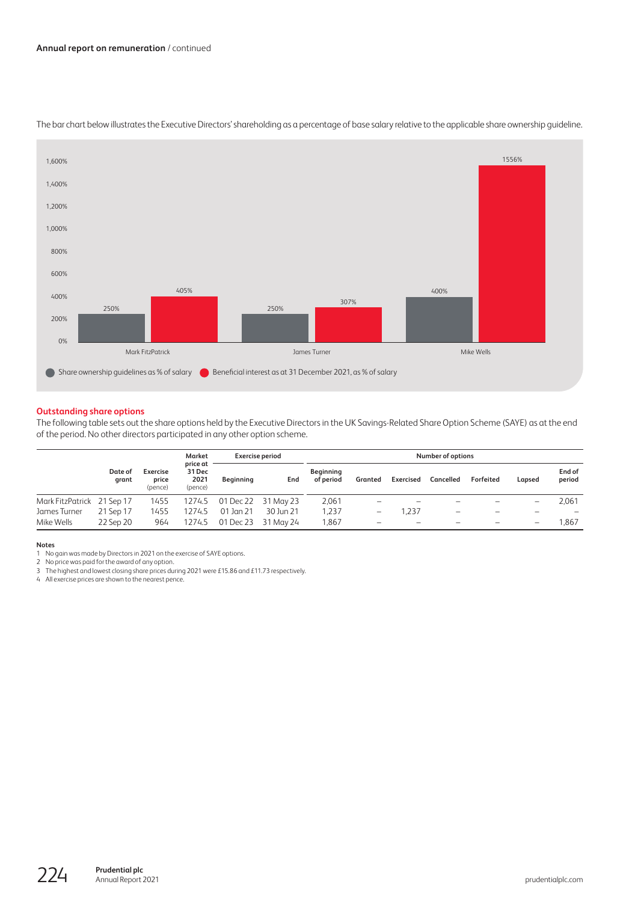The bar chart below illustrates the Executive Directors' shareholding as a percentage of base salary relative to the applicable share ownership guideline.

| | Share ownership guidelines as % of salary | Beneficial interest as at 31 December 2021, as % of salary |
|---|---|---|
| Mark FitzPatrick | 250% | 405% |
| James Turner | 250% | 307% |
| Mike Wells | 400% | 1556% |

## Outstanding share options

The following table sets out the share options held by the Executive Directors in the UK Savings-Related Share Option Scheme (SAYE) as at the end of the period. No other directors participated in any other option scheme.

| | Date of grant | Exercise price (pence) | Market price at 31 Dec 2021 (pence) | Exercise period | | Number of options | | | | | | |
|---|---|---|---|---|---|---|---|---|---|---|---|---|
| | | | | Beginning | End | Beginning of period | Granted | Exercised | Cancelled | Forfeited | Lapsed | End of period |
| Mark FitzPatrick | 21 Sep 17 | 1455 | 1274.5 | 01 Dec 22 | 31 May 23 | 2,061 | – | – | – | – | – | 2,061 |
| James Turner | 21 Sep 17 | 1455 | 1274.5 | 01 Jan 21 | 30 Jun 21 | 1,237 | – | 1,237 | – | – | – | – |
| Mike Wells | 22 Sep 20 | 964 | 1274.5 | 01 Dec 23 | 31 May 24 | 1,867 | – | – | – | – | – | 1,867 |

**Notes**

1 No gain was made by Directors in 2021 on the exercise of SAYE options.
2 No price was paid for the award of any option.
3 The highest and lowest closing share prices during 2021 were £15.86 and £11.73 respectively.
4 All exercise prices are shown to the nearest pence.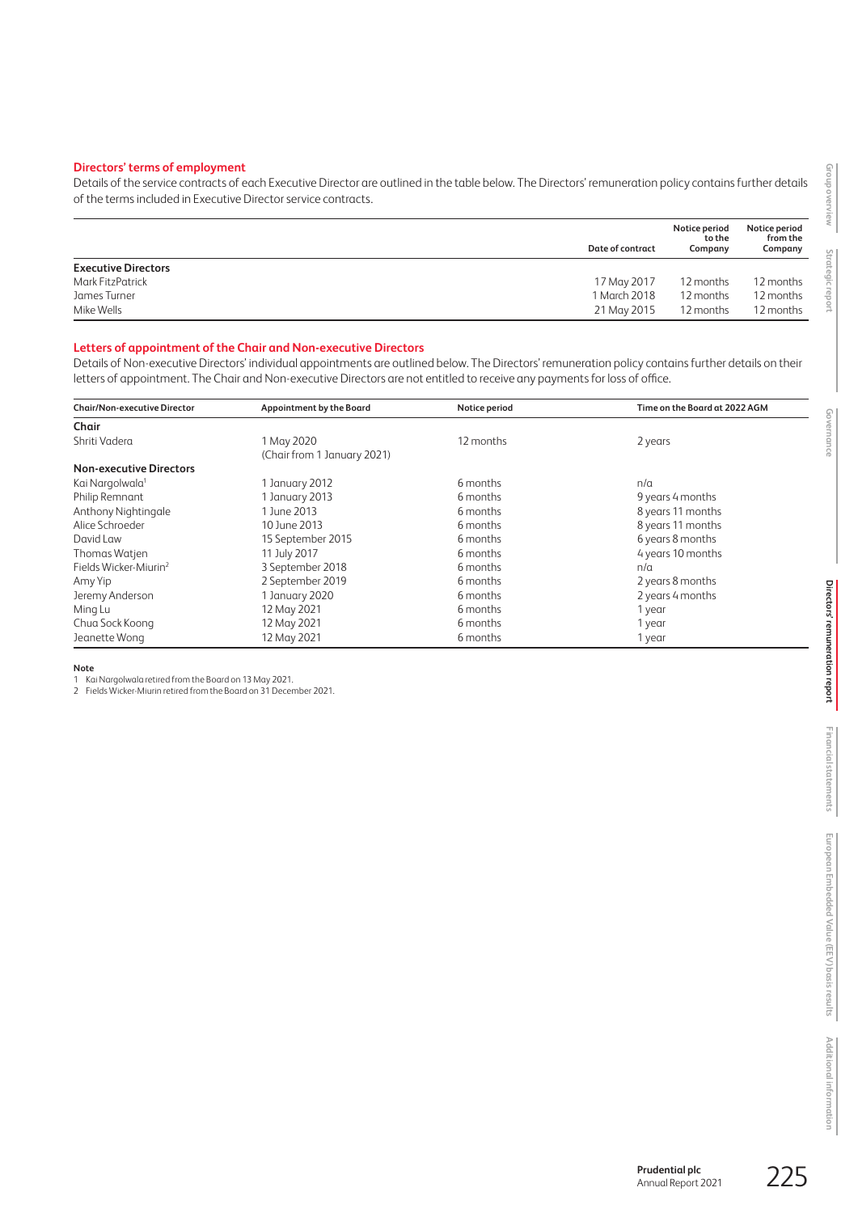### Directors' terms of employment

Details of the service contracts of each Executive Director are outlined in the table below. The Directors' remuneration policy contains further details of the terms included in Executive Director service contracts.

| | Date of contract | Notice period to the Company | Notice period from the Company |
|---|---|---|---|
| **Executive Directors** | | | |
| Mark FitzPatrick | 17 May 2017 | 12 months | 12 months |
| James Turner | 1 March 2018 | 12 months | 12 months |
| Mike Wells | 21 May 2015 | 12 months | 12 months |

### Letters of appointment of the Chair and Non-executive Directors

Details of Non-executive Directors' individual appointments are outlined below. The Directors' remuneration policy contains further details on their letters of appointment. The Chair and Non-executive Directors are not entitled to receive any payments for loss of office.

| Chair/Non-executive Director | Appointment by the Board | Notice period | Time on the Board at 2022 AGM |
|---|---|---|---|
| **Chair** | | | |
| Shriti Vadera | 1 May 2020 (Chair from 1 January 2021) | 12 months | 2 years |
| **Non-executive Directors** | | | |
| Kai Nargolwala[1] | 1 January 2012 | 6 months | n/a |
| Philip Remnant | 1 January 2013 | 6 months | 9 years 4 months |
| Anthony Nightingale | 1 June 2013 | 6 months | 8 years 11 months |
| Alice Schroeder | 10 June 2013 | 6 months | 8 years 11 months |
| David Law | 15 September 2015 | 6 months | 6 years 8 months |
| Thomas Watjen | 11 July 2017 | 6 months | 4 years 10 months |
| Fields Wicker-Miurin[2] | 3 September 2018 | 6 months | n/a |
| Amy Yip | 2 September 2019 | 6 months | 2 years 8 months |
| Jeremy Anderson | 1 January 2020 | 6 months | 2 years 4 months |
| Ming Lu | 12 May 2021 | 6 months | 1 year |
| Chua Sock Koong | 12 May 2021 | 6 months | 1 year |
| Jeanette Wong | 12 May 2021 | 6 months | 1 year |

**Note**

1 Kai Nargolwala retired from the Board on 13 May 2021.

2 Fields Wicker-Miurin retired from the Board on 31 December 2021.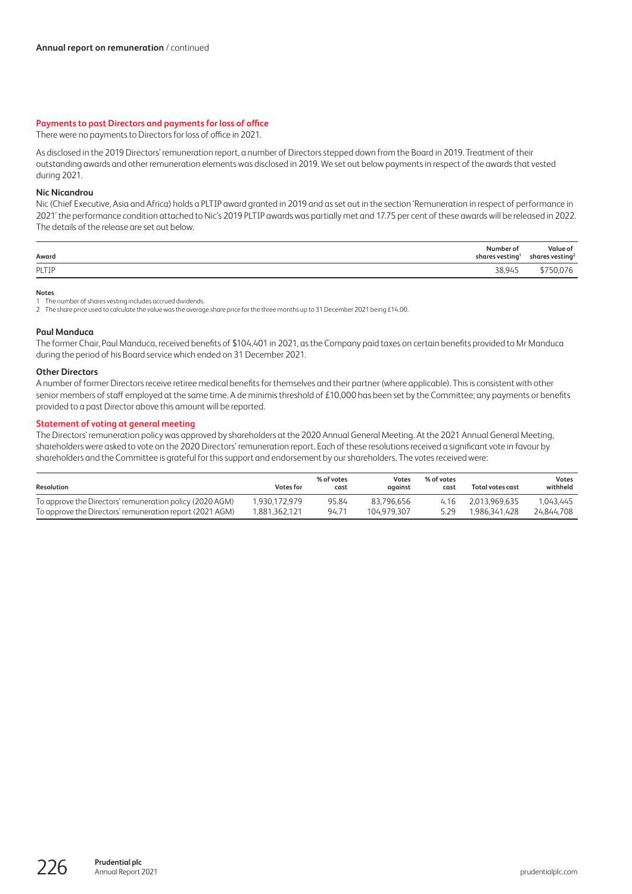## Payments to past Directors and payments for loss of office

There were no payments to Directors for loss of office in 2021.

As disclosed in the 2019 Directors' remuneration report, a number of Directors stepped down from the Board in 2019. Treatment of their outstanding awards and other remuneration elements was disclosed in 2019. We set out below payments in respect of the awards that vested during 2021.

### Nic Nicandrou

Nic (Chief Executive, Asia and Africa) holds a PLTIP award granted in 2019 and as set out in the section 'Remuneration in respect of performance in 2021' the performance condition attached to Nic's 2019 PLTIP awards was partially met and 17.75 per cent of these awards will be released in 2022. The details of the release are set out below.

| Award | Number of shares vesting[1] | Value of shares vesting[2] |
|---|---|---|
| PLTIP | 38,945 | $750,076 |

**Notes**

1 The number of shares vesting includes accrued dividends.

2 The share price used to calculate the value was the average share price for the three months up to 31 December 2021 being £14.00.

### Paul Manduca

The former Chair, Paul Manduca, received benefits of $104,401 in 2021, as the Company paid taxes on certain benefits provided to Mr Manduca during the period of his Board service which ended on 31 December 2021.

### Other Directors

A number of former Directors receive retiree medical benefits for themselves and their partner (where applicable). This is consistent with other senior members of staff employed at the same time. A de minimis threshold of £10,000 has been set by the Committee; any payments or benefits provided to a past Director above this amount will be reported.

## Statement of voting at general meeting

The Directors' remuneration policy was approved by shareholders at the 2020 Annual General Meeting. At the 2021 Annual General Meeting, shareholders were asked to vote on the 2020 Directors' remuneration report. Each of these resolutions received a significant vote in favour by shareholders and the Committee is grateful for this support and endorsement by our shareholders. The votes received were:

| Resolution | Votes for | % of votes cast | Votes against | % of votes cast | Total votes cast | Votes withheld |
|---|---|---|---|---|---|---|
| To approve the Directors' remuneration policy (2020 AGM) | 1,930,172,979 | 95.84 | 83,796,656 | 4.16 | 2,013,969,635 | 1,043,445 |
| To approve the Directors' remuneration report (2021 AGM) | 1,881,362,121 | 94.71 | 104,979,307 | 5.29 | 1,986,341,428 | 24,844,708 |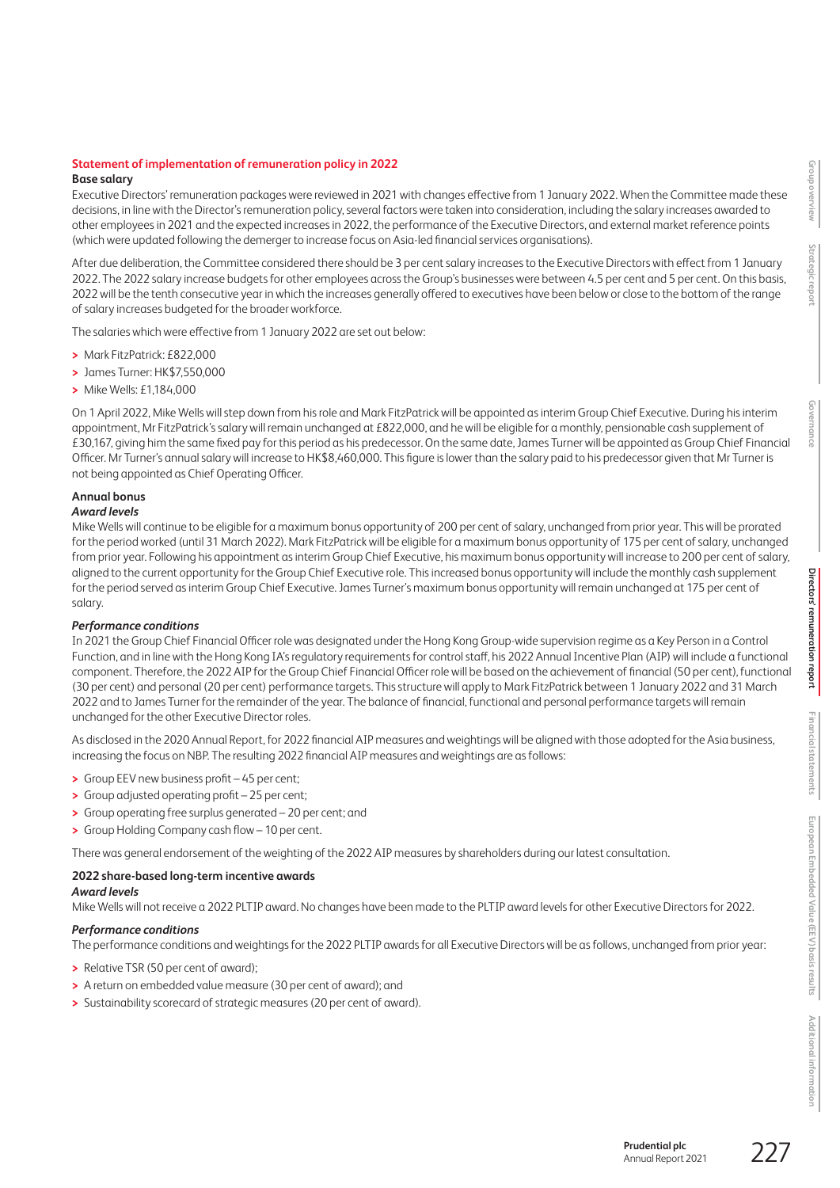### Statement of implementation of remuneration policy in 2022

**Base salary**

Executive Directors' remuneration packages were reviewed in 2021 with changes effective from 1 January 2022. When the Committee made these decisions, in line with the Director's remuneration policy, several factors were taken into consideration, including the salary increases awarded to other employees in 2021 and the expected increases in 2022, the performance of the Executive Directors, and external market reference points (which were updated following the demerger to increase focus on Asia-led financial services organisations).

After due deliberation, the Committee considered there should be 3 per cent salary increases to the Executive Directors with effect from 1 January 2022. The 2022 salary increase budgets for other employees across the Group's businesses were between 4.5 per cent and 5 per cent. On this basis, 2022 will be the tenth consecutive year in which the increases generally offered to executives have been below or close to the bottom of the range of salary increases budgeted for the broader workforce.

The salaries which were effective from 1 January 2022 are set out below:

- Mark FitzPatrick: £822,000
- James Turner: HK$7,550,000
- Mike Wells: £1,184,000

On 1 April 2022, Mike Wells will step down from his role and Mark FitzPatrick will be appointed as interim Group Chief Executive. During his interim appointment, Mr FitzPatrick's salary will remain unchanged at £822,000, and he will be eligible for a monthly, pensionable cash supplement of £30,167, giving him the same fixed pay for this period as his predecessor. On the same date, James Turner will be appointed as Group Chief Financial Officer. Mr Turner's annual salary will increase to HK$8,460,000. This figure is lower than the salary paid to his predecessor given that Mr Turner is not being appointed as Chief Operating Officer.

**Annual bonus**

***Award levels***

Mike Wells will continue to be eligible for a maximum bonus opportunity of 200 per cent of salary, unchanged from prior year. This will be prorated for the period worked (until 31 March 2022). Mark FitzPatrick will be eligible for a maximum bonus opportunity of 175 per cent of salary, unchanged from prior year. Following his appointment as interim Group Chief Executive, his maximum bonus opportunity will increase to 200 per cent of salary, aligned to the current opportunity for the Group Chief Executive role. This increased bonus opportunity will include the monthly cash supplement for the period served as interim Group Chief Executive. James Turner's maximum bonus opportunity will remain unchanged at 175 per cent of salary.

***Performance conditions***

In 2021 the Group Chief Financial Officer role was designated under the Hong Kong Group-wide supervision regime as a Key Person in a Control Function, and in line with the Hong Kong IA's regulatory requirements for control staff, his 2022 Annual Incentive Plan (AIP) will include a functional component. Therefore, the 2022 AIP for the Group Chief Financial Officer role will be based on the achievement of financial (50 per cent), functional (30 per cent) and personal (20 per cent) performance targets. This structure will apply to Mark FitzPatrick between 1 January 2022 and 31 March 2022 and to James Turner for the remainder of the year. The balance of financial, functional and personal performance targets will remain unchanged for the other Executive Director roles.

As disclosed in the 2020 Annual Report, for 2022 financial AIP measures and weightings will be aligned with those adopted for the Asia business, increasing the focus on NBP. The resulting 2022 financial AIP measures and weightings are as follows:

- Group EEV new business profit – 45 per cent;
- Group adjusted operating profit – 25 per cent;
- Group operating free surplus generated – 20 per cent; and
- Group Holding Company cash flow – 10 per cent.

There was general endorsement of the weighting of the 2022 AIP measures by shareholders during our latest consultation.

**2022 share-based long-term incentive awards**

***Award levels***

Mike Wells will not receive a 2022 PLTIP award. No changes have been made to the PLTIP award levels for other Executive Directors for 2022.

***Performance conditions***

The performance conditions and weightings for the 2022 PLTIP awards for all Executive Directors will be as follows, unchanged from prior year:

- Relative TSR (50 per cent of award);
- A return on embedded value measure (30 per cent of award); and
- Sustainability scorecard of strategic measures (20 per cent of award).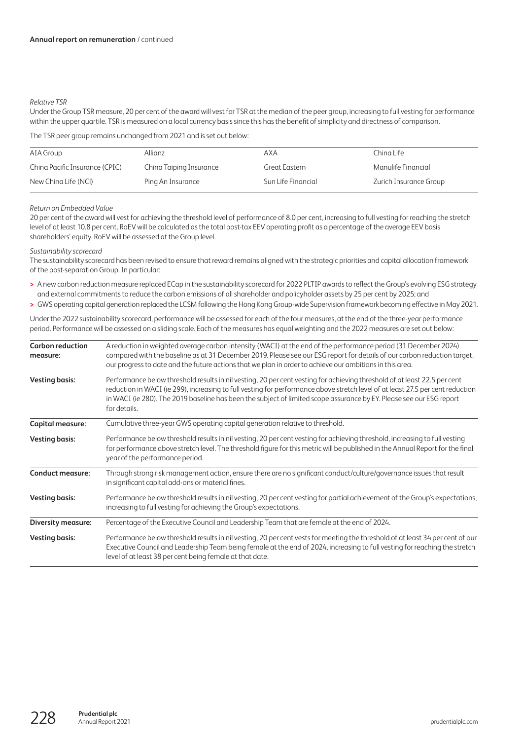*Relative TSR*

Under the Group TSR measure, 20 per cent of the award will vest for TSR at the median of the peer group, increasing to full vesting for performance within the upper quartile. TSR is measured on a local currency basis since this has the benefit of simplicity and directness of comparison.

The TSR peer group remains unchanged from 2021 and is set out below:

| | | | |
|---|---|---|---|
| AIA Group | Allianz | AXA | China Life |
| China Pacific Insurance (CPIC) | China Taiping Insurance | Great Eastern | Manulife Financial |
| New China Life (NCI) | Ping An Insurance | Sun Life Financial | Zurich Insurance Group |

*Return on Embedded Value*

20 per cent of the award will vest for achieving the threshold level of performance of 8.0 per cent, increasing to full vesting for reaching the stretch level of at least 10.8 per cent. RoEV will be calculated as the total post-tax EEV operating profit as a percentage of the average EEV basis shareholders' equity. RoEV will be assessed at the Group level.

*Sustainability scorecard*

The sustainability scorecard has been revised to ensure that reward remains aligned with the strategic priorities and capital allocation framework of the post-separation Group. In particular:

- A new carbon reduction measure replaced ECap in the sustainability scorecard for 2022 PLTIP awards to reflect the Group's evolving ESG strategy and external commitments to reduce the carbon emissions of all shareholder and policyholder assets by 25 per cent by 2025; and
- GWS operating capital generation replaced the LCSM following the Hong Kong Group-wide Supervision framework becoming effective in May 2021.

Under the 2022 sustainability scorecard, performance will be assessed for each of the four measures, at the end of the three-year performance period. Performance will be assessed on a sliding scale. Each of the measures has equal weighting and the 2022 measures are set out below:

| | |
|---|---|
| **Carbon reduction measure:** | A reduction in weighted average carbon intensity (WACI) at the end of the performance period (31 December 2024) compared with the baseline as at 31 December 2019. Please see our ESG report for details of our carbon reduction target, our progress to date and the future actions that we plan in order to achieve our ambitions in this area. |
| **Vesting basis:** | Performance below threshold results in nil vesting, 20 per cent vesting for achieving threshold of at least 22.5 per cent reduction in WACI (ie 299), increasing to full vesting for performance above stretch level of at least 27.5 per cent reduction in WACI (ie 280). The 2019 baseline has been the subject of limited scope assurance by EY. Please see our ESG report for details. |
| **Capital measure:** | Cumulative three-year GWS operating capital generation relative to threshold. |
| **Vesting basis:** | Performance below threshold results in nil vesting, 20 per cent vesting for achieving threshold, increasing to full vesting for performance above stretch level. The threshold figure for this metric will be published in the Annual Report for the final year of the performance period. |
| **Conduct measure:** | Through strong risk management action, ensure there are no significant conduct/culture/governance issues that result in significant capital add-ons or material fines. |
| **Vesting basis:** | Performance below threshold results in nil vesting, 20 per cent vesting for partial achievement of the Group's expectations, increasing to full vesting for achieving the Group's expectations. |
| **Diversity measure:** | Percentage of the Executive Council and Leadership Team that are female at the end of 2024. |
| **Vesting basis:** | Performance below threshold results in nil vesting, 20 per cent vests for meeting the threshold of at least 34 per cent of our Executive Council and Leadership Team being female at the end of 2024, increasing to full vesting for reaching the stretch level of at least 38 per cent being female at that date. |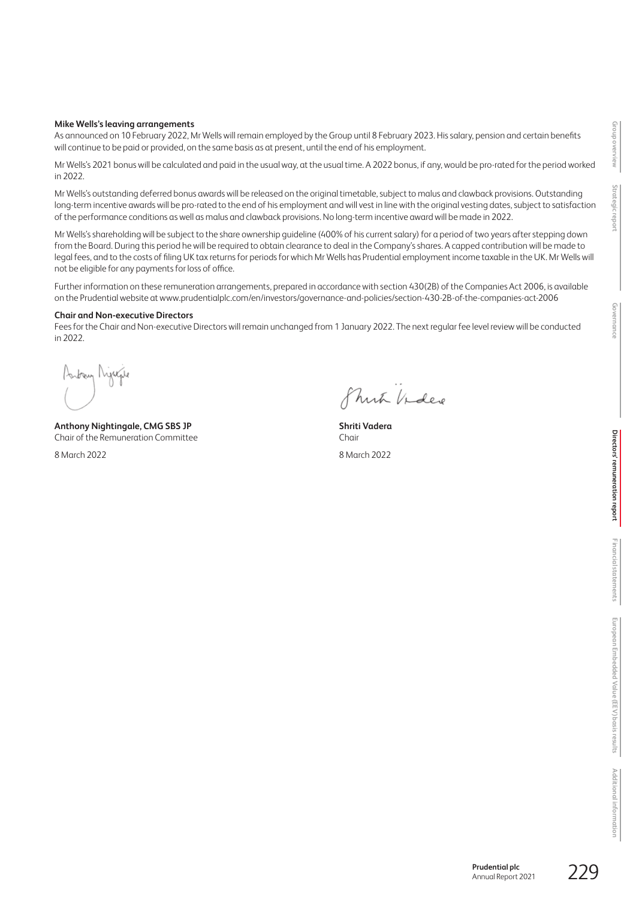**Mike Wells's leaving arrangements**

As announced on 10 February 2022, Mr Wells will remain employed by the Group until 8 February 2023. His salary, pension and certain benefits will continue to be paid or provided, on the same basis as at present, until the end of his employment.

Mr Wells's 2021 bonus will be calculated and paid in the usual way, at the usual time. A 2022 bonus, if any, would be pro-rated for the period worked in 2022.

Mr Wells's outstanding deferred bonus awards will be released on the original timetable, subject to malus and clawback provisions. Outstanding long-term incentive awards will be pro-rated to the end of his employment and will vest in line with the original vesting dates, subject to satisfaction of the performance conditions as well as malus and clawback provisions. No long-term incentive award will be made in 2022.

Mr Wells's shareholding will be subject to the share ownership guideline (400% of his current salary) for a period of two years after stepping down from the Board. During this period he will be required to obtain clearance to deal in the Company's shares. A capped contribution will be made to legal fees, and to the costs of filing UK tax returns for periods for which Mr Wells has Prudential employment income taxable in the UK. Mr Wells will not be eligible for any payments for loss of office.

Further information on these remuneration arrangements, prepared in accordance with section 430(2B) of the Companies Act 2006, is available on the Prudential website at www.prudentialplc.com/en/investors/governance-and-policies/section-430-2B-of-the-companies-act-2006

**Chair and Non-executive Directors**

Fees for the Chair and Non-executive Directors will remain unchanged from 1 January 2022. The next regular fee level review will be conducted in 2022.

**Anthony Nightingale, CMG SBS JP**
Chair of the Remuneration Committee

8 March 2022

**Shriti Vadera**
Chair

8 March 2022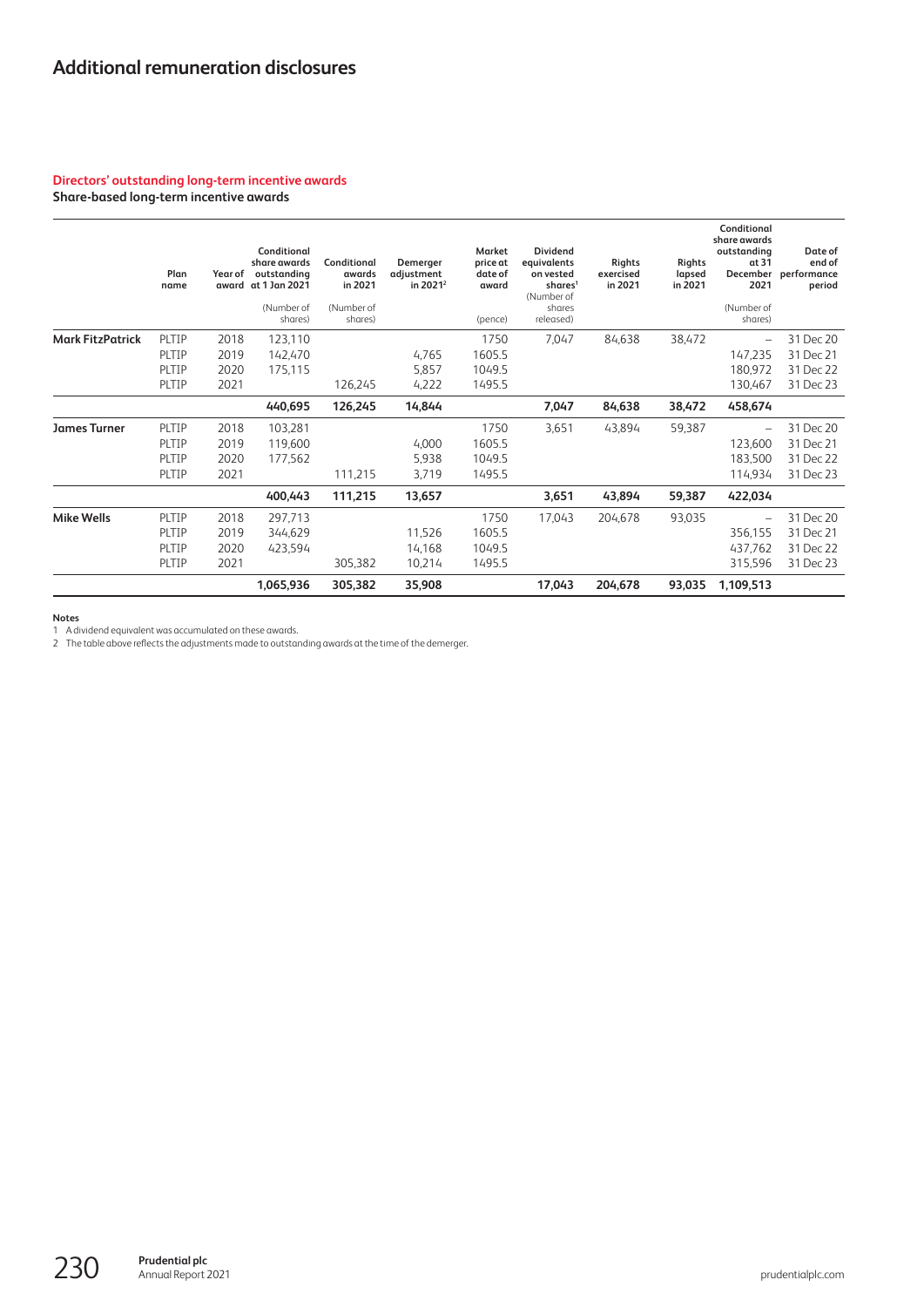# Additional remuneration disclosures

## Directors' outstanding long-term incentive awards

**Share-based long-term incentive awards**

| | Plan name | Year of award | Conditional share awards outstanding at 1 Jan 2021 (Number of shares) | Conditional awards in 2021 (Number of shares) | Demerger adjustment in 2021[2] | Market price at date of award (pence) | Dividend equivalents on vested shares[1] (Number of shares released) | Rights exercised in 2021 | Rights lapsed in 2021 | Conditional share awards outstanding at 31 December 2021 (Number of shares) | Date of end of performance period |
|---|---|---|---|---|---|---|---|---|---|---|---|
| **Mark FitzPatrick** | PLTIP | 2018 | 123,110 | | | 1750 | 7,047 | 84,638 | 38,472 | – | 31 Dec 20 |
| | PLTIP | 2019 | 142,470 | | 4,765 | 1605.5 | | | | 147,235 | 31 Dec 21 |
| | PLTIP | 2020 | 175,115 | | 5,857 | 1049.5 | | | | 180,972 | 31 Dec 22 |
| | PLTIP | 2021 | | 126,245 | 4,222 | 1495.5 | | | | 130,467 | 31 Dec 23 |
| | | | **440,695** | **126,245** | **14,844** | | **7,047** | **84,638** | **38,472** | **458,674** | |
| **James Turner** | PLTIP | 2018 | 103,281 | | | 1750 | 3,651 | 43,894 | 59,387 | – | 31 Dec 20 |
| | PLTIP | 2019 | 119,600 | | 4,000 | 1605.5 | | | | 123,600 | 31 Dec 21 |
| | PLTIP | 2020 | 177,562 | | 5,938 | 1049.5 | | | | 183,500 | 31 Dec 22 |
| | PLTIP | 2021 | | 111,215 | 3,719 | 1495.5 | | | | 114,934 | 31 Dec 23 |
| | | | **400,443** | **111,215** | **13,657** | | **3,651** | **43,894** | **59,387** | **422,034** | |
| **Mike Wells** | PLTIP | 2018 | 297,713 | | | 1750 | 17,043 | 204,678 | 93,035 | – | 31 Dec 20 |
| | PLTIP | 2019 | 344,629 | | 11,526 | 1605.5 | | | | 356,155 | 31 Dec 21 |
| | PLTIP | 2020 | 423,594 | | 14,168 | 1049.5 | | | | 437,762 | 31 Dec 22 |
| | PLTIP | 2021 | | 305,382 | 10,214 | 1495.5 | | | | 315,596 | 31 Dec 23 |
| | | | **1,065,936** | **305,382** | **35,908** | | **17,043** | **204,678** | **93,035** | **1,109,513** | |

**Notes**

1 A dividend equivalent was accumulated on these awards.

2 The table above reflects the adjustments made to outstanding awards at the time of the demerger.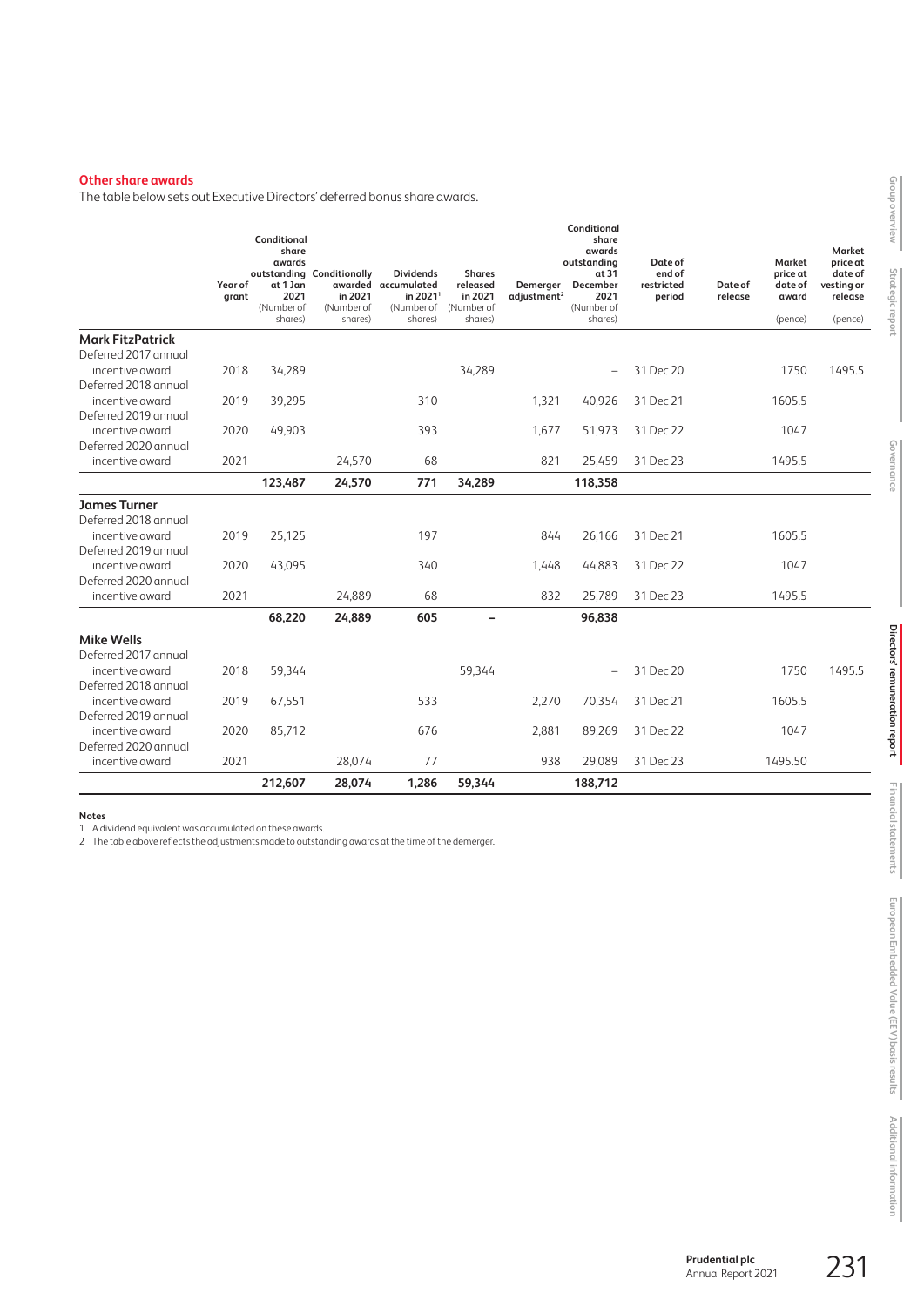### Other share awards

The table below sets out Executive Directors' deferred bonus share awards.

| | Year of grant | Conditional share awards outstanding at 1 Jan 2021 (Number of shares) | Conditionally awarded in 2021 (Number of shares) | Dividends accumulated in 2021[1] (Number of shares) | Shares released in 2021 (Number of shares) | Demerger adjustment[2] | Conditional share awards outstanding at 31 December 2021 (Number of shares) | Date of end of restricted period | Date of release | Market price at date of award (pence) | Market price at date of vesting or release (pence) |
|---|---|---|---|---|---|---|---|---|---|---|---|
| **Mark FitzPatrick** | | | | | | | | | | | |
| Deferred 2017 annual incentive award | 2018 | 34,289 | | | 34,289 | | – | 31 Dec 20 | | 1750 | 1495.5 |
| Deferred 2018 annual incentive award | 2019 | 39,295 | | 310 | | 1,321 | 40,926 | 31 Dec 21 | | 1605.5 | |
| Deferred 2019 annual incentive award | 2020 | 49,903 | | 393 | | 1,677 | 51,973 | 31 Dec 22 | | 1047 | |
| Deferred 2020 annual incentive award | 2021 | | 24,570 | 68 | | 821 | 25,459 | 31 Dec 23 | | 1495.5 | |
| | | **123,487** | **24,570** | **771** | **34,289** | | **118,358** | | | | |
| **James Turner** | | | | | | | | | | | |
| Deferred 2018 annual incentive award | 2019 | 25,125 | | 197 | | 844 | 26,166 | 31 Dec 21 | | 1605.5 | |
| Deferred 2019 annual incentive award | 2020 | 43,095 | | 340 | | 1,448 | 44,883 | 31 Dec 22 | | 1047 | |
| Deferred 2020 annual incentive award | 2021 | | 24,889 | 68 | | 832 | 25,789 | 31 Dec 23 | | 1495.5 | |
| | | **68,220** | **24,889** | **605** | **–** | | **96,838** | | | | |
| **Mike Wells** | | | | | | | | | | | |
| Deferred 2017 annual incentive award | 2018 | 59,344 | | | 59,344 | | – | 31 Dec 20 | | 1750 | 1495.5 |
| Deferred 2018 annual incentive award | 2019 | 67,551 | | 533 | | 2,270 | 70,354 | 31 Dec 21 | | 1605.5 | |
| Deferred 2019 annual incentive award | 2020 | 85,712 | | 676 | | 2,881 | 89,269 | 31 Dec 22 | | 1047 | |
| Deferred 2020 annual incentive award | 2021 | | 28,074 | 77 | | 938 | 29,089 | 31 Dec 23 | | 1495.50 | |
| | | **212,607** | **28,074** | **1,286** | **59,344** | | **188,712** | | | | |

**Notes**

1 A dividend equivalent was accumulated on these awards.

2 The table above reflects the adjustments made to outstanding awards at the time of the demerger.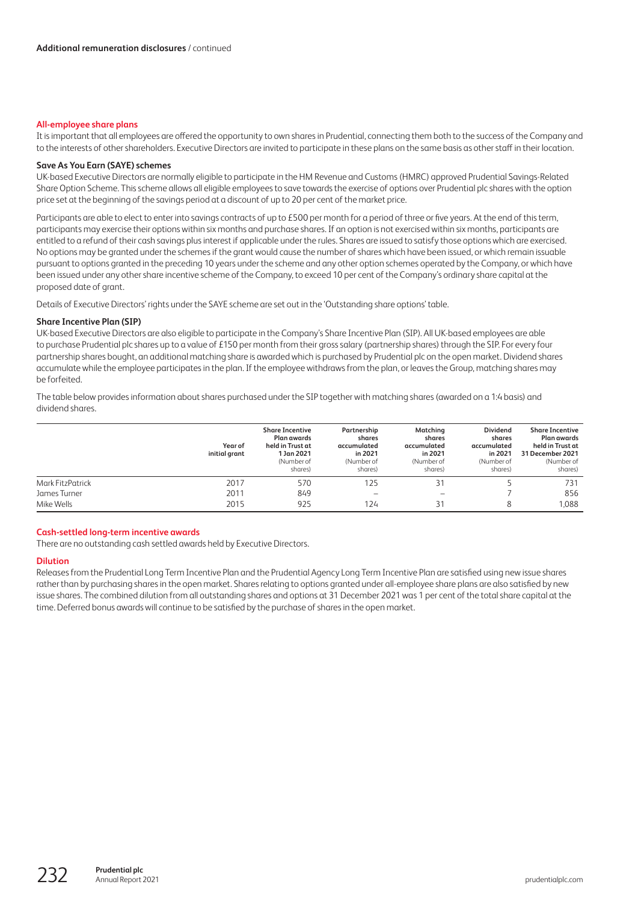**Additional remuneration disclosures** / continued

## All-employee share plans

It is important that all employees are offered the opportunity to own shares in Prudential, connecting them both to the success of the Company and to the interests of other shareholders. Executive Directors are invited to participate in these plans on the same basis as other staff in their location.

### Save As You Earn (SAYE) schemes

UK-based Executive Directors are normally eligible to participate in the HM Revenue and Customs (HMRC) approved Prudential Savings-Related Share Option Scheme. This scheme allows all eligible employees to save towards the exercise of options over Prudential plc shares with the option price set at the beginning of the savings period at a discount of up to 20 per cent of the market price.

Participants are able to elect to enter into savings contracts of up to £500 per month for a period of three or five years. At the end of this term, participants may exercise their options within six months and purchase shares. If an option is not exercised within six months, participants are entitled to a refund of their cash savings plus interest if applicable under the rules. Shares are issued to satisfy those options which are exercised. No options may be granted under the schemes if the grant would cause the number of shares which have been issued, or which remain issuable pursuant to options granted in the preceding 10 years under the scheme and any other option schemes operated by the Company, or which have been issued under any other share incentive scheme of the Company, to exceed 10 per cent of the Company's ordinary share capital at the proposed date of grant.

Details of Executive Directors' rights under the SAYE scheme are set out in the 'Outstanding share options' table.

### Share Incentive Plan (SIP)

UK-based Executive Directors are also eligible to participate in the Company's Share Incentive Plan (SIP). All UK-based employees are able to purchase Prudential plc shares up to a value of £150 per month from their gross salary (partnership shares) through the SIP. For every four partnership shares bought, an additional matching share is awarded which is purchased by Prudential plc on the open market. Dividend shares accumulate while the employee participates in the plan. If the employee withdraws from the plan, or leaves the Group, matching shares may be forfeited.

The table below provides information about shares purchased under the SIP together with matching shares (awarded on a 1:4 basis) and dividend shares.

| | Year of initial grant | Share Incentive Plan awards held in Trust at 1 Jan 2021 (Number of shares) | Partnership shares accumulated in 2021 (Number of shares) | Matching shares accumulated in 2021 (Number of shares) | Dividend shares accumulated in 2021 (Number of shares) | Share Incentive Plan awards held in Trust at 31 December 2021 (Number of shares) |
|---|---|---|---|---|---|---|
| Mark FitzPatrick | 2017 | 570 | 125 | 31 | 5 | 731 |
| James Turner | 2011 | 849 | – | – | 7 | 856 |
| Mike Wells | 2015 | 925 | 124 | 31 | 8 | 1,088 |

## Cash-settled long-term incentive awards

There are no outstanding cash settled awards held by Executive Directors.

## Dilution

Releases from the Prudential Long Term Incentive Plan and the Prudential Agency Long Term Incentive Plan are satisfied using new issue shares rather than by purchasing shares in the open market. Shares relating to options granted under all-employee share plans are also satisfied by new issue shares. The combined dilution from all outstanding shares and options at 31 December 2021 was 1 per cent of the total share capital at the time. Deferred bonus awards will continue to be satisfied by the purchase of shares in the open market.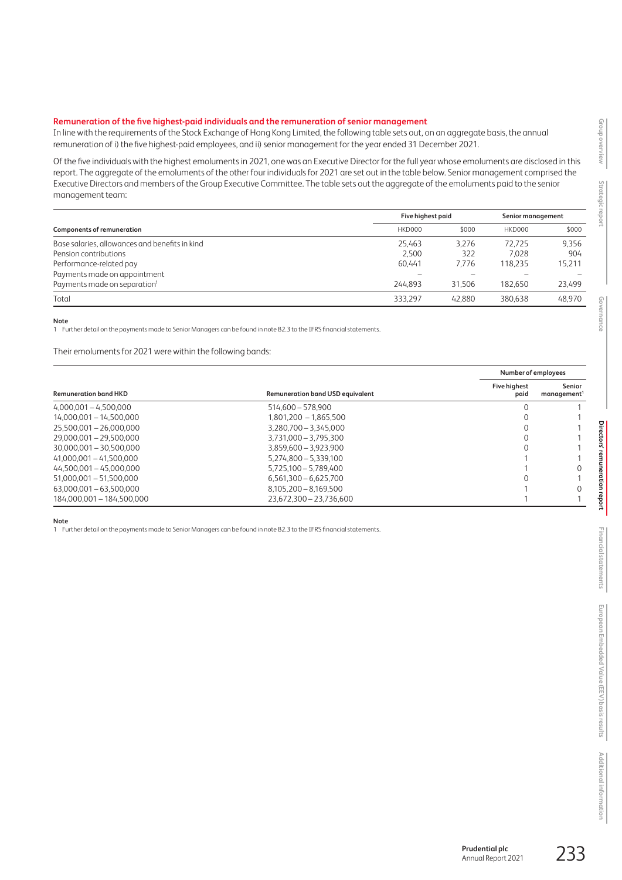**Remuneration of the five highest-paid individuals and the remuneration of senior management**

In line with the requirements of the Stock Exchange of Hong Kong Limited, the following table sets out, on an aggregate basis, the annual remuneration of i) the five highest-paid employees, and ii) senior management for the year ended 31 December 2021.

Of the five individuals with the highest emoluments in 2021, one was an Executive Director for the full year whose emoluments are disclosed in this report. The aggregate of the emoluments of the other four individuals for 2021 are set out in the table below. Senior management comprised the Executive Directors and members of the Group Executive Committee. The table sets out the aggregate of the emoluments paid to the senior management team:

| | Five highest paid | | Senior management | |
|---|---|---|---|---|
| **Components of remuneration** | HKD000 | $000 | HKD000 | $000 |
| Base salaries, allowances and benefits in kind | 25,463 | 3,276 | 72,725 | 9,356 |
| Pension contributions | 2,500 | 322 | 7,028 | 904 |
| Performance-related pay | 60,441 | 7,776 | 118,235 | 15,211 |
| Payments made on appointment | – | – | – | – |
| Payments made on separation[1] | 244,893 | 31,506 | 182,650 | 23,499 |
| Total | 333,297 | 42,880 | 380,638 | 48,970 |

**Note**

1 Further detail on the payments made to Senior Managers can be found in note B2.3 to the IFRS financial statements.

Their emoluments for 2021 were within the following bands:

| | | Number of employees | |
|---|---|---|---|
| **Remuneration band HKD** | **Remuneration band USD equivalent** | **Five highest paid** | **Senior management[1]** |
| 4,000,001 – 4,500,000 | 514,600 – 578,900 | 0 | 1 |
| 14,000,001 – 14,500,000 | 1,801,200 – 1,865,500 | 0 | 1 |
| 25,500,001 – 26,000,000 | 3,280,700 – 3,345,000 | 0 | 1 |
| 29,000,001 – 29,500,000 | 3,731,000 – 3,795,300 | 0 | 1 |
| 30,000,001 – 30,500,000 | 3,859,600 – 3,923,900 | 0 | 1 |
| 41,000,001 – 41,500,000 | 5,274,800 – 5,339,100 | 1 | 1 |
| 44,500,001 – 45,000,000 | 5,725,100 – 5,789,400 | 1 | 0 |
| 51,000,001 – 51,500,000 | 6,561,300 – 6,625,700 | 0 | 1 |
| 63,000,001 – 63,500,000 | 8,105,200 – 8,169,500 | 1 | 0 |
| 184,000,001 – 184,500,000 | 23,672,300 – 23,736,600 | 1 | 1 |

**Note**

1 Further detail on the payments made to Senior Managers can be found in note B2.3 to the IFRS financial statements.